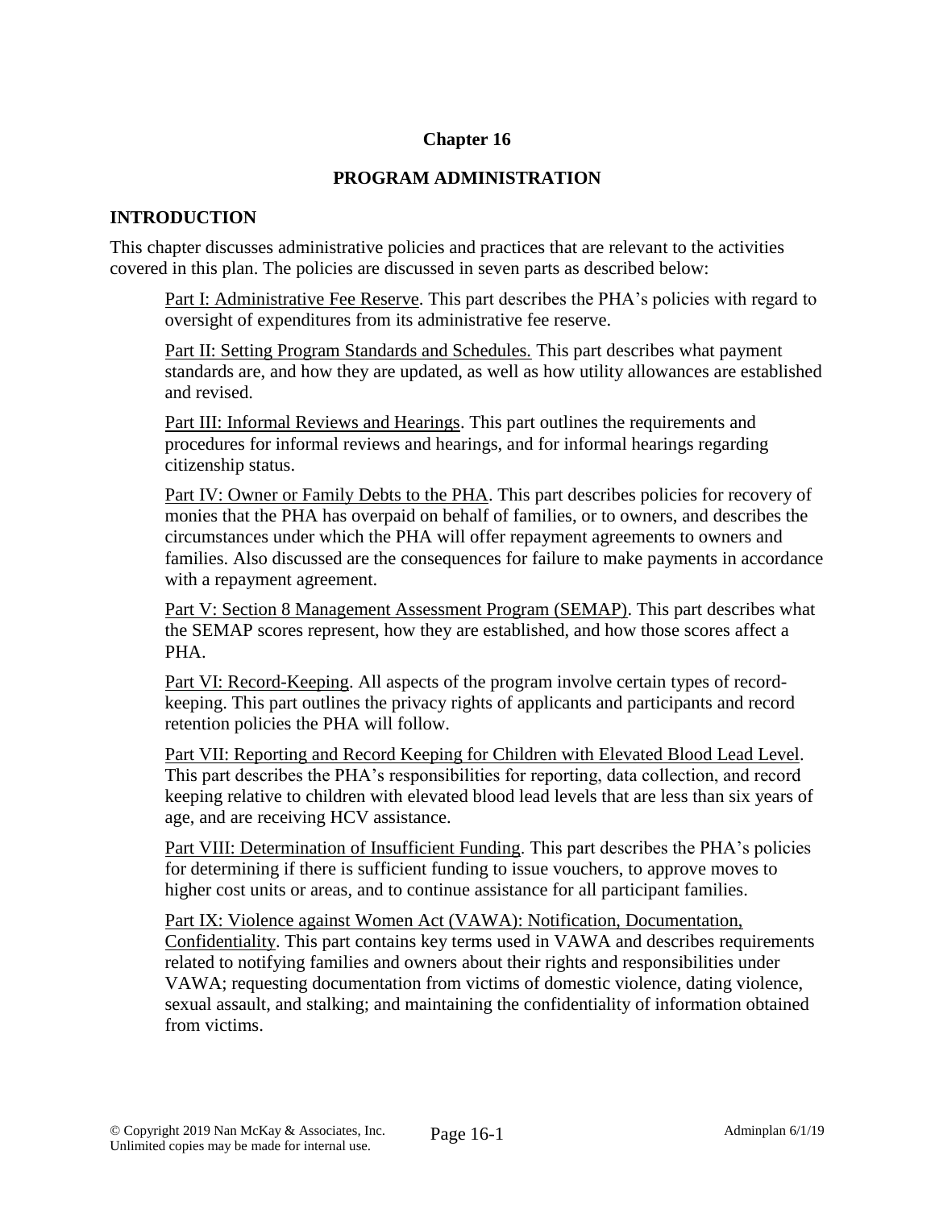# Chapter 16

## PROGRAM ADMINISTRATION

### INTRODUCTION

This chapter discusses administrative policies and practices that are relevant to the activities covered in this plan. The policies are discussed in seven parts as described below:

Part I: Administrative Fee Reserve. This part describes the PHA's policies with regard to oversight of expenditures from its administrative fee reserve.

Part II: Setting Program Standards and Schedules. This part describes what payment standards are, and how they are updated, as well as how utility allowances are established and revised.

Part III: Informal Reviews and Hearings. This part outlines the requirements and procedures for informal reviews and hearings, and for informal hearings regarding citizenship status.

Part IV: Owner or Family Debts to the PHA. This part describes policies for recovery of monies that the PHA has overpaid on behalf of families, or to owners, and describes the circumstances under which the PHA will offer repayment agreements to owners and families. Also discussed are the consequences for failure to make payments in accordance with a repayment agreement.

Part V: Section 8 Management Assessment Program (SEMAP). This part describes what the SEMAP scores represent, how they are established, and how those scores affect a PHA.

Part VI: Record-Keeping. All aspects of the program involve certain types of record-keeping. This part outlines the privacy rights of applicants and participants and record retention policies the PHA will follow.

Part VII: Reporting and Record Keeping for Children with Elevated Blood Lead Level. This part describes the PHA's responsibilities for reporting, data collection, and record keeping relative to children with elevated blood lead levels that are less than six years of age, and are receiving HCV assistance.

Part VIII: Determination of Insufficient Funding. This part describes the PHA's policies for determining if there is sufficient funding to issue vouchers, to approve moves to higher cost units or areas, and to continue assistance for all participant families.

Part IX: Violence against Women Act (VAWA): Notification, Documentation, Confidentiality. This part contains key terms used in VAWA and describes requirements related to notifying families and owners about their rights and responsibilities under VAWA; requesting documentation from victims of domestic violence, dating violence, sexual assault, and stalking; and maintaining the confidentiality of information obtained from victims.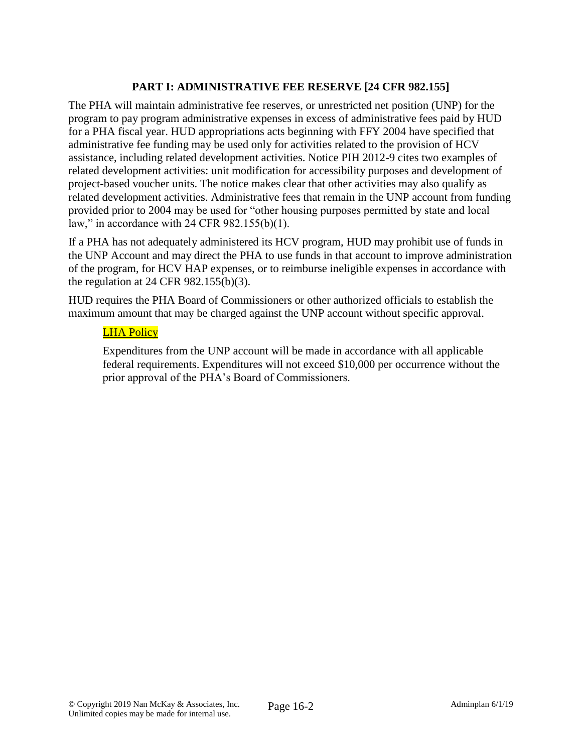## PART I: ADMINISTRATIVE FEE RESERVE [24 CFR 982.155]

The PHA will maintain administrative fee reserves, or unrestricted net position (UNP) for the program to pay program administrative expenses in excess of administrative fees paid by HUD for a PHA fiscal year. HUD appropriations acts beginning with FFY 2004 have specified that administrative fee funding may be used only for activities related to the provision of HCV assistance, including related development activities. Notice PIH 2012-9 cites two examples of related development activities: unit modification for accessibility purposes and development of project-based voucher units. The notice makes clear that other activities may also qualify as related development activities. Administrative fees that remain in the UNP account from funding provided prior to 2004 may be used for "other housing purposes permitted by state and local law," in accordance with 24 CFR 982.155(b)(1).

If a PHA has not adequately administered its HCV program, HUD may prohibit use of funds in the UNP Account and may direct the PHA to use funds in that account to improve administration of the program, for HCV HAP expenses, or to reimburse ineligible expenses in accordance with the regulation at 24 CFR 982.155(b)(3).

HUD requires the PHA Board of Commissioners or other authorized officials to establish the maximum amount that may be charged against the UNP account without specific approval.

LHA Policy

Expenditures from the UNP account will be made in accordance with all applicable federal requirements. Expenditures will not exceed $10,000 per occurrence without the prior approval of the PHA's Board of Commissioners.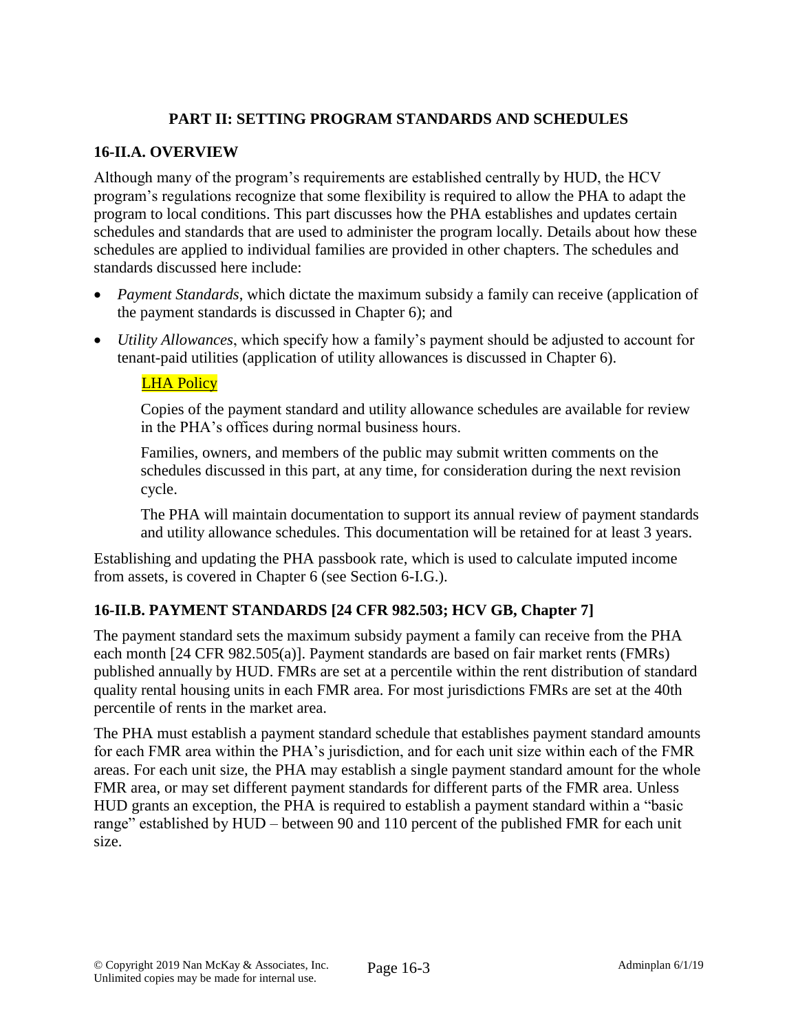## PART II: SETTING PROGRAM STANDARDS AND SCHEDULES

### 16-II.A. OVERVIEW

Although many of the program's requirements are established centrally by HUD, the HCV program's regulations recognize that some flexibility is required to allow the PHA to adapt the program to local conditions. This part discusses how the PHA establishes and updates certain schedules and standards that are used to administer the program locally. Details about how these schedules are applied to individual families are provided in other chapters. The schedules and standards discussed here include:

- *Payment Standards*, which dictate the maximum subsidy a family can receive (application of the payment standards is discussed in Chapter 6); and
- *Utility Allowances*, which specify how a family's payment should be adjusted to account for tenant-paid utilities (application of utility allowances is discussed in Chapter 6).

LHA Policy

Copies of the payment standard and utility allowance schedules are available for review in the PHA's offices during normal business hours.

Families, owners, and members of the public may submit written comments on the schedules discussed in this part, at any time, for consideration during the next revision cycle.

The PHA will maintain documentation to support its annual review of payment standards and utility allowance schedules. This documentation will be retained for at least 3 years.

Establishing and updating the PHA passbook rate, which is used to calculate imputed income from assets, is covered in Chapter 6 (see Section 6-I.G.).

### 16-II.B. PAYMENT STANDARDS [24 CFR 982.503; HCV GB, Chapter 7]

The payment standard sets the maximum subsidy payment a family can receive from the PHA each month [24 CFR 982.505(a)]. Payment standards are based on fair market rents (FMRs) published annually by HUD. FMRs are set at a percentile within the rent distribution of standard quality rental housing units in each FMR area. For most jurisdictions FMRs are set at the 40th percentile of rents in the market area.

The PHA must establish a payment standard schedule that establishes payment standard amounts for each FMR area within the PHA's jurisdiction, and for each unit size within each of the FMR areas. For each unit size, the PHA may establish a single payment standard amount for the whole FMR area, or may set different payment standards for different parts of the FMR area. Unless HUD grants an exception, the PHA is required to establish a payment standard within a "basic range" established by HUD – between 90 and 110 percent of the published FMR for each unit size.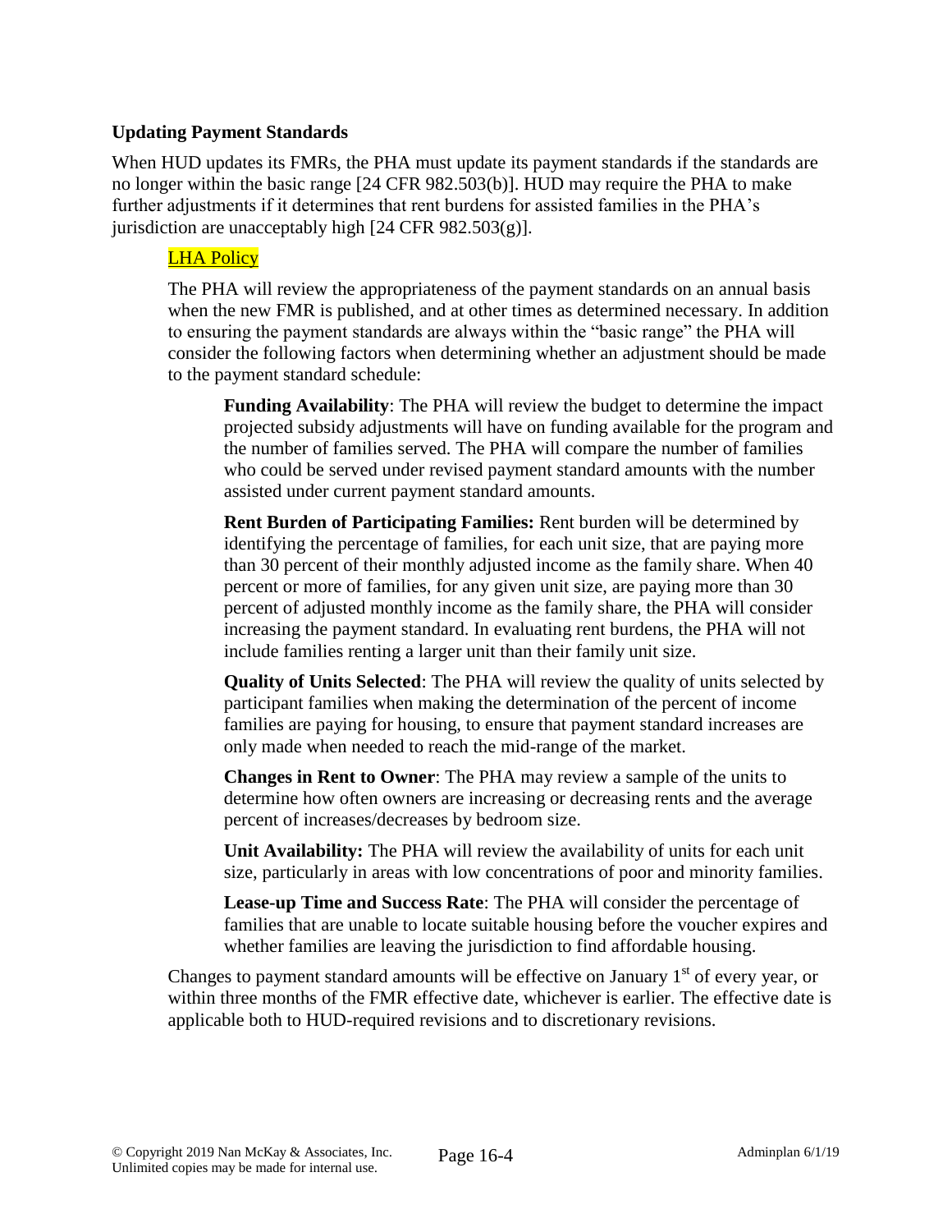### Updating Payment Standards

When HUD updates its FMRs, the PHA must update its payment standards if the standards are no longer within the basic range [24 CFR 982.503(b)]. HUD may require the PHA to make further adjustments if it determines that rent burdens for assisted families in the PHA's jurisdiction are unacceptably high [24 CFR 982.503(g)].

LHA Policy

The PHA will review the appropriateness of the payment standards on an annual basis when the new FMR is published, and at other times as determined necessary. In addition to ensuring the payment standards are always within the "basic range" the PHA will consider the following factors when determining whether an adjustment should be made to the payment standard schedule:

**Funding Availability**: The PHA will review the budget to determine the impact projected subsidy adjustments will have on funding available for the program and the number of families served. The PHA will compare the number of families who could be served under revised payment standard amounts with the number assisted under current payment standard amounts.

**Rent Burden of Participating Families:** Rent burden will be determined by identifying the percentage of families, for each unit size, that are paying more than 30 percent of their monthly adjusted income as the family share. When 40 percent or more of families, for any given unit size, are paying more than 30 percent of adjusted monthly income as the family share, the PHA will consider increasing the payment standard. In evaluating rent burdens, the PHA will not include families renting a larger unit than their family unit size.

**Quality of Units Selected**: The PHA will review the quality of units selected by participant families when making the determination of the percent of income families are paying for housing, to ensure that payment standard increases are only made when needed to reach the mid-range of the market.

**Changes in Rent to Owner**: The PHA may review a sample of the units to determine how often owners are increasing or decreasing rents and the average percent of increases/decreases by bedroom size.

**Unit Availability:** The PHA will review the availability of units for each unit size, particularly in areas with low concentrations of poor and minority families.

**Lease-up Time and Success Rate**: The PHA will consider the percentage of families that are unable to locate suitable housing before the voucher expires and whether families are leaving the jurisdiction to find affordable housing.

Changes to payment standard amounts will be effective on January 1st of every year, or within three months of the FMR effective date, whichever is earlier. The effective date is applicable both to HUD-required revisions and to discretionary revisions.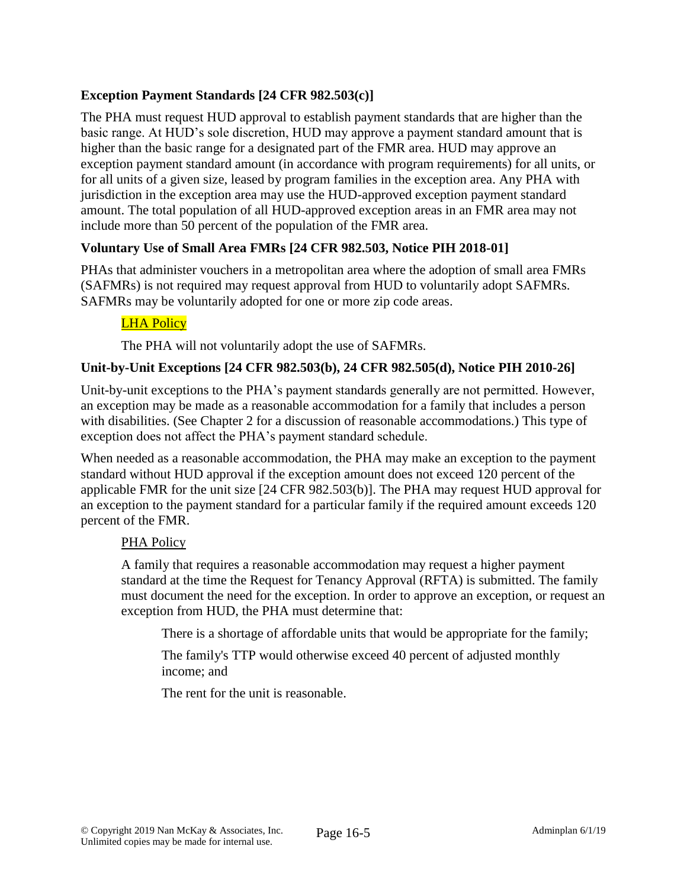### Exception Payment Standards [24 CFR 982.503(c)]

The PHA must request HUD approval to establish payment standards that are higher than the basic range. At HUD's sole discretion, HUD may approve a payment standard amount that is higher than the basic range for a designated part of the FMR area. HUD may approve an exception payment standard amount (in accordance with program requirements) for all units, or for all units of a given size, leased by program families in the exception area. Any PHA with jurisdiction in the exception area may use the HUD-approved exception payment standard amount. The total population of all HUD-approved exception areas in an FMR area may not include more than 50 percent of the population of the FMR area.

### Voluntary Use of Small Area FMRs [24 CFR 982.503, Notice PIH 2018-01]

PHAs that administer vouchers in a metropolitan area where the adoption of small area FMRs (SAFMRs) is not required may request approval from HUD to voluntarily adopt SAFMRs. SAFMRs may be voluntarily adopted for one or more zip code areas.

> LHA Policy
>
> The PHA will not voluntarily adopt the use of SAFMRs.

### Unit-by-Unit Exceptions [24 CFR 982.503(b), 24 CFR 982.505(d), Notice PIH 2010-26]

Unit-by-unit exceptions to the PHA's payment standards generally are not permitted. However, an exception may be made as a reasonable accommodation for a family that includes a person with disabilities. (See Chapter 2 for a discussion of reasonable accommodations.) This type of exception does not affect the PHA's payment standard schedule.

When needed as a reasonable accommodation, the PHA may make an exception to the payment standard without HUD approval if the exception amount does not exceed 120 percent of the applicable FMR for the unit size [24 CFR 982.503(b)]. The PHA may request HUD approval for an exception to the payment standard for a particular family if the required amount exceeds 120 percent of the FMR.

> PHA Policy
>
> A family that requires a reasonable accommodation may request a higher payment standard at the time the Request for Tenancy Approval (RFTA) is submitted. The family must document the need for the exception. In order to approve an exception, or request an exception from HUD, the PHA must determine that:
>
> > There is a shortage of affordable units that would be appropriate for the family;
> >
> > The family's TTP would otherwise exceed 40 percent of adjusted monthly income; and
> >
> > The rent for the unit is reasonable.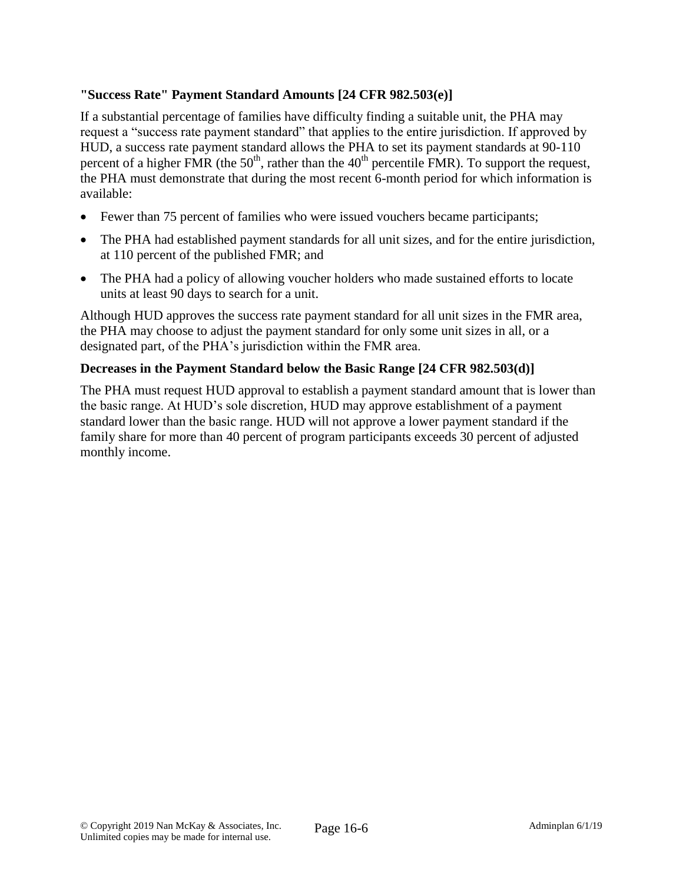### "Success Rate" Payment Standard Amounts [24 CFR 982.503(e)]

If a substantial percentage of families have difficulty finding a suitable unit, the PHA may request a "success rate payment standard" that applies to the entire jurisdiction. If approved by HUD, a success rate payment standard allows the PHA to set its payment standards at 90-110 percent of a higher FMR (the 50th, rather than the 40th percentile FMR). To support the request, the PHA must demonstrate that during the most recent 6-month period for which information is available:

- Fewer than 75 percent of families who were issued vouchers became participants;
- The PHA had established payment standards for all unit sizes, and for the entire jurisdiction, at 110 percent of the published FMR; and
- The PHA had a policy of allowing voucher holders who made sustained efforts to locate units at least 90 days to search for a unit.

Although HUD approves the success rate payment standard for all unit sizes in the FMR area, the PHA may choose to adjust the payment standard for only some unit sizes in all, or a designated part, of the PHA's jurisdiction within the FMR area.

### Decreases in the Payment Standard below the Basic Range [24 CFR 982.503(d)]

The PHA must request HUD approval to establish a payment standard amount that is lower than the basic range. At HUD's sole discretion, HUD may approve establishment of a payment standard lower than the basic range. HUD will not approve a lower payment standard if the family share for more than 40 percent of program participants exceeds 30 percent of adjusted monthly income.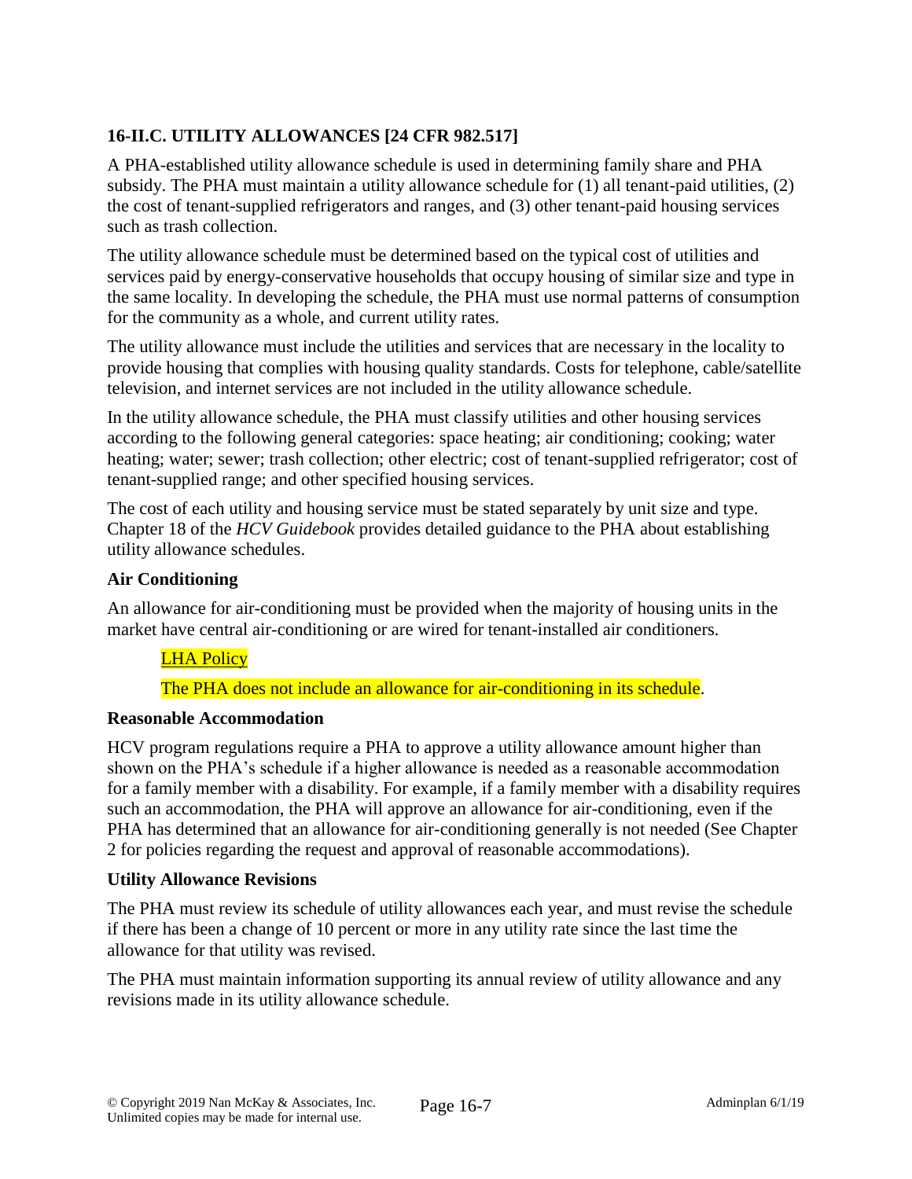## 16-II.C. UTILITY ALLOWANCES [24 CFR 982.517]

A PHA-established utility allowance schedule is used in determining family share and PHA subsidy. The PHA must maintain a utility allowance schedule for (1) all tenant-paid utilities, (2) the cost of tenant-supplied refrigerators and ranges, and (3) other tenant-paid housing services such as trash collection.

The utility allowance schedule must be determined based on the typical cost of utilities and services paid by energy-conservative households that occupy housing of similar size and type in the same locality. In developing the schedule, the PHA must use normal patterns of consumption for the community as a whole, and current utility rates.

The utility allowance must include the utilities and services that are necessary in the locality to provide housing that complies with housing quality standards. Costs for telephone, cable/satellite television, and internet services are not included in the utility allowance schedule.

In the utility allowance schedule, the PHA must classify utilities and other housing services according to the following general categories: space heating; air conditioning; cooking; water heating; water; sewer; trash collection; other electric; cost of tenant-supplied refrigerator; cost of tenant-supplied range; and other specified housing services.

The cost of each utility and housing service must be stated separately by unit size and type. Chapter 18 of the *HCV Guidebook* provides detailed guidance to the PHA about establishing utility allowance schedules.

### Air Conditioning

An allowance for air-conditioning must be provided when the majority of housing units in the market have central air-conditioning or are wired for tenant-installed air conditioners.

> LHA Policy
>
> The PHA does not include an allowance for air-conditioning in its schedule.

### Reasonable Accommodation

HCV program regulations require a PHA to approve a utility allowance amount higher than shown on the PHA's schedule if a higher allowance is needed as a reasonable accommodation for a family member with a disability. For example, if a family member with a disability requires such an accommodation, the PHA will approve an allowance for air-conditioning, even if the PHA has determined that an allowance for air-conditioning generally is not needed (See Chapter 2 for policies regarding the request and approval of reasonable accommodations).

### Utility Allowance Revisions

The PHA must review its schedule of utility allowances each year, and must revise the schedule if there has been a change of 10 percent or more in any utility rate since the last time the allowance for that utility was revised.

The PHA must maintain information supporting its annual review of utility allowance and any revisions made in its utility allowance schedule.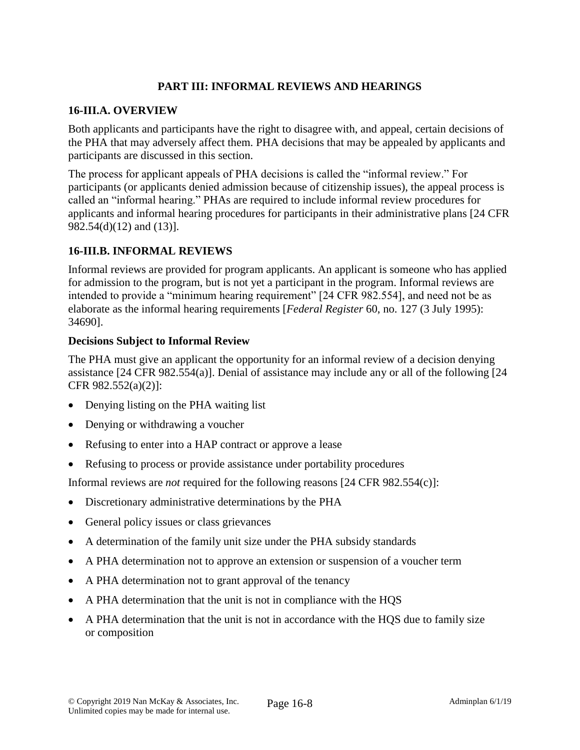## PART III: INFORMAL REVIEWS AND HEARINGS

### 16-III.A. OVERVIEW

Both applicants and participants have the right to disagree with, and appeal, certain decisions of the PHA that may adversely affect them. PHA decisions that may be appealed by applicants and participants are discussed in this section.

The process for applicant appeals of PHA decisions is called the "informal review." For participants (or applicants denied admission because of citizenship issues), the appeal process is called an "informal hearing." PHAs are required to include informal review procedures for applicants and informal hearing procedures for participants in their administrative plans [24 CFR 982.54(d)(12) and (13)].

### 16-III.B. INFORMAL REVIEWS

Informal reviews are provided for program applicants. An applicant is someone who has applied for admission to the program, but is not yet a participant in the program. Informal reviews are intended to provide a "minimum hearing requirement" [24 CFR 982.554], and need not be as elaborate as the informal hearing requirements [*Federal Register* 60, no. 127 (3 July 1995): 34690].

**Decisions Subject to Informal Review**

The PHA must give an applicant the opportunity for an informal review of a decision denying assistance [24 CFR 982.554(a)]. Denial of assistance may include any or all of the following [24 CFR 982.552(a)(2)]:

- Denying listing on the PHA waiting list
- Denying or withdrawing a voucher
- Refusing to enter into a HAP contract or approve a lease
- Refusing to process or provide assistance under portability procedures

Informal reviews are *not* required for the following reasons [24 CFR 982.554(c)]:

- Discretionary administrative determinations by the PHA
- General policy issues or class grievances
- A determination of the family unit size under the PHA subsidy standards
- A PHA determination not to approve an extension or suspension of a voucher term
- A PHA determination not to grant approval of the tenancy
- A PHA determination that the unit is not in compliance with the HQS
- A PHA determination that the unit is not in accordance with the HQS due to family size or composition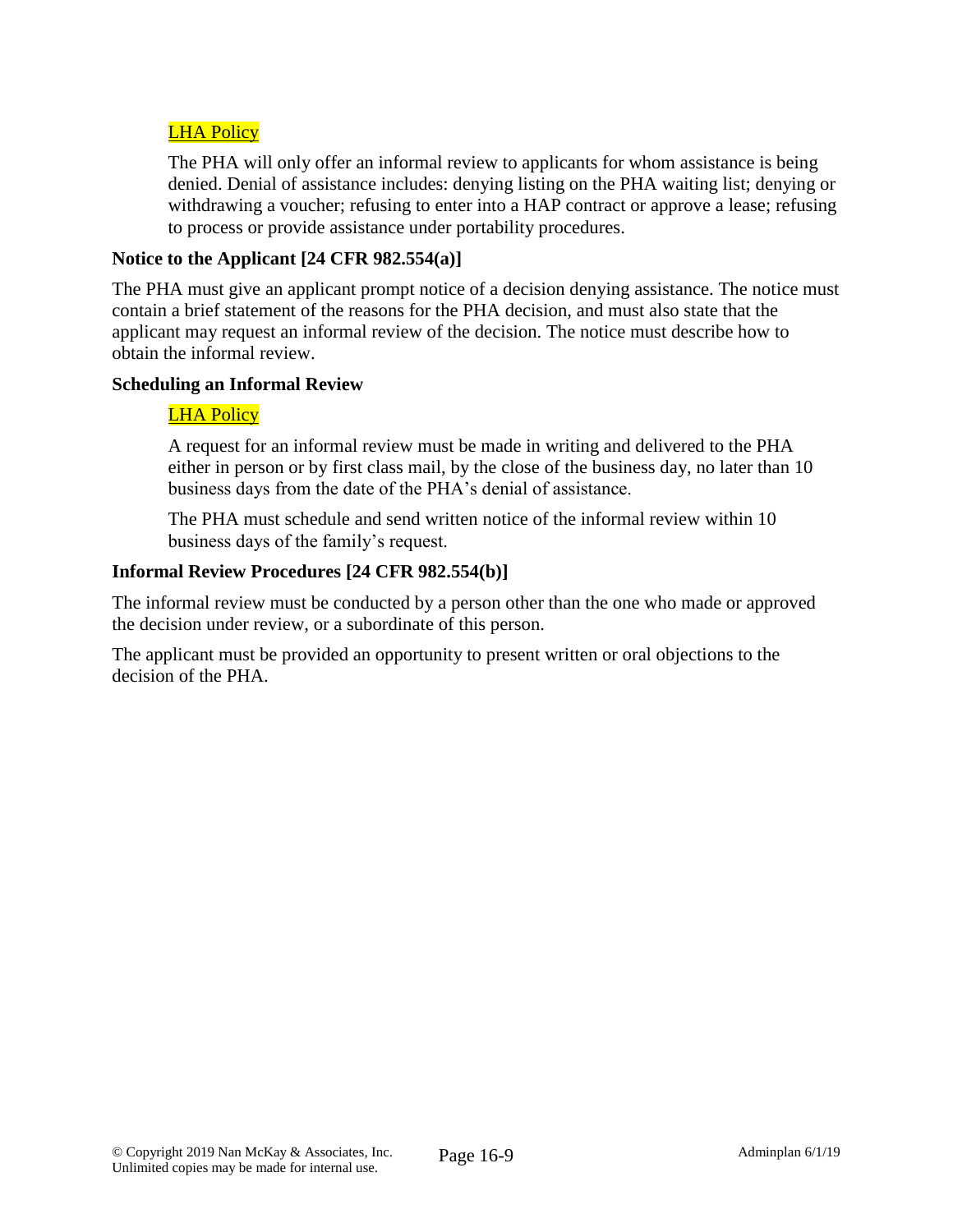LHA Policy

The PHA will only offer an informal review to applicants for whom assistance is being denied. Denial of assistance includes: denying listing on the PHA waiting list; denying or withdrawing a voucher; refusing to enter into a HAP contract or approve a lease; refusing to process or provide assistance under portability procedures.

**Notice to the Applicant [24 CFR 982.554(a)]**

The PHA must give an applicant prompt notice of a decision denying assistance. The notice must contain a brief statement of the reasons for the PHA decision, and must also state that the applicant may request an informal review of the decision. The notice must describe how to obtain the informal review.

**Scheduling an Informal Review**

LHA Policy

A request for an informal review must be made in writing and delivered to the PHA either in person or by first class mail, by the close of the business day, no later than 10 business days from the date of the PHA's denial of assistance.

The PHA must schedule and send written notice of the informal review within 10 business days of the family's request.

**Informal Review Procedures [24 CFR 982.554(b)]**

The informal review must be conducted by a person other than the one who made or approved the decision under review, or a subordinate of this person.

The applicant must be provided an opportunity to present written or oral objections to the decision of the PHA.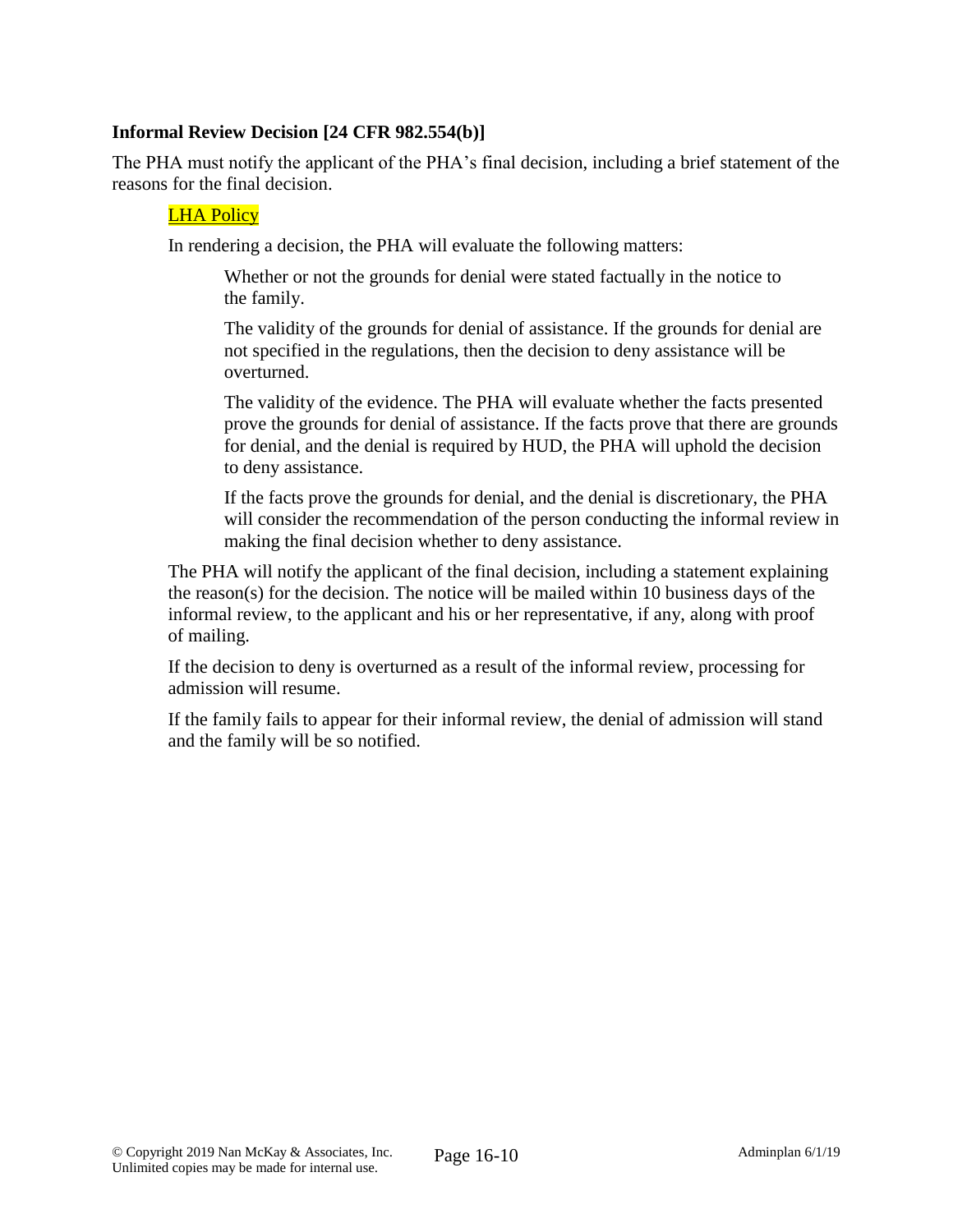### Informal Review Decision [24 CFR 982.554(b)]

The PHA must notify the applicant of the PHA's final decision, including a brief statement of the reasons for the final decision.

> LHA Policy
>
> In rendering a decision, the PHA will evaluate the following matters:
>
> > Whether or not the grounds for denial were stated factually in the notice to the family.
> >
> > The validity of the grounds for denial of assistance. If the grounds for denial are not specified in the regulations, then the decision to deny assistance will be overturned.
> >
> > The validity of the evidence. The PHA will evaluate whether the facts presented prove the grounds for denial of assistance. If the facts prove that there are grounds for denial, and the denial is required by HUD, the PHA will uphold the decision to deny assistance.
> >
> > If the facts prove the grounds for denial, and the denial is discretionary, the PHA will consider the recommendation of the person conducting the informal review in making the final decision whether to deny assistance.
>
> The PHA will notify the applicant of the final decision, including a statement explaining the reason(s) for the decision. The notice will be mailed within 10 business days of the informal review, to the applicant and his or her representative, if any, along with proof of mailing.
>
> If the decision to deny is overturned as a result of the informal review, processing for admission will resume.
>
> If the family fails to appear for their informal review, the denial of admission will stand and the family will be so notified.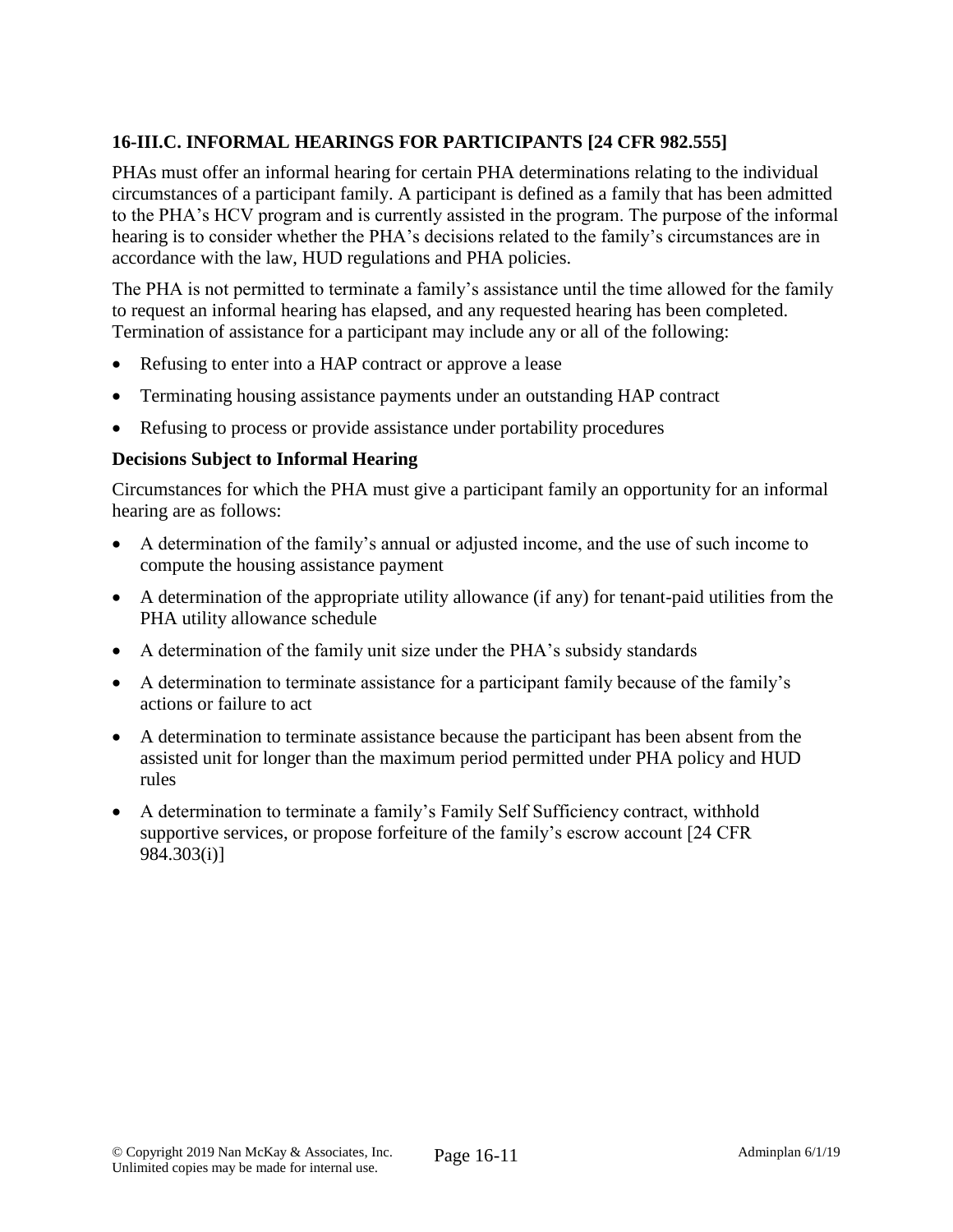## 16-III.C. INFORMAL HEARINGS FOR PARTICIPANTS [24 CFR 982.555]

PHAs must offer an informal hearing for certain PHA determinations relating to the individual circumstances of a participant family. A participant is defined as a family that has been admitted to the PHA's HCV program and is currently assisted in the program. The purpose of the informal hearing is to consider whether the PHA's decisions related to the family's circumstances are in accordance with the law, HUD regulations and PHA policies.

The PHA is not permitted to terminate a family's assistance until the time allowed for the family to request an informal hearing has elapsed, and any requested hearing has been completed. Termination of assistance for a participant may include any or all of the following:

- Refusing to enter into a HAP contract or approve a lease
- Terminating housing assistance payments under an outstanding HAP contract
- Refusing to process or provide assistance under portability procedures

### Decisions Subject to Informal Hearing

Circumstances for which the PHA must give a participant family an opportunity for an informal hearing are as follows:

- A determination of the family's annual or adjusted income, and the use of such income to compute the housing assistance payment
- A determination of the appropriate utility allowance (if any) for tenant-paid utilities from the PHA utility allowance schedule
- A determination of the family unit size under the PHA's subsidy standards
- A determination to terminate assistance for a participant family because of the family's actions or failure to act
- A determination to terminate assistance because the participant has been absent from the assisted unit for longer than the maximum period permitted under PHA policy and HUD rules
- A determination to terminate a family's Family Self Sufficiency contract, withhold supportive services, or propose forfeiture of the family's escrow account [24 CFR 984.303(i)]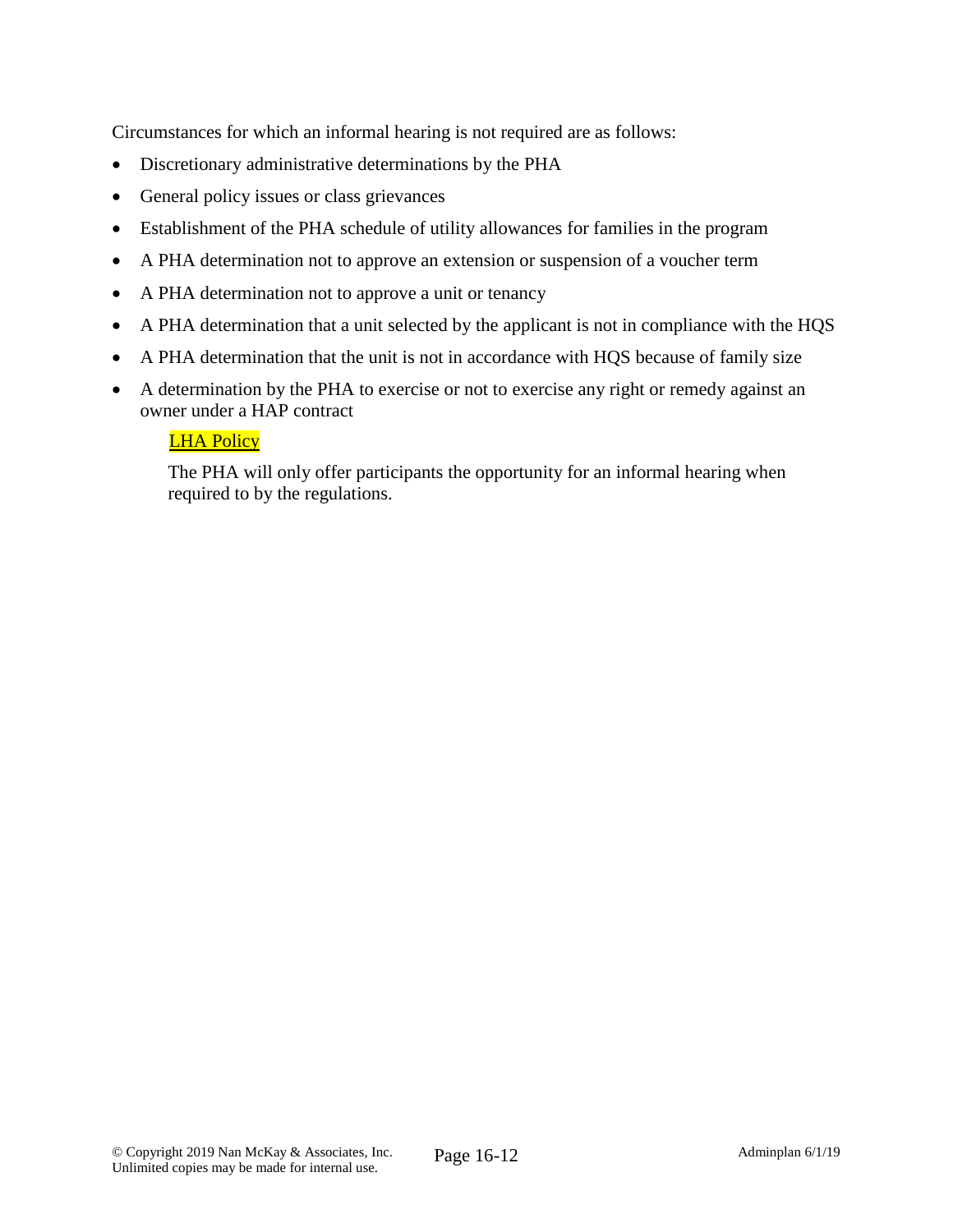Circumstances for which an informal hearing is not required are as follows:

- Discretionary administrative determinations by the PHA
- General policy issues or class grievances
- Establishment of the PHA schedule of utility allowances for families in the program
- A PHA determination not to approve an extension or suspension of a voucher term
- A PHA determination not to approve a unit or tenancy
- A PHA determination that a unit selected by the applicant is not in compliance with the HQS
- A PHA determination that the unit is not in accordance with HQS because of family size
- A determination by the PHA to exercise or not to exercise any right or remedy against an owner under a HAP contract

LHA Policy

The PHA will only offer participants the opportunity for an informal hearing when required to by the regulations.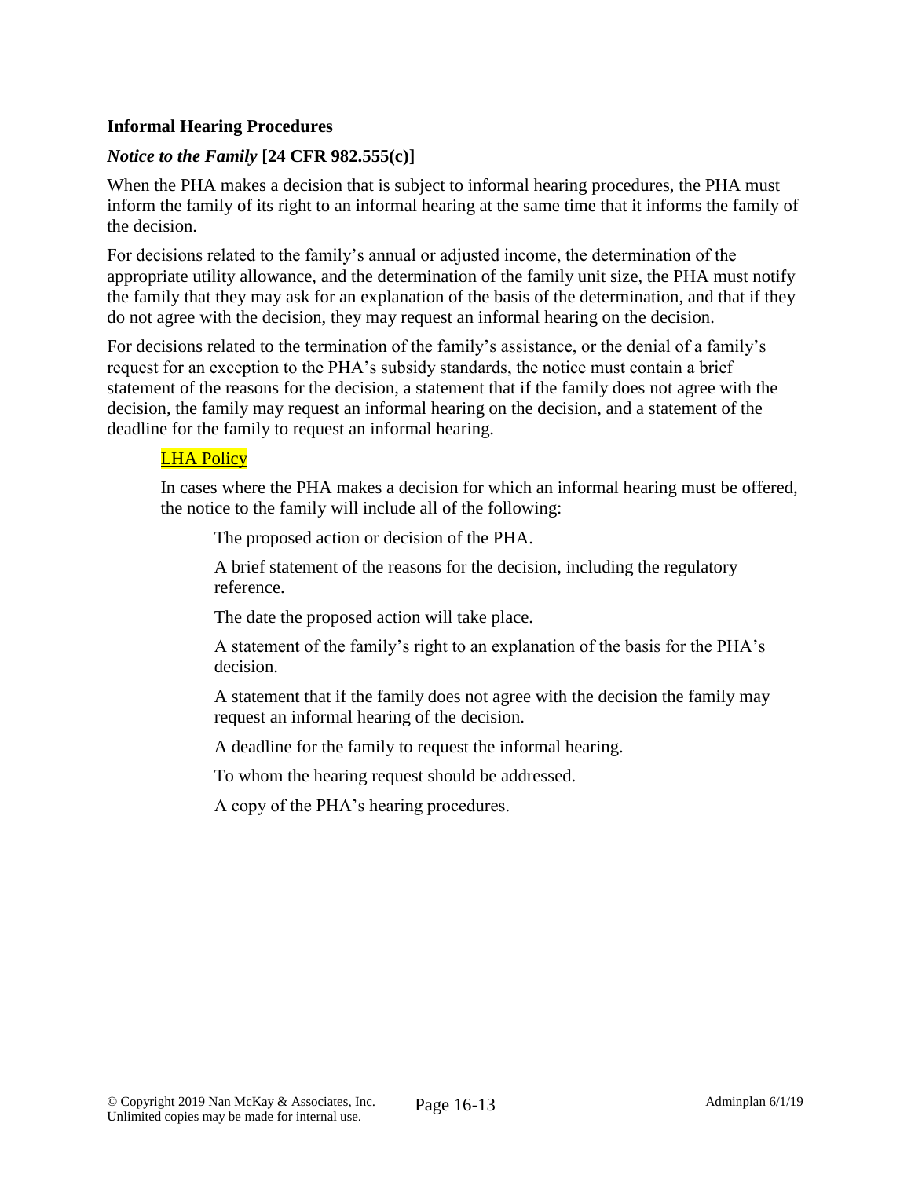### Informal Hearing Procedures

#### *Notice to the Family* [24 CFR 982.555(c)]

When the PHA makes a decision that is subject to informal hearing procedures, the PHA must inform the family of its right to an informal hearing at the same time that it informs the family of the decision.

For decisions related to the family's annual or adjusted income, the determination of the appropriate utility allowance, and the determination of the family unit size, the PHA must notify the family that they may ask for an explanation of the basis of the determination, and that if they do not agree with the decision, they may request an informal hearing on the decision.

For decisions related to the termination of the family's assistance, or the denial of a family's request for an exception to the PHA's subsidy standards, the notice must contain a brief statement of the reasons for the decision, a statement that if the family does not agree with the decision, the family may request an informal hearing on the decision, and a statement of the deadline for the family to request an informal hearing.

> LHA Policy
>
> In cases where the PHA makes a decision for which an informal hearing must be offered, the notice to the family will include all of the following:
>
> > The proposed action or decision of the PHA.
> >
> > A brief statement of the reasons for the decision, including the regulatory reference.
> >
> > The date the proposed action will take place.
> >
> > A statement of the family's right to an explanation of the basis for the PHA's decision.
> >
> > A statement that if the family does not agree with the decision the family may request an informal hearing of the decision.
> >
> > A deadline for the family to request the informal hearing.
> >
> > To whom the hearing request should be addressed.
> >
> > A copy of the PHA's hearing procedures.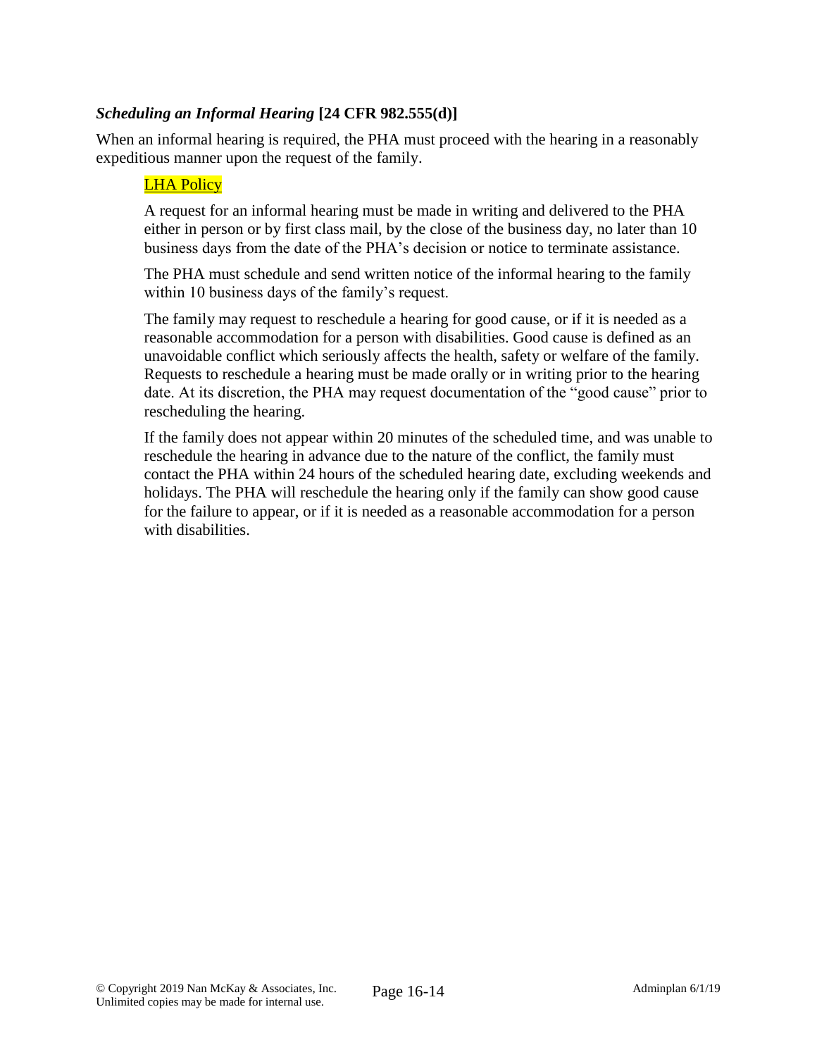*Scheduling an Informal Hearing* **[24 CFR 982.555(d)]**

When an informal hearing is required, the PHA must proceed with the hearing in a reasonably expeditious manner upon the request of the family.

> LHA Policy
>
> A request for an informal hearing must be made in writing and delivered to the PHA either in person or by first class mail, by the close of the business day, no later than 10 business days from the date of the PHA's decision or notice to terminate assistance.
>
> The PHA must schedule and send written notice of the informal hearing to the family within 10 business days of the family's request.
>
> The family may request to reschedule a hearing for good cause, or if it is needed as a reasonable accommodation for a person with disabilities. Good cause is defined as an unavoidable conflict which seriously affects the health, safety or welfare of the family. Requests to reschedule a hearing must be made orally or in writing prior to the hearing date. At its discretion, the PHA may request documentation of the "good cause" prior to rescheduling the hearing.
>
> If the family does not appear within 20 minutes of the scheduled time, and was unable to reschedule the hearing in advance due to the nature of the conflict, the family must contact the PHA within 24 hours of the scheduled hearing date, excluding weekends and holidays. The PHA will reschedule the hearing only if the family can show good cause for the failure to appear, or if it is needed as a reasonable accommodation for a person with disabilities.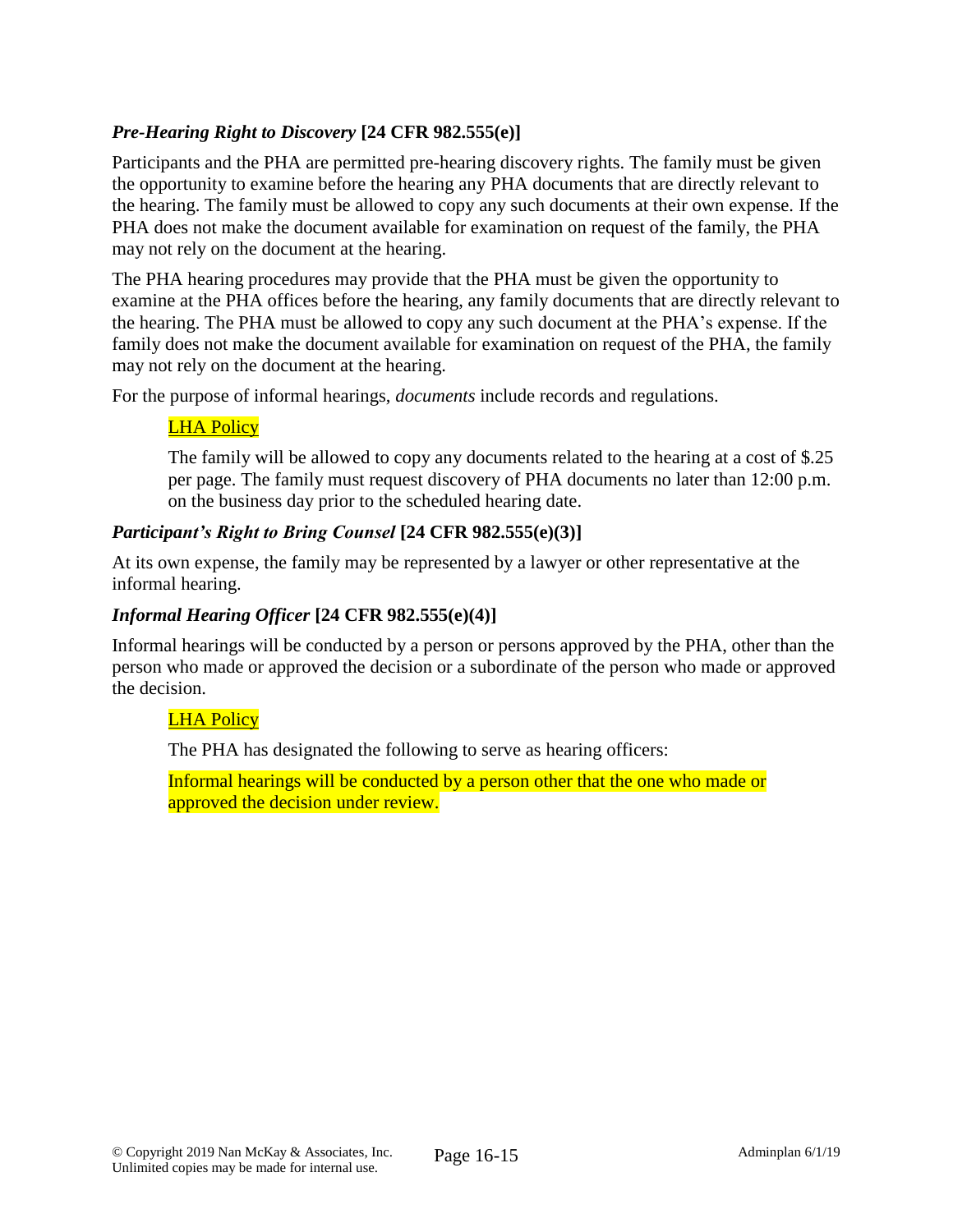***Pre-Hearing Right to Discovery* [24 CFR 982.555(e)]**

Participants and the PHA are permitted pre-hearing discovery rights. The family must be given the opportunity to examine before the hearing any PHA documents that are directly relevant to the hearing. The family must be allowed to copy any such documents at their own expense. If the PHA does not make the document available for examination on request of the family, the PHA may not rely on the document at the hearing.

The PHA hearing procedures may provide that the PHA must be given the opportunity to examine at the PHA offices before the hearing, any family documents that are directly relevant to the hearing. The PHA must be allowed to copy any such document at the PHA's expense. If the family does not make the document available for examination on request of the PHA, the family may not rely on the document at the hearing.

For the purpose of informal hearings, *documents* include records and regulations.

> LHA Policy
>
> The family will be allowed to copy any documents related to the hearing at a cost of $.25 per page. The family must request discovery of PHA documents no later than 12:00 p.m. on the business day prior to the scheduled hearing date.

***Participant's Right to Bring Counsel* [24 CFR 982.555(e)(3)]**

At its own expense, the family may be represented by a lawyer or other representative at the informal hearing.

***Informal Hearing Officer* [24 CFR 982.555(e)(4)]**

Informal hearings will be conducted by a person or persons approved by the PHA, other than the person who made or approved the decision or a subordinate of the person who made or approved the decision.

> LHA Policy
>
> The PHA has designated the following to serve as hearing officers:
>
> Informal hearings will be conducted by a person other that the one who made or approved the decision under review.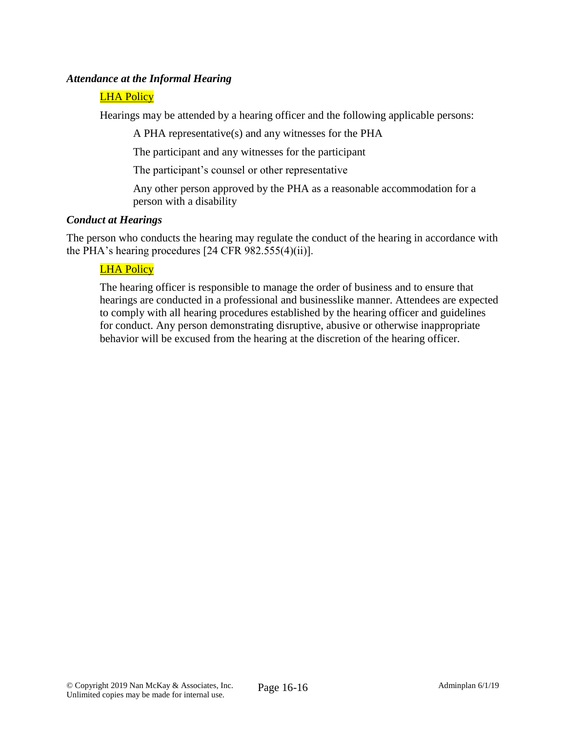***Attendance at the Informal Hearing***

LHA Policy

Hearings may be attended by a hearing officer and the following applicable persons:

A PHA representative(s) and any witnesses for the PHA

The participant and any witnesses for the participant

The participant's counsel or other representative

Any other person approved by the PHA as a reasonable accommodation for a person with a disability

***Conduct at Hearings***

The person who conducts the hearing may regulate the conduct of the hearing in accordance with the PHA's hearing procedures [24 CFR 982.555(4)(ii)].

LHA Policy

The hearing officer is responsible to manage the order of business and to ensure that hearings are conducted in a professional and businesslike manner. Attendees are expected to comply with all hearing procedures established by the hearing officer and guidelines for conduct. Any person demonstrating disruptive, abusive or otherwise inappropriate behavior will be excused from the hearing at the discretion of the hearing officer.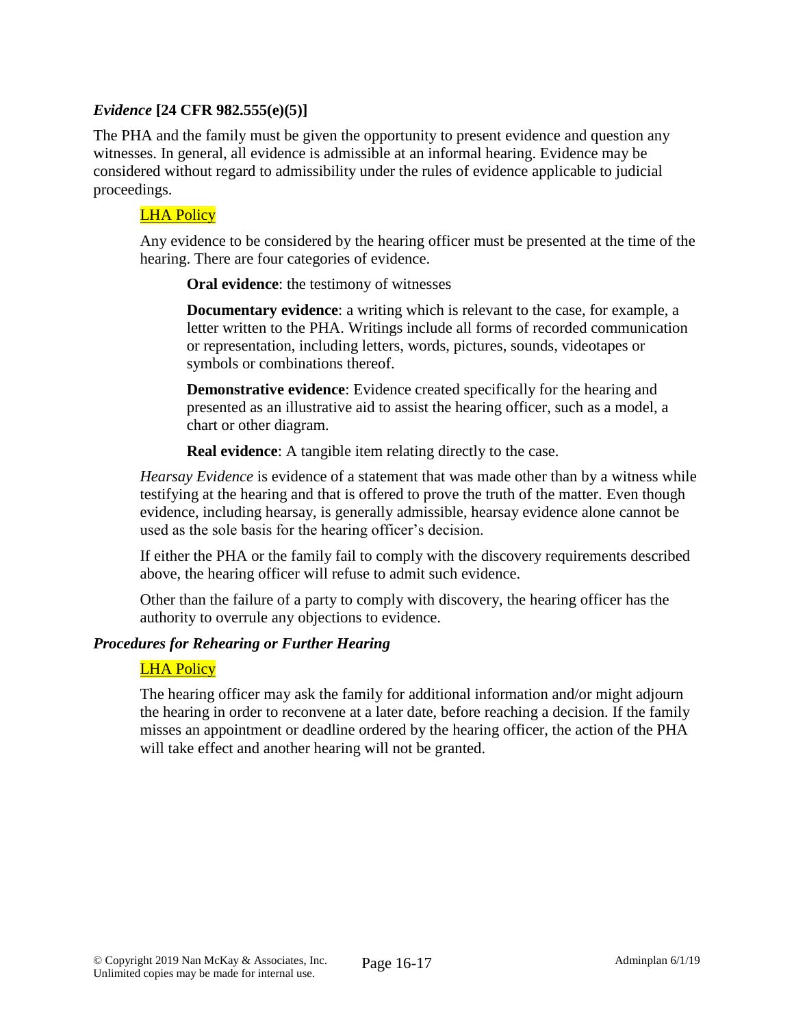*Evidence* **[24 CFR 982.555(e)(5)]**

The PHA and the family must be given the opportunity to present evidence and question any witnesses. In general, all evidence is admissible at an informal hearing. Evidence may be considered without regard to admissibility under the rules of evidence applicable to judicial proceedings.

> LHA Policy
>
> Any evidence to be considered by the hearing officer must be presented at the time of the hearing. There are four categories of evidence.
>
> > **Oral evidence**: the testimony of witnesses
> >
> > **Documentary evidence**: a writing which is relevant to the case, for example, a letter written to the PHA. Writings include all forms of recorded communication or representation, including letters, words, pictures, sounds, videotapes or symbols or combinations thereof.
> >
> > **Demonstrative evidence**: Evidence created specifically for the hearing and presented as an illustrative aid to assist the hearing officer, such as a model, a chart or other diagram.
> >
> > **Real evidence**: A tangible item relating directly to the case.
>
> *Hearsay Evidence* is evidence of a statement that was made other than by a witness while testifying at the hearing and that is offered to prove the truth of the matter. Even though evidence, including hearsay, is generally admissible, hearsay evidence alone cannot be used as the sole basis for the hearing officer's decision.
>
> If either the PHA or the family fail to comply with the discovery requirements described above, the hearing officer will refuse to admit such evidence.
>
> Other than the failure of a party to comply with discovery, the hearing officer has the authority to overrule any objections to evidence.

***Procedures for Rehearing or Further Hearing***

> LHA Policy
>
> The hearing officer may ask the family for additional information and/or might adjourn the hearing in order to reconvene at a later date, before reaching a decision. If the family misses an appointment or deadline ordered by the hearing officer, the action of the PHA will take effect and another hearing will not be granted.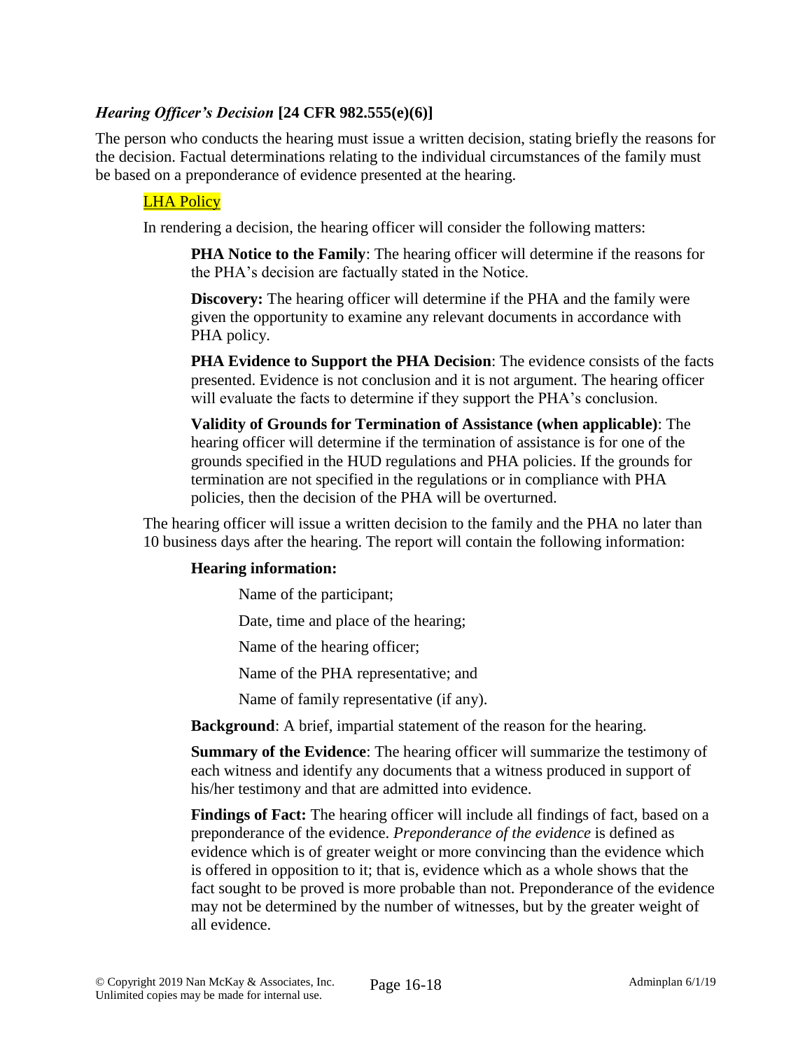### *Hearing Officer's Decision* [24 CFR 982.555(e)(6)]

The person who conducts the hearing must issue a written decision, stating briefly the reasons for the decision. Factual determinations relating to the individual circumstances of the family must be based on a preponderance of evidence presented at the hearing.

LHA Policy

In rendering a decision, the hearing officer will consider the following matters:

**PHA Notice to the Family**: The hearing officer will determine if the reasons for the PHA's decision are factually stated in the Notice.

**Discovery:** The hearing officer will determine if the PHA and the family were given the opportunity to examine any relevant documents in accordance with PHA policy.

**PHA Evidence to Support the PHA Decision**: The evidence consists of the facts presented. Evidence is not conclusion and it is not argument. The hearing officer will evaluate the facts to determine if they support the PHA's conclusion.

**Validity of Grounds for Termination of Assistance (when applicable)**: The hearing officer will determine if the termination of assistance is for one of the grounds specified in the HUD regulations and PHA policies. If the grounds for termination are not specified in the regulations or in compliance with PHA policies, then the decision of the PHA will be overturned.

The hearing officer will issue a written decision to the family and the PHA no later than 10 business days after the hearing. The report will contain the following information:

**Hearing information:**

Name of the participant;

Date, time and place of the hearing;

Name of the hearing officer;

Name of the PHA representative; and

Name of family representative (if any).

**Background**: A brief, impartial statement of the reason for the hearing.

**Summary of the Evidence**: The hearing officer will summarize the testimony of each witness and identify any documents that a witness produced in support of his/her testimony and that are admitted into evidence.

**Findings of Fact:** The hearing officer will include all findings of fact, based on a preponderance of the evidence. *Preponderance of the evidence* is defined as evidence which is of greater weight or more convincing than the evidence which is offered in opposition to it; that is, evidence which as a whole shows that the fact sought to be proved is more probable than not. Preponderance of the evidence may not be determined by the number of witnesses, but by the greater weight of all evidence.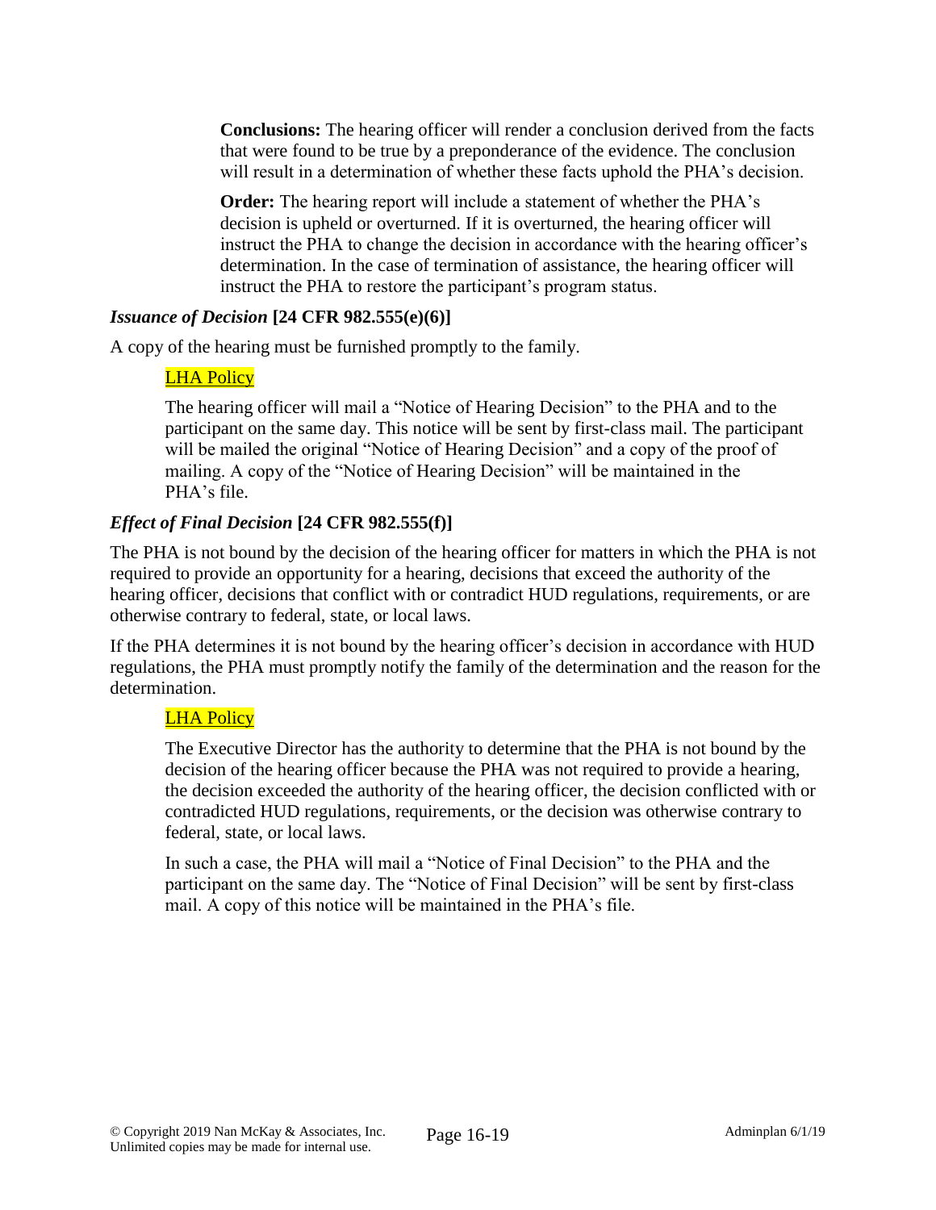**Conclusions:** The hearing officer will render a conclusion derived from the facts that were found to be true by a preponderance of the evidence. The conclusion will result in a determination of whether these facts uphold the PHA's decision.

**Order:** The hearing report will include a statement of whether the PHA's decision is upheld or overturned. If it is overturned, the hearing officer will instruct the PHA to change the decision in accordance with the hearing officer's determination. In the case of termination of assistance, the hearing officer will instruct the PHA to restore the participant's program status.

***Issuance of Decision* [24 CFR 982.555(e)(6)]**

A copy of the hearing must be furnished promptly to the family.

<u>LHA Policy</u>

The hearing officer will mail a "Notice of Hearing Decision" to the PHA and to the participant on the same day. This notice will be sent by first-class mail. The participant will be mailed the original "Notice of Hearing Decision" and a copy of the proof of mailing. A copy of the "Notice of Hearing Decision" will be maintained in the PHA's file.

***Effect of Final Decision* [24 CFR 982.555(f)]**

The PHA is not bound by the decision of the hearing officer for matters in which the PHA is not required to provide an opportunity for a hearing, decisions that exceed the authority of the hearing officer, decisions that conflict with or contradict HUD regulations, requirements, or are otherwise contrary to federal, state, or local laws.

If the PHA determines it is not bound by the hearing officer's decision in accordance with HUD regulations, the PHA must promptly notify the family of the determination and the reason for the determination.

<u>LHA Policy</u>

The Executive Director has the authority to determine that the PHA is not bound by the decision of the hearing officer because the PHA was not required to provide a hearing, the decision exceeded the authority of the hearing officer, the decision conflicted with or contradicted HUD regulations, requirements, or the decision was otherwise contrary to federal, state, or local laws.

In such a case, the PHA will mail a "Notice of Final Decision" to the PHA and the participant on the same day. The "Notice of Final Decision" will be sent by first-class mail. A copy of this notice will be maintained in the PHA's file.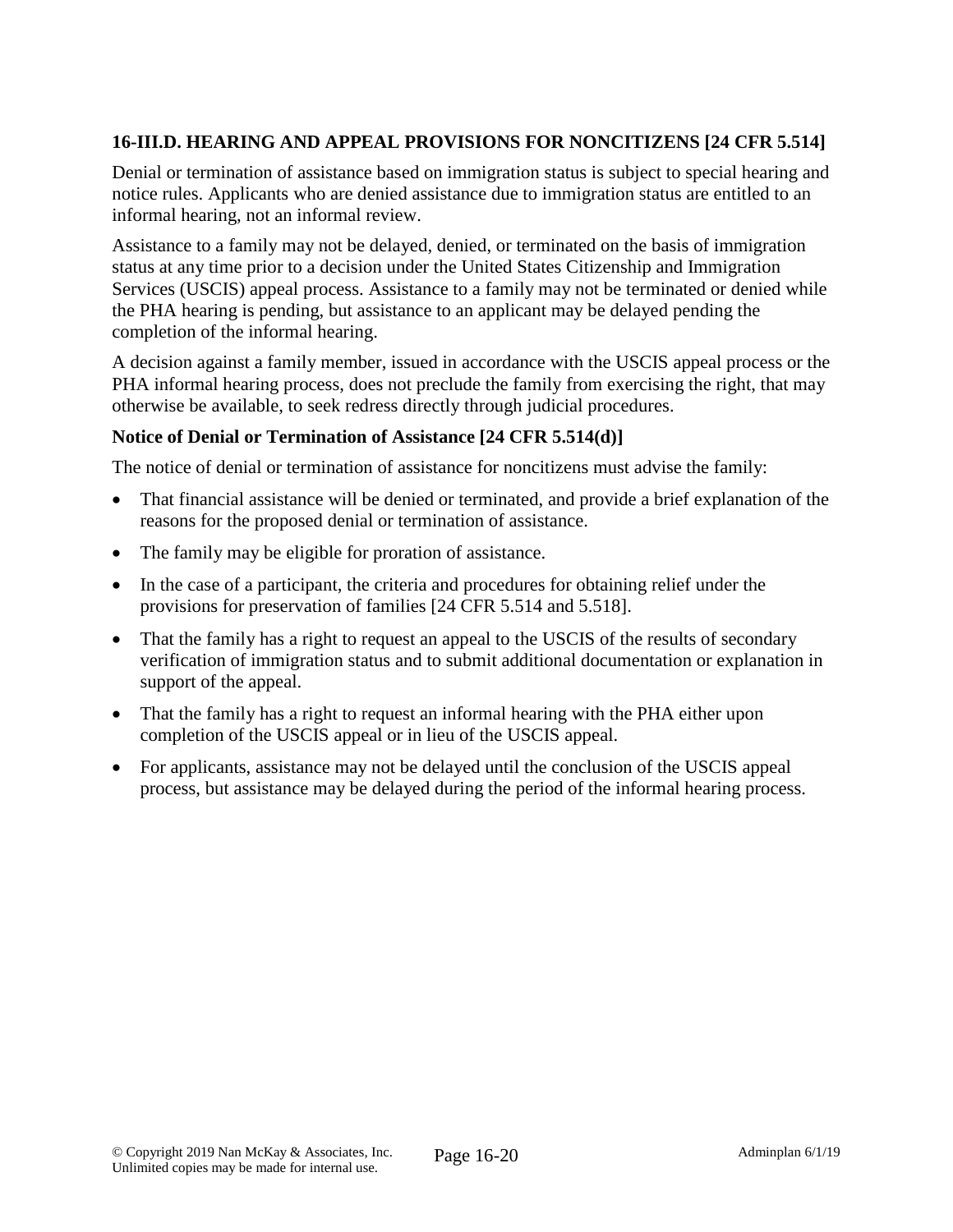### 16-III.D. HEARING AND APPEAL PROVISIONS FOR NONCITIZENS [24 CFR 5.514]

Denial or termination of assistance based on immigration status is subject to special hearing and notice rules. Applicants who are denied assistance due to immigration status are entitled to an informal hearing, not an informal review.

Assistance to a family may not be delayed, denied, or terminated on the basis of immigration status at any time prior to a decision under the United States Citizenship and Immigration Services (USCIS) appeal process. Assistance to a family may not be terminated or denied while the PHA hearing is pending, but assistance to an applicant may be delayed pending the completion of the informal hearing.

A decision against a family member, issued in accordance with the USCIS appeal process or the PHA informal hearing process, does not preclude the family from exercising the right, that may otherwise be available, to seek redress directly through judicial procedures.

#### Notice of Denial or Termination of Assistance [24 CFR 5.514(d)]

The notice of denial or termination of assistance for noncitizens must advise the family:

- That financial assistance will be denied or terminated, and provide a brief explanation of the reasons for the proposed denial or termination of assistance.
- The family may be eligible for proration of assistance.
- In the case of a participant, the criteria and procedures for obtaining relief under the provisions for preservation of families [24 CFR 5.514 and 5.518].
- That the family has a right to request an appeal to the USCIS of the results of secondary verification of immigration status and to submit additional documentation or explanation in support of the appeal.
- That the family has a right to request an informal hearing with the PHA either upon completion of the USCIS appeal or in lieu of the USCIS appeal.
- For applicants, assistance may not be delayed until the conclusion of the USCIS appeal process, but assistance may be delayed during the period of the informal hearing process.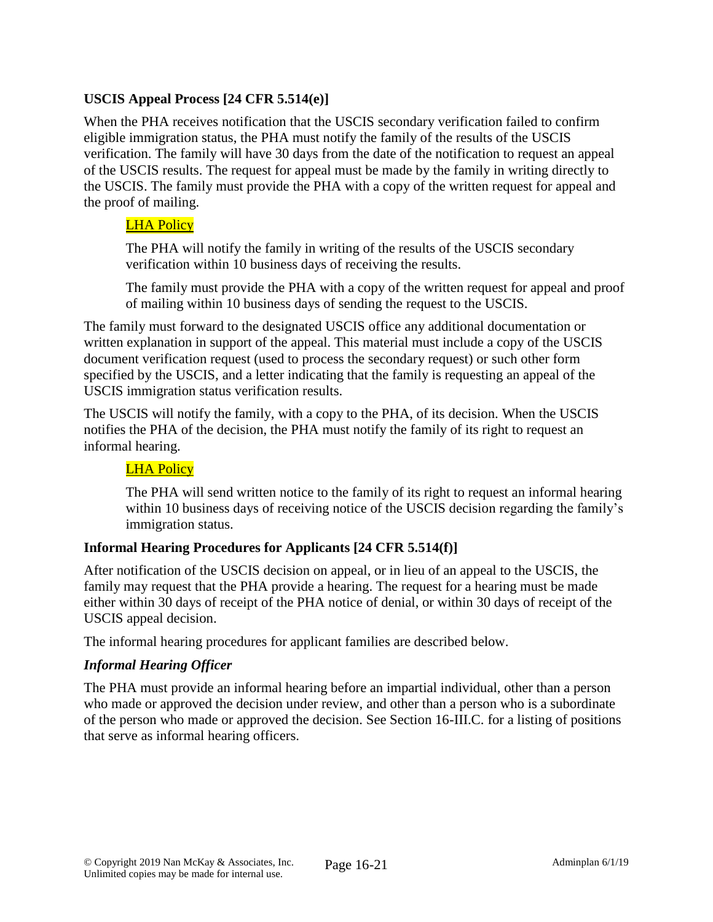**USCIS Appeal Process [24 CFR 5.514(e)]**

When the PHA receives notification that the USCIS secondary verification failed to confirm eligible immigration status, the PHA must notify the family of the results of the USCIS verification. The family will have 30 days from the date of the notification to request an appeal of the USCIS results. The request for appeal must be made by the family in writing directly to the USCIS. The family must provide the PHA with a copy of the written request for appeal and the proof of mailing.

> LHA Policy
>
> The PHA will notify the family in writing of the results of the USCIS secondary verification within 10 business days of receiving the results.
>
> The family must provide the PHA with a copy of the written request for appeal and proof of mailing within 10 business days of sending the request to the USCIS.

The family must forward to the designated USCIS office any additional documentation or written explanation in support of the appeal. This material must include a copy of the USCIS document verification request (used to process the secondary request) or such other form specified by the USCIS, and a letter indicating that the family is requesting an appeal of the USCIS immigration status verification results.

The USCIS will notify the family, with a copy to the PHA, of its decision. When the USCIS notifies the PHA of the decision, the PHA must notify the family of its right to request an informal hearing.

> LHA Policy
>
> The PHA will send written notice to the family of its right to request an informal hearing within 10 business days of receiving notice of the USCIS decision regarding the family's immigration status.

**Informal Hearing Procedures for Applicants [24 CFR 5.514(f)]**

After notification of the USCIS decision on appeal, or in lieu of an appeal to the USCIS, the family may request that the PHA provide a hearing. The request for a hearing must be made either within 30 days of receipt of the PHA notice of denial, or within 30 days of receipt of the USCIS appeal decision.

The informal hearing procedures for applicant families are described below.

***Informal Hearing Officer***

The PHA must provide an informal hearing before an impartial individual, other than a person who made or approved the decision under review, and other than a person who is a subordinate of the person who made or approved the decision. See Section 16-III.C. for a listing of positions that serve as informal hearing officers.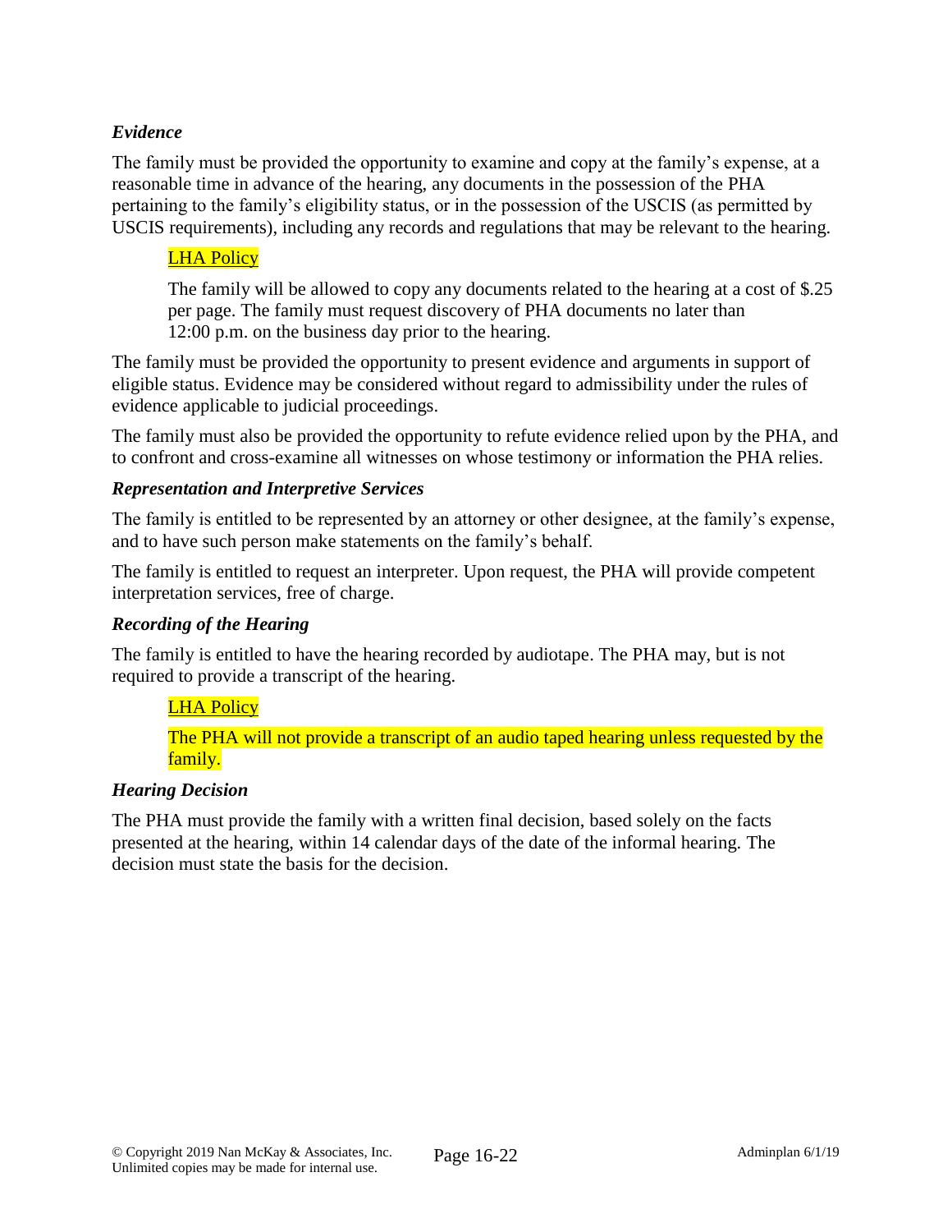#### *Evidence*

The family must be provided the opportunity to examine and copy at the family's expense, at a reasonable time in advance of the hearing, any documents in the possession of the PHA pertaining to the family's eligibility status, or in the possession of the USCIS (as permitted by USCIS requirements), including any records and regulations that may be relevant to the hearing.

> LHA Policy
>
> The family will be allowed to copy any documents related to the hearing at a cost of $.25 per page. The family must request discovery of PHA documents no later than 12:00 p.m. on the business day prior to the hearing.

The family must be provided the opportunity to present evidence and arguments in support of eligible status. Evidence may be considered without regard to admissibility under the rules of evidence applicable to judicial proceedings.

The family must also be provided the opportunity to refute evidence relied upon by the PHA, and to confront and cross-examine all witnesses on whose testimony or information the PHA relies.

#### *Representation and Interpretive Services*

The family is entitled to be represented by an attorney or other designee, at the family's expense, and to have such person make statements on the family's behalf.

The family is entitled to request an interpreter. Upon request, the PHA will provide competent interpretation services, free of charge.

#### *Recording of the Hearing*

The family is entitled to have the hearing recorded by audiotape. The PHA may, but is not required to provide a transcript of the hearing.

> LHA Policy
>
> The PHA will not provide a transcript of an audio taped hearing unless requested by the family.

#### *Hearing Decision*

The PHA must provide the family with a written final decision, based solely on the facts presented at the hearing, within 14 calendar days of the date of the informal hearing. The decision must state the basis for the decision.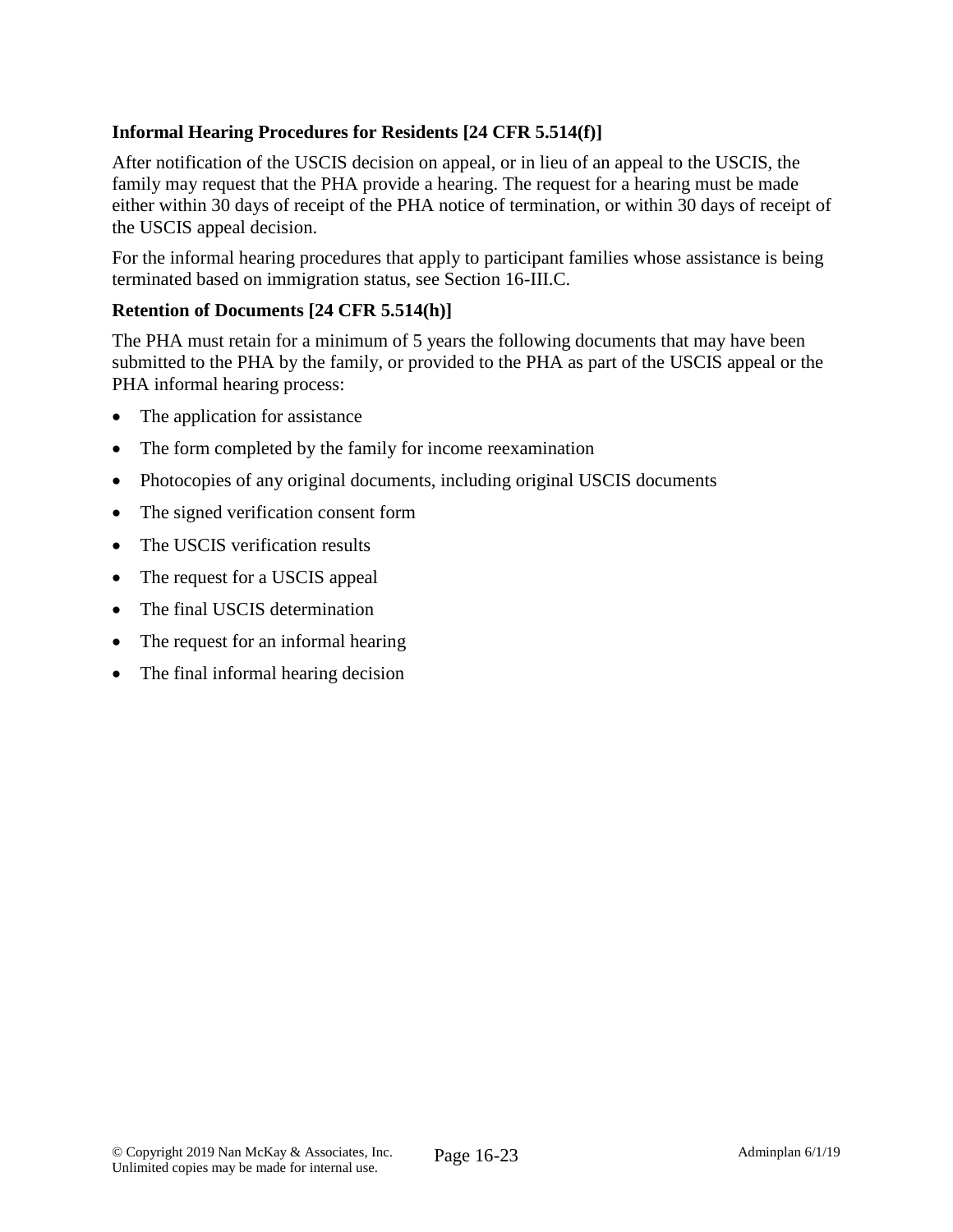**Informal Hearing Procedures for Residents [24 CFR 5.514(f)]**

After notification of the USCIS decision on appeal, or in lieu of an appeal to the USCIS, the family may request that the PHA provide a hearing. The request for a hearing must be made either within 30 days of receipt of the PHA notice of termination, or within 30 days of receipt of the USCIS appeal decision.

For the informal hearing procedures that apply to participant families whose assistance is being terminated based on immigration status, see Section 16-III.C.

**Retention of Documents [24 CFR 5.514(h)]**

The PHA must retain for a minimum of 5 years the following documents that may have been submitted to the PHA by the family, or provided to the PHA as part of the USCIS appeal or the PHA informal hearing process:

- The application for assistance
- The form completed by the family for income reexamination
- Photocopies of any original documents, including original USCIS documents
- The signed verification consent form
- The USCIS verification results
- The request for a USCIS appeal
- The final USCIS determination
- The request for an informal hearing
- The final informal hearing decision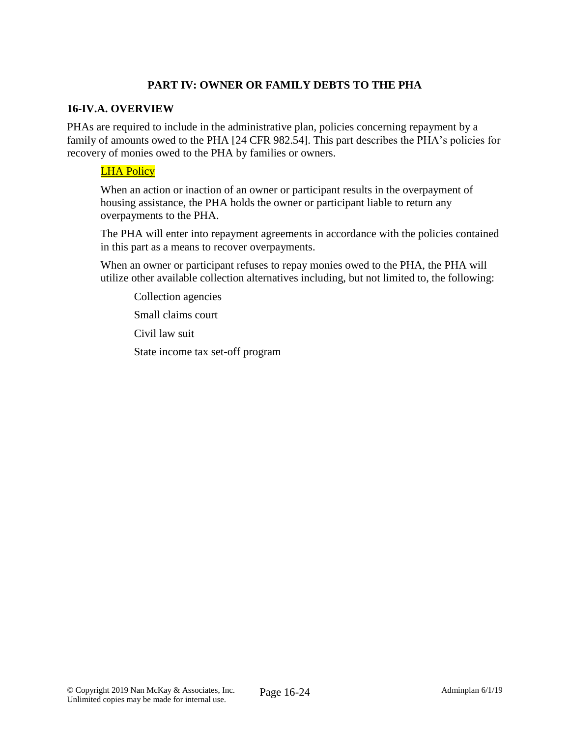## PART IV: OWNER OR FAMILY DEBTS TO THE PHA

### 16-IV.A. OVERVIEW

PHAs are required to include in the administrative plan, policies concerning repayment by a family of amounts owed to the PHA [24 CFR 982.54]. This part describes the PHA's policies for recovery of monies owed to the PHA by families or owners.

LHA Policy

When an action or inaction of an owner or participant results in the overpayment of housing assistance, the PHA holds the owner or participant liable to return any overpayments to the PHA.

The PHA will enter into repayment agreements in accordance with the policies contained in this part as a means to recover overpayments.

When an owner or participant refuses to repay monies owed to the PHA, the PHA will utilize other available collection alternatives including, but not limited to, the following:

- Collection agencies
- Small claims court
- Civil law suit
- State income tax set-off program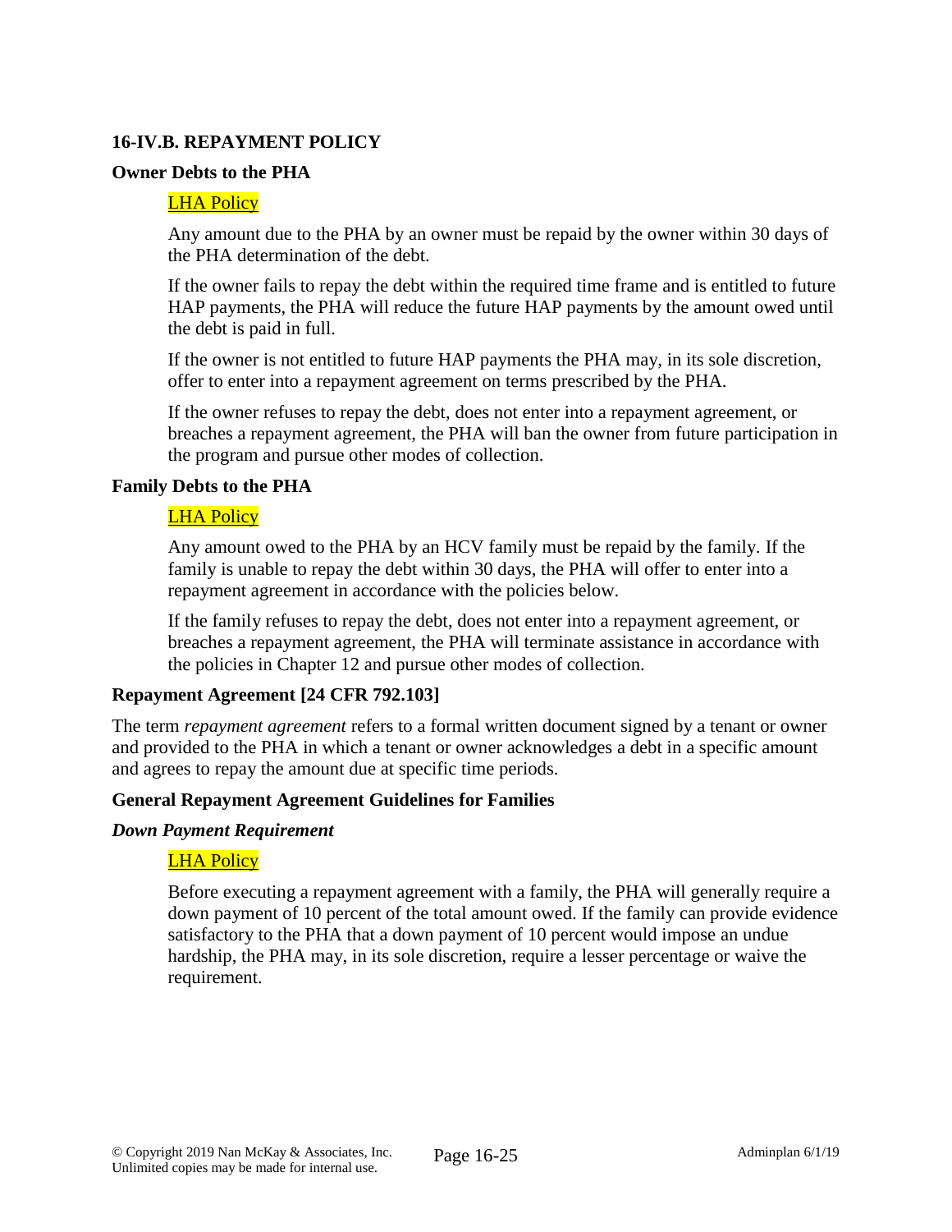### 16-IV.B. REPAYMENT POLICY

**Owner Debts to the PHA**

LHA Policy

Any amount due to the PHA by an owner must be repaid by the owner within 30 days of the PHA determination of the debt.

If the owner fails to repay the debt within the required time frame and is entitled to future HAP payments, the PHA will reduce the future HAP payments by the amount owed until the debt is paid in full.

If the owner is not entitled to future HAP payments the PHA may, in its sole discretion, offer to enter into a repayment agreement on terms prescribed by the PHA.

If the owner refuses to repay the debt, does not enter into a repayment agreement, or breaches a repayment agreement, the PHA will ban the owner from future participation in the program and pursue other modes of collection.

**Family Debts to the PHA**

LHA Policy

Any amount owed to the PHA by an HCV family must be repaid by the family. If the family is unable to repay the debt within 30 days, the PHA will offer to enter into a repayment agreement in accordance with the policies below.

If the family refuses to repay the debt, does not enter into a repayment agreement, or breaches a repayment agreement, the PHA will terminate assistance in accordance with the policies in Chapter 12 and pursue other modes of collection.

**Repayment Agreement [24 CFR 792.103]**

The term *repayment agreement* refers to a formal written document signed by a tenant or owner and provided to the PHA in which a tenant or owner acknowledges a debt in a specific amount and agrees to repay the amount due at specific time periods.

**General Repayment Agreement Guidelines for Families**

***Down Payment Requirement***

LHA Policy

Before executing a repayment agreement with a family, the PHA will generally require a down payment of 10 percent of the total amount owed. If the family can provide evidence satisfactory to the PHA that a down payment of 10 percent would impose an undue hardship, the PHA may, in its sole discretion, require a lesser percentage or waive the requirement.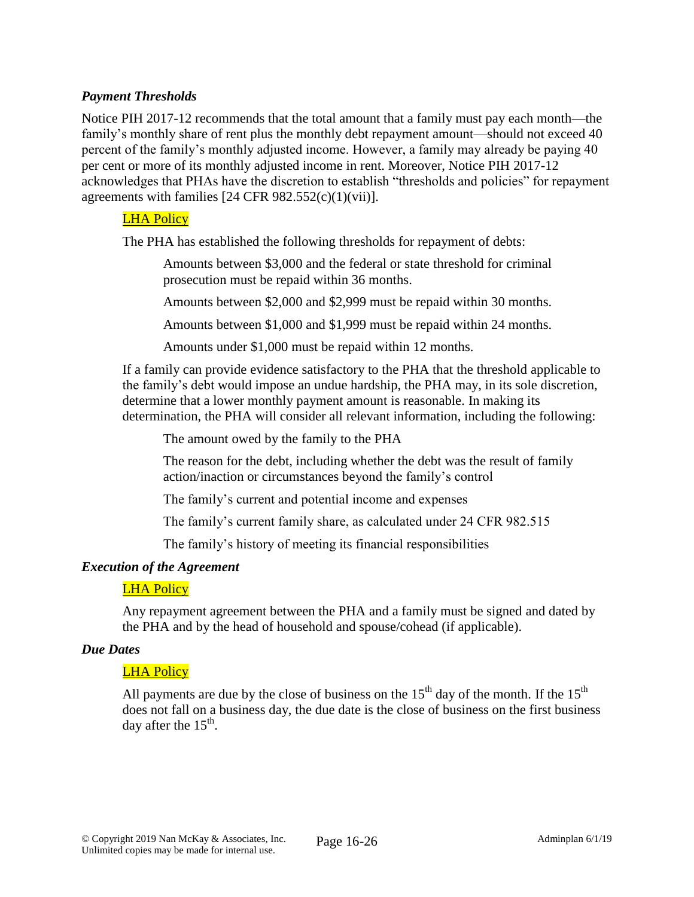### *Payment Thresholds*

Notice PIH 2017-12 recommends that the total amount that a family must pay each month—the family's monthly share of rent plus the monthly debt repayment amount—should not exceed 40 percent of the family's monthly adjusted income. However, a family may already be paying 40 per cent or more of its monthly adjusted income in rent. Moreover, Notice PIH 2017-12 acknowledges that PHAs have the discretion to establish "thresholds and policies" for repayment agreements with families [24 CFR 982.552(c)(1)(vii)].

> LHA Policy
>
> The PHA has established the following thresholds for repayment of debts:
>
> > Amounts between $3,000 and the federal or state threshold for criminal prosecution must be repaid within 36 months.
> >
> > Amounts between $2,000 and $2,999 must be repaid within 30 months.
> >
> > Amounts between $1,000 and $1,999 must be repaid within 24 months.
> >
> > Amounts under $1,000 must be repaid within 12 months.
>
> If a family can provide evidence satisfactory to the PHA that the threshold applicable to the family's debt would impose an undue hardship, the PHA may, in its sole discretion, determine that a lower monthly payment amount is reasonable. In making its determination, the PHA will consider all relevant information, including the following:
>
> > The amount owed by the family to the PHA
> >
> > The reason for the debt, including whether the debt was the result of family action/inaction or circumstances beyond the family's control
> >
> > The family's current and potential income and expenses
> >
> > The family's current family share, as calculated under 24 CFR 982.515
> >
> > The family's history of meeting its financial responsibilities

### *Execution of the Agreement*

> LHA Policy
>
> Any repayment agreement between the PHA and a family must be signed and dated by the PHA and by the head of household and spouse/cohead (if applicable).

### *Due Dates*

> LHA Policy
>
> All payments are due by the close of business on the 15th day of the month. If the 15th does not fall on a business day, the due date is the close of business on the first business day after the 15th.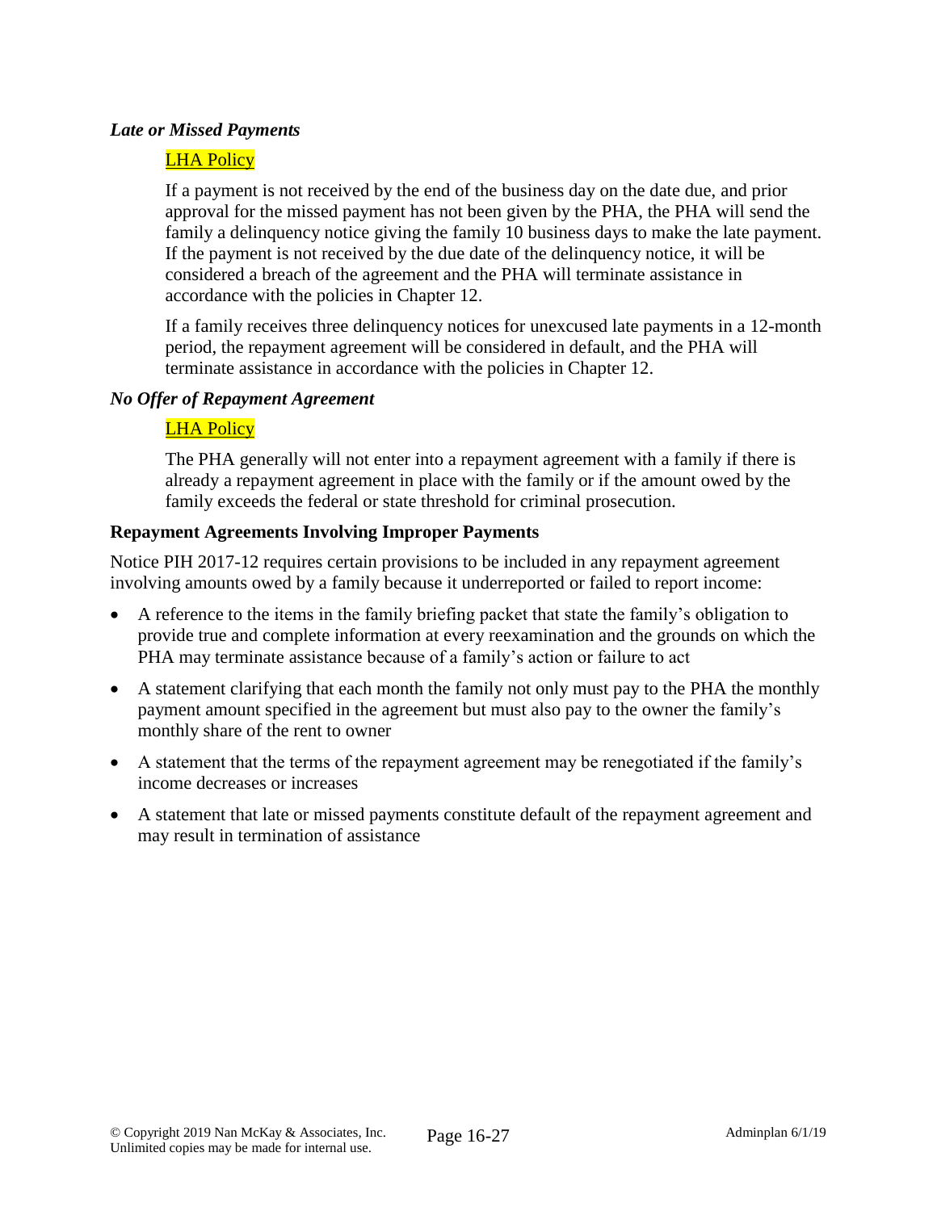#### *Late or Missed Payments*

LHA Policy

If a payment is not received by the end of the business day on the date due, and prior approval for the missed payment has not been given by the PHA, the PHA will send the family a delinquency notice giving the family 10 business days to make the late payment. If the payment is not received by the due date of the delinquency notice, it will be considered a breach of the agreement and the PHA will terminate assistance in accordance with the policies in Chapter 12.

If a family receives three delinquency notices for unexcused late payments in a 12-month period, the repayment agreement will be considered in default, and the PHA will terminate assistance in accordance with the policies in Chapter 12.

#### *No Offer of Repayment Agreement*

LHA Policy

The PHA generally will not enter into a repayment agreement with a family if there is already a repayment agreement in place with the family or if the amount owed by the family exceeds the federal or state threshold for criminal prosecution.

### Repayment Agreements Involving Improper Payments

Notice PIH 2017-12 requires certain provisions to be included in any repayment agreement involving amounts owed by a family because it underreported or failed to report income:

- A reference to the items in the family briefing packet that state the family's obligation to provide true and complete information at every reexamination and the grounds on which the PHA may terminate assistance because of a family's action or failure to act
- A statement clarifying that each month the family not only must pay to the PHA the monthly payment amount specified in the agreement but must also pay to the owner the family's monthly share of the rent to owner
- A statement that the terms of the repayment agreement may be renegotiated if the family's income decreases or increases
- A statement that late or missed payments constitute default of the repayment agreement and may result in termination of assistance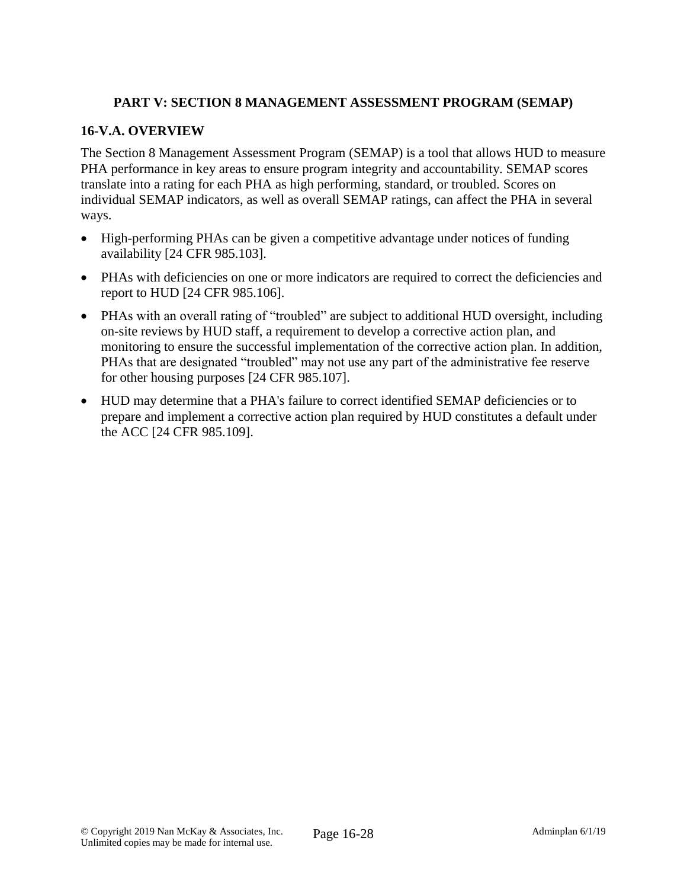## PART V: SECTION 8 MANAGEMENT ASSESSMENT PROGRAM (SEMAP)

### 16-V.A. OVERVIEW

The Section 8 Management Assessment Program (SEMAP) is a tool that allows HUD to measure PHA performance in key areas to ensure program integrity and accountability. SEMAP scores translate into a rating for each PHA as high performing, standard, or troubled. Scores on individual SEMAP indicators, as well as overall SEMAP ratings, can affect the PHA in several ways.

- High-performing PHAs can be given a competitive advantage under notices of funding availability [24 CFR 985.103].
- PHAs with deficiencies on one or more indicators are required to correct the deficiencies and report to HUD [24 CFR 985.106].
- PHAs with an overall rating of "troubled" are subject to additional HUD oversight, including on-site reviews by HUD staff, a requirement to develop a corrective action plan, and monitoring to ensure the successful implementation of the corrective action plan. In addition, PHAs that are designated "troubled" may not use any part of the administrative fee reserve for other housing purposes [24 CFR 985.107].
- HUD may determine that a PHA's failure to correct identified SEMAP deficiencies or to prepare and implement a corrective action plan required by HUD constitutes a default under the ACC [24 CFR 985.109].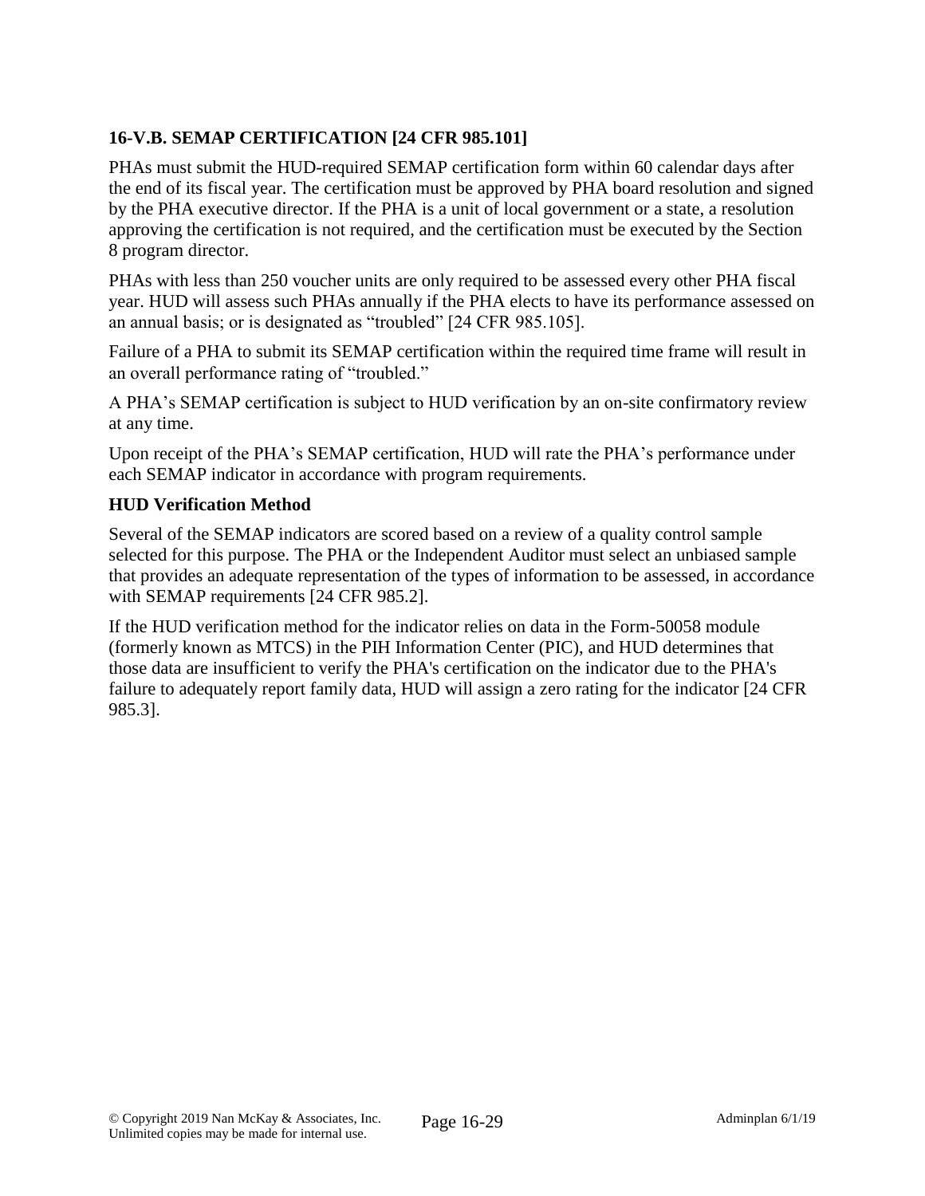### 16-V.B. SEMAP CERTIFICATION [24 CFR 985.101]

PHAs must submit the HUD-required SEMAP certification form within 60 calendar days after the end of its fiscal year. The certification must be approved by PHA board resolution and signed by the PHA executive director. If the PHA is a unit of local government or a state, a resolution approving the certification is not required, and the certification must be executed by the Section 8 program director.

PHAs with less than 250 voucher units are only required to be assessed every other PHA fiscal year. HUD will assess such PHAs annually if the PHA elects to have its performance assessed on an annual basis; or is designated as "troubled" [24 CFR 985.105].

Failure of a PHA to submit its SEMAP certification within the required time frame will result in an overall performance rating of "troubled."

A PHA's SEMAP certification is subject to HUD verification by an on-site confirmatory review at any time.

Upon receipt of the PHA's SEMAP certification, HUD will rate the PHA's performance under each SEMAP indicator in accordance with program requirements.

**HUD Verification Method**

Several of the SEMAP indicators are scored based on a review of a quality control sample selected for this purpose. The PHA or the Independent Auditor must select an unbiased sample that provides an adequate representation of the types of information to be assessed, in accordance with SEMAP requirements [24 CFR 985.2].

If the HUD verification method for the indicator relies on data in the Form-50058 module (formerly known as MTCS) in the PIH Information Center (PIC), and HUD determines that those data are insufficient to verify the PHA's certification on the indicator due to the PHA's failure to adequately report family data, HUD will assign a zero rating for the indicator [24 CFR 985.3].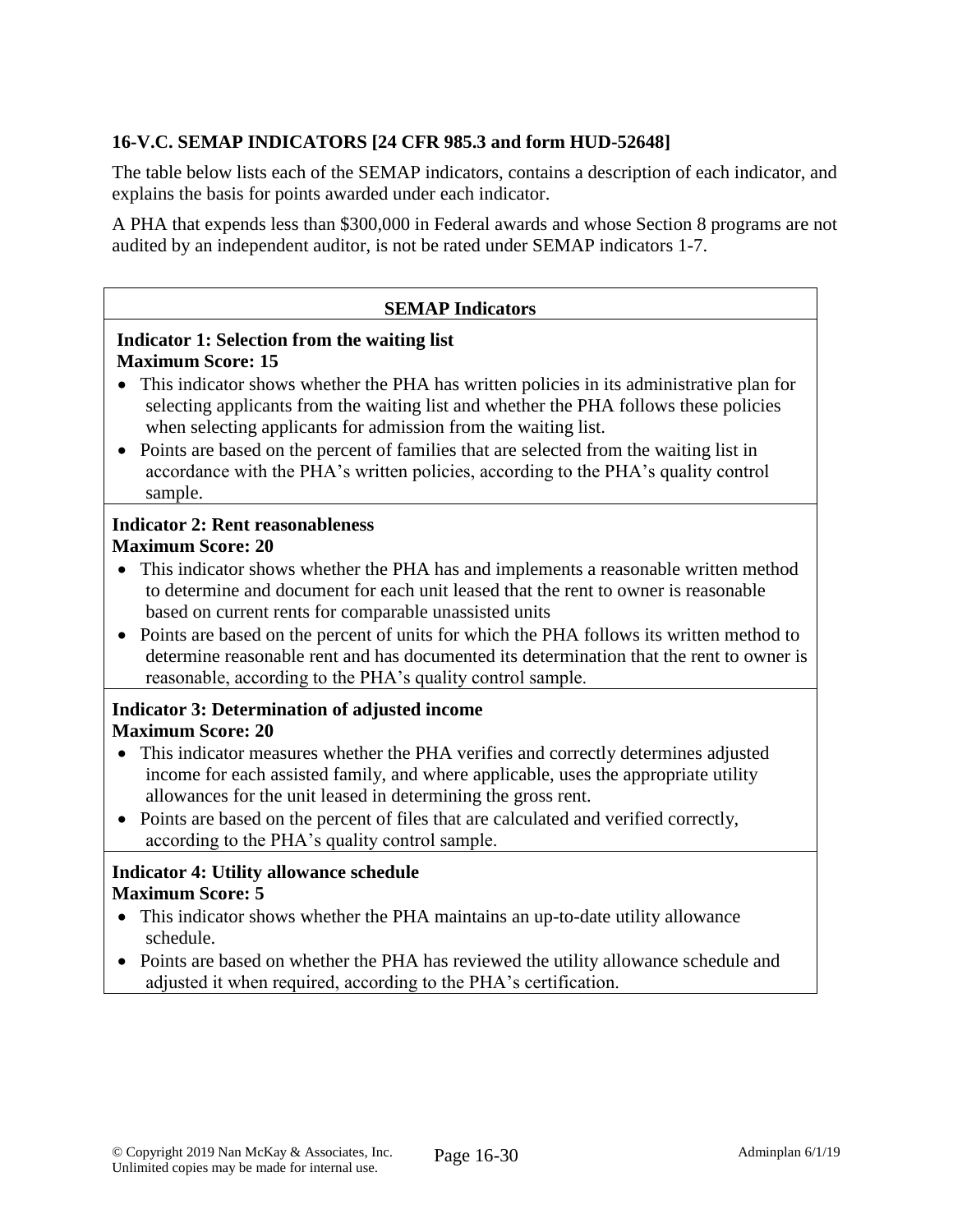### 16-V.C. SEMAP INDICATORS [24 CFR 985.3 and form HUD-52648]

The table below lists each of the SEMAP indicators, contains a description of each indicator, and explains the basis for points awarded under each indicator.

A PHA that expends less than $300,000 in Federal awards and whose Section 8 programs are not audited by an independent auditor, is not be rated under SEMAP indicators 1-7.

| SEMAP Indicators |
| --- |
| **Indicator 1: Selection from the waiting list**<br>**Maximum Score: 15**<br>• This indicator shows whether the PHA has written policies in its administrative plan for selecting applicants from the waiting list and whether the PHA follows these policies when selecting applicants for admission from the waiting list.<br>• Points are based on the percent of families that are selected from the waiting list in accordance with the PHA's written policies, according to the PHA's quality control sample. |
| **Indicator 2: Rent reasonableness**<br>**Maximum Score: 20**<br>• This indicator shows whether the PHA has and implements a reasonable written method to determine and document for each unit leased that the rent to owner is reasonable based on current rents for comparable unassisted units<br>• Points are based on the percent of units for which the PHA follows its written method to determine reasonable rent and has documented its determination that the rent to owner is reasonable, according to the PHA's quality control sample. |
| **Indicator 3: Determination of adjusted income**<br>**Maximum Score: 20**<br>• This indicator measures whether the PHA verifies and correctly determines adjusted income for each assisted family, and where applicable, uses the appropriate utility allowances for the unit leased in determining the gross rent.<br>• Points are based on the percent of files that are calculated and verified correctly, according to the PHA's quality control sample. |
| **Indicator 4: Utility allowance schedule**<br>**Maximum Score: 5**<br>• This indicator shows whether the PHA maintains an up-to-date utility allowance schedule.<br>• Points are based on whether the PHA has reviewed the utility allowance schedule and adjusted it when required, according to the PHA's certification. |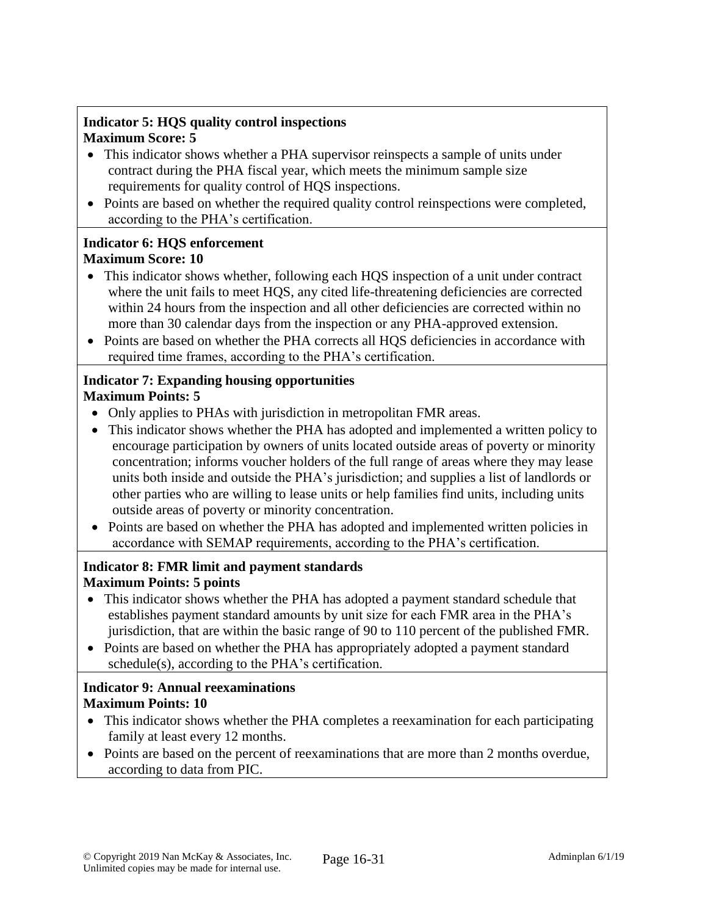**Indicator 5: HQS quality control inspections**
**Maximum Score: 5**

- This indicator shows whether a PHA supervisor reinspects a sample of units under contract during the PHA fiscal year, which meets the minimum sample size requirements for quality control of HQS inspections.
- Points are based on whether the required quality control reinspections were completed, according to the PHA's certification.

**Indicator 6: HQS enforcement**
**Maximum Score: 10**

- This indicator shows whether, following each HQS inspection of a unit under contract where the unit fails to meet HQS, any cited life-threatening deficiencies are corrected within 24 hours from the inspection and all other deficiencies are corrected within no more than 30 calendar days from the inspection or any PHA-approved extension.
- Points are based on whether the PHA corrects all HQS deficiencies in accordance with required time frames, according to the PHA's certification.

**Indicator 7: Expanding housing opportunities**
**Maximum Points: 5**

- Only applies to PHAs with jurisdiction in metropolitan FMR areas.
- This indicator shows whether the PHA has adopted and implemented a written policy to encourage participation by owners of units located outside areas of poverty or minority concentration; informs voucher holders of the full range of areas where they may lease units both inside and outside the PHA's jurisdiction; and supplies a list of landlords or other parties who are willing to lease units or help families find units, including units outside areas of poverty or minority concentration.
- Points are based on whether the PHA has adopted and implemented written policies in accordance with SEMAP requirements, according to the PHA's certification.

**Indicator 8: FMR limit and payment standards**
**Maximum Points: 5 points**

- This indicator shows whether the PHA has adopted a payment standard schedule that establishes payment standard amounts by unit size for each FMR area in the PHA's jurisdiction, that are within the basic range of 90 to 110 percent of the published FMR.
- Points are based on whether the PHA has appropriately adopted a payment standard schedule(s), according to the PHA's certification.

**Indicator 9: Annual reexaminations**
**Maximum Points: 10**

- This indicator shows whether the PHA completes a reexamination for each participating family at least every 12 months.
- Points are based on the percent of reexaminations that are more than 2 months overdue, according to data from PIC.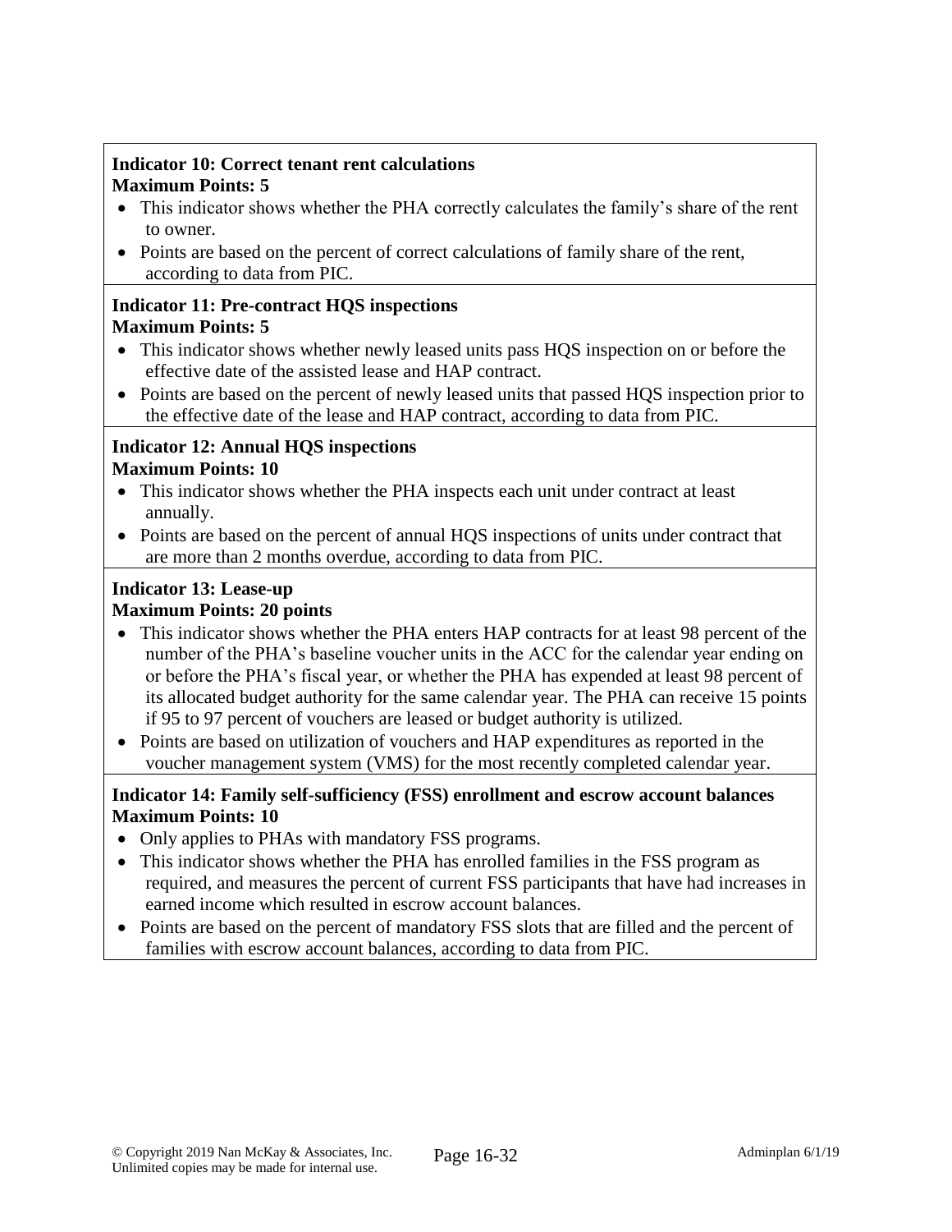**Indicator 10: Correct tenant rent calculations**
**Maximum Points: 5**

- This indicator shows whether the PHA correctly calculates the family's share of the rent to owner.
- Points are based on the percent of correct calculations of family share of the rent, according to data from PIC.

**Indicator 11: Pre-contract HQS inspections**
**Maximum Points: 5**

- This indicator shows whether newly leased units pass HQS inspection on or before the effective date of the assisted lease and HAP contract.
- Points are based on the percent of newly leased units that passed HQS inspection prior to the effective date of the lease and HAP contract, according to data from PIC.

**Indicator 12: Annual HQS inspections**
**Maximum Points: 10**

- This indicator shows whether the PHA inspects each unit under contract at least annually.
- Points are based on the percent of annual HQS inspections of units under contract that are more than 2 months overdue, according to data from PIC.

**Indicator 13: Lease-up**
**Maximum Points: 20 points**

- This indicator shows whether the PHA enters HAP contracts for at least 98 percent of the number of the PHA's baseline voucher units in the ACC for the calendar year ending on or before the PHA's fiscal year, or whether the PHA has expended at least 98 percent of its allocated budget authority for the same calendar year. The PHA can receive 15 points if 95 to 97 percent of vouchers are leased or budget authority is utilized.
- Points are based on utilization of vouchers and HAP expenditures as reported in the voucher management system (VMS) for the most recently completed calendar year.

**Indicator 14: Family self-sufficiency (FSS) enrollment and escrow account balances**
**Maximum Points: 10**

- Only applies to PHAs with mandatory FSS programs.
- This indicator shows whether the PHA has enrolled families in the FSS program as required, and measures the percent of current FSS participants that have had increases in earned income which resulted in escrow account balances.
- Points are based on the percent of mandatory FSS slots that are filled and the percent of families with escrow account balances, according to data from PIC.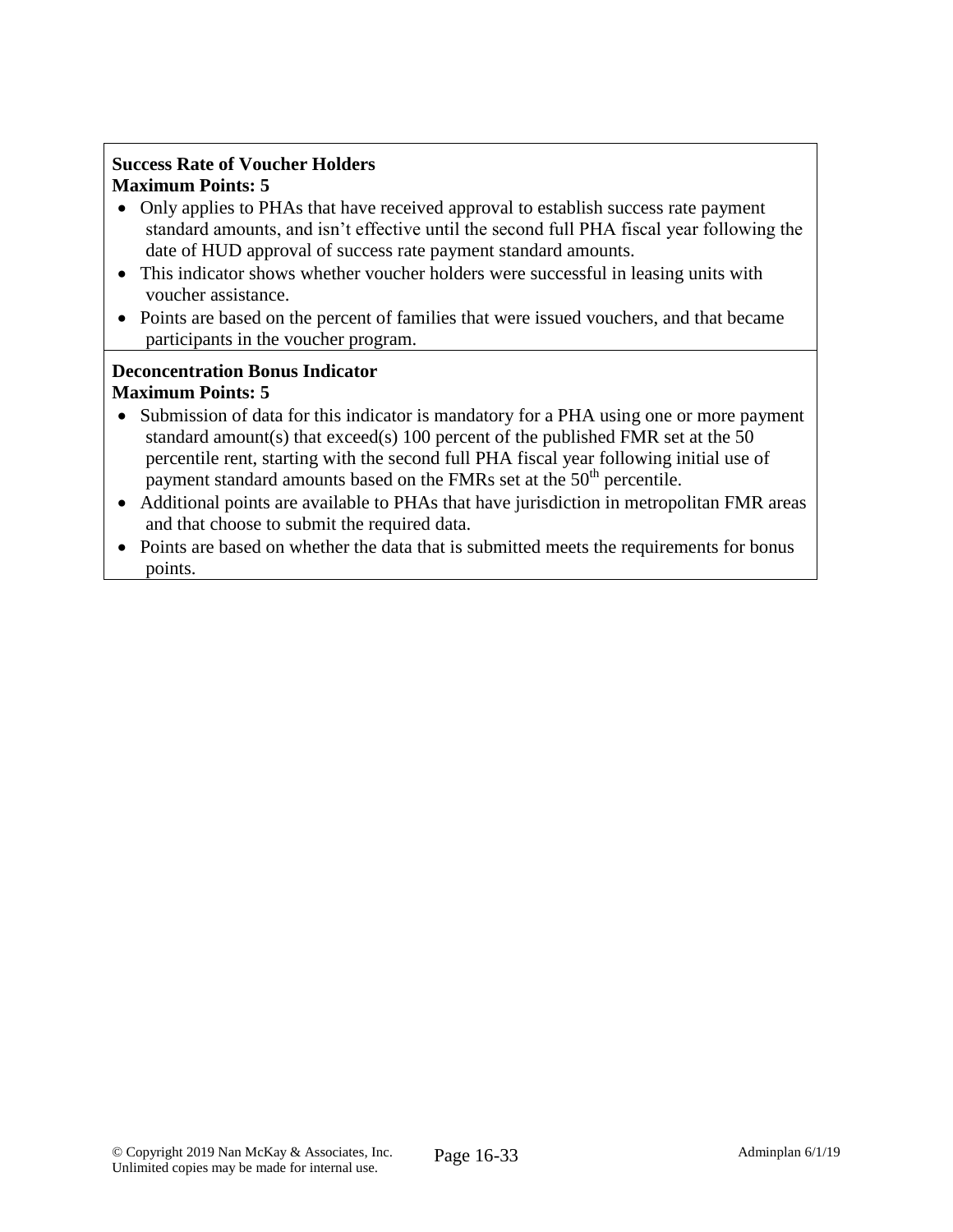**Success Rate of Voucher Holders**
**Maximum Points: 5**

- Only applies to PHAs that have received approval to establish success rate payment standard amounts, and isn't effective until the second full PHA fiscal year following the date of HUD approval of success rate payment standard amounts.
- This indicator shows whether voucher holders were successful in leasing units with voucher assistance.
- Points are based on the percent of families that were issued vouchers, and that became participants in the voucher program.

**Deconcentration Bonus Indicator**
**Maximum Points: 5**

- Submission of data for this indicator is mandatory for a PHA using one or more payment standard amount(s) that exceed(s) 100 percent of the published FMR set at the 50 percentile rent, starting with the second full PHA fiscal year following initial use of payment standard amounts based on the FMRs set at the 50th percentile.
- Additional points are available to PHAs that have jurisdiction in metropolitan FMR areas and that choose to submit the required data.
- Points are based on whether the data that is submitted meets the requirements for bonus points.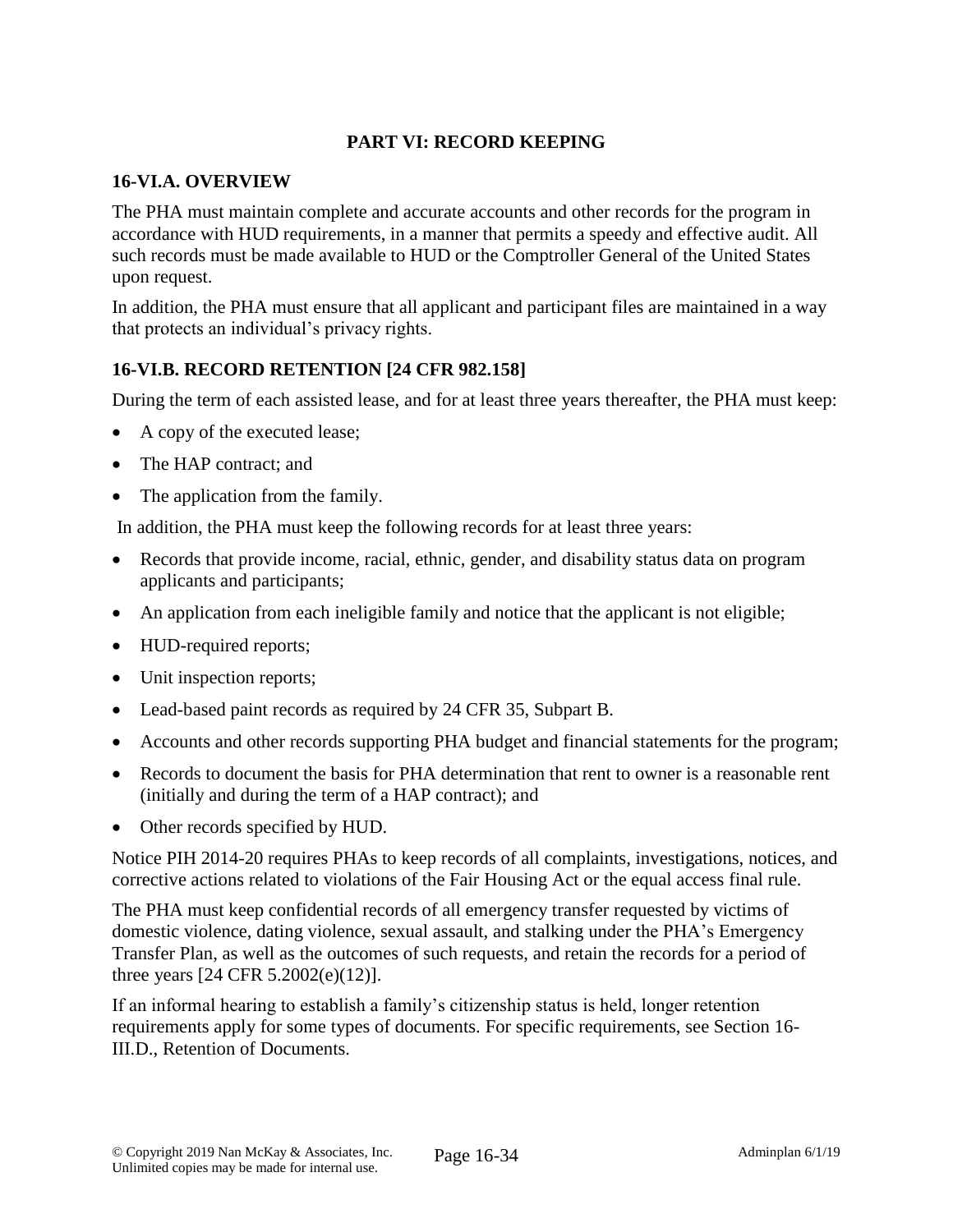## PART VI: RECORD KEEPING

### 16-VI.A. OVERVIEW

The PHA must maintain complete and accurate accounts and other records for the program in accordance with HUD requirements, in a manner that permits a speedy and effective audit. All such records must be made available to HUD or the Comptroller General of the United States upon request.

In addition, the PHA must ensure that all applicant and participant files are maintained in a way that protects an individual's privacy rights.

### 16-VI.B. RECORD RETENTION [24 CFR 982.158]

During the term of each assisted lease, and for at least three years thereafter, the PHA must keep:

- A copy of the executed lease;
- The HAP contract; and
- The application from the family.

In addition, the PHA must keep the following records for at least three years:

- Records that provide income, racial, ethnic, gender, and disability status data on program applicants and participants;
- An application from each ineligible family and notice that the applicant is not eligible;
- HUD-required reports;
- Unit inspection reports;
- Lead-based paint records as required by 24 CFR 35, Subpart B.
- Accounts and other records supporting PHA budget and financial statements for the program;
- Records to document the basis for PHA determination that rent to owner is a reasonable rent (initially and during the term of a HAP contract); and
- Other records specified by HUD.

Notice PIH 2014-20 requires PHAs to keep records of all complaints, investigations, notices, and corrective actions related to violations of the Fair Housing Act or the equal access final rule.

The PHA must keep confidential records of all emergency transfer requested by victims of domestic violence, dating violence, sexual assault, and stalking under the PHA's Emergency Transfer Plan, as well as the outcomes of such requests, and retain the records for a period of three years [24 CFR 5.2002(e)(12)].

If an informal hearing to establish a family's citizenship status is held, longer retention requirements apply for some types of documents. For specific requirements, see Section 16-III.D., Retention of Documents.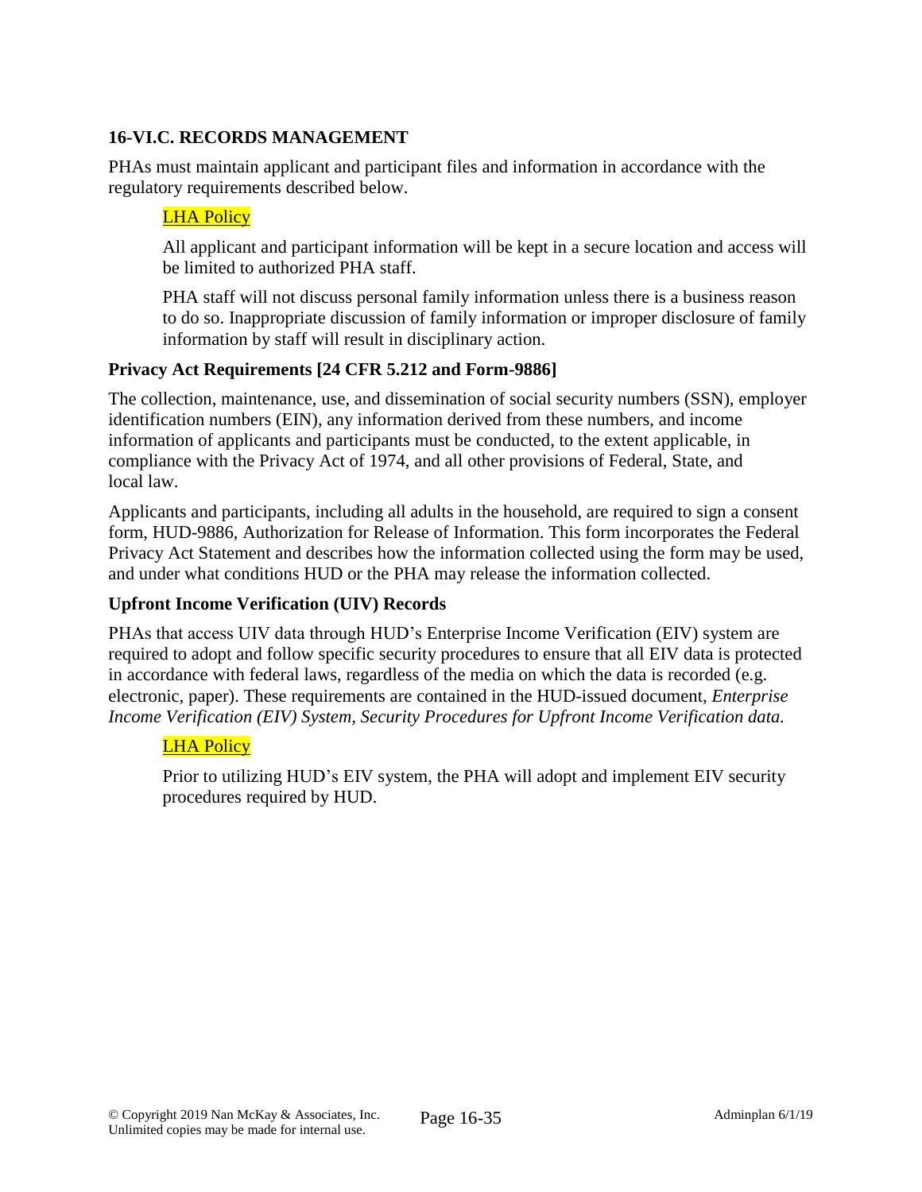## 16-VI.C. RECORDS MANAGEMENT

PHAs must maintain applicant and participant files and information in accordance with the regulatory requirements described below.

> LHA Policy
>
> All applicant and participant information will be kept in a secure location and access will be limited to authorized PHA staff.
>
> PHA staff will not discuss personal family information unless there is a business reason to do so. Inappropriate discussion of family information or improper disclosure of family information by staff will result in disciplinary action.

### Privacy Act Requirements [24 CFR 5.212 and Form-9886]

The collection, maintenance, use, and dissemination of social security numbers (SSN), employer identification numbers (EIN), any information derived from these numbers, and income information of applicants and participants must be conducted, to the extent applicable, in compliance with the Privacy Act of 1974, and all other provisions of Federal, State, and local law.

Applicants and participants, including all adults in the household, are required to sign a consent form, HUD-9886, Authorization for Release of Information. This form incorporates the Federal Privacy Act Statement and describes how the information collected using the form may be used, and under what conditions HUD or the PHA may release the information collected.

### Upfront Income Verification (UIV) Records

PHAs that access UIV data through HUD's Enterprise Income Verification (EIV) system are required to adopt and follow specific security procedures to ensure that all EIV data is protected in accordance with federal laws, regardless of the media on which the data is recorded (e.g. electronic, paper). These requirements are contained in the HUD-issued document, *Enterprise Income Verification (EIV) System, Security Procedures for Upfront Income Verification data.*

> LHA Policy
>
> Prior to utilizing HUD's EIV system, the PHA will adopt and implement EIV security procedures required by HUD.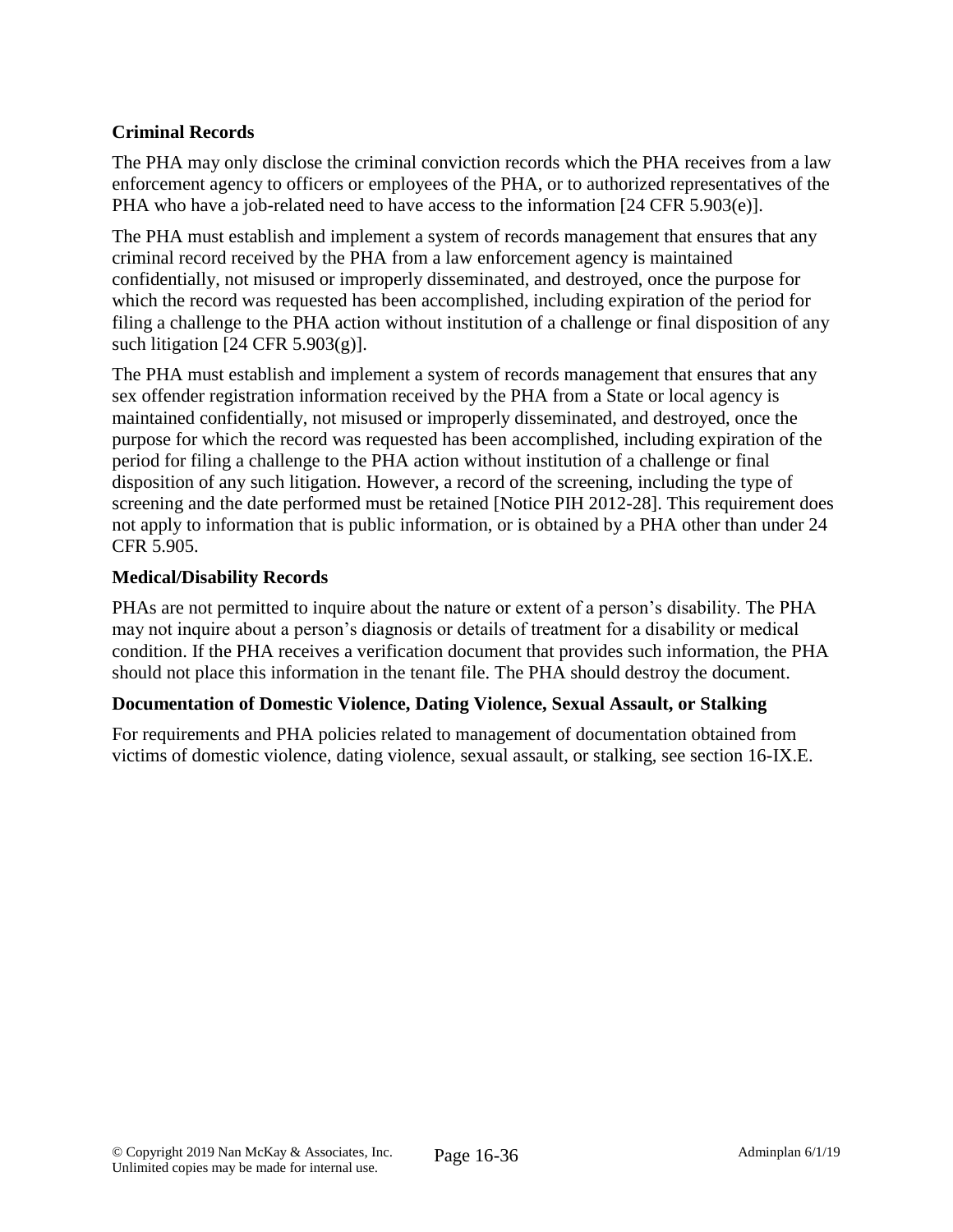**Criminal Records**

The PHA may only disclose the criminal conviction records which the PHA receives from a law enforcement agency to officers or employees of the PHA, or to authorized representatives of the PHA who have a job-related need to have access to the information [24 CFR 5.903(e)].

The PHA must establish and implement a system of records management that ensures that any criminal record received by the PHA from a law enforcement agency is maintained confidentially, not misused or improperly disseminated, and destroyed, once the purpose for which the record was requested has been accomplished, including expiration of the period for filing a challenge to the PHA action without institution of a challenge or final disposition of any such litigation [24 CFR 5.903(g)].

The PHA must establish and implement a system of records management that ensures that any sex offender registration information received by the PHA from a State or local agency is maintained confidentially, not misused or improperly disseminated, and destroyed, once the purpose for which the record was requested has been accomplished, including expiration of the period for filing a challenge to the PHA action without institution of a challenge or final disposition of any such litigation. However, a record of the screening, including the type of screening and the date performed must be retained [Notice PIH 2012-28]. This requirement does not apply to information that is public information, or is obtained by a PHA other than under 24 CFR 5.905.

**Medical/Disability Records**

PHAs are not permitted to inquire about the nature or extent of a person's disability. The PHA may not inquire about a person's diagnosis or details of treatment for a disability or medical condition. If the PHA receives a verification document that provides such information, the PHA should not place this information in the tenant file. The PHA should destroy the document.

**Documentation of Domestic Violence, Dating Violence, Sexual Assault, or Stalking**

For requirements and PHA policies related to management of documentation obtained from victims of domestic violence, dating violence, sexual assault, or stalking, see section 16-IX.E.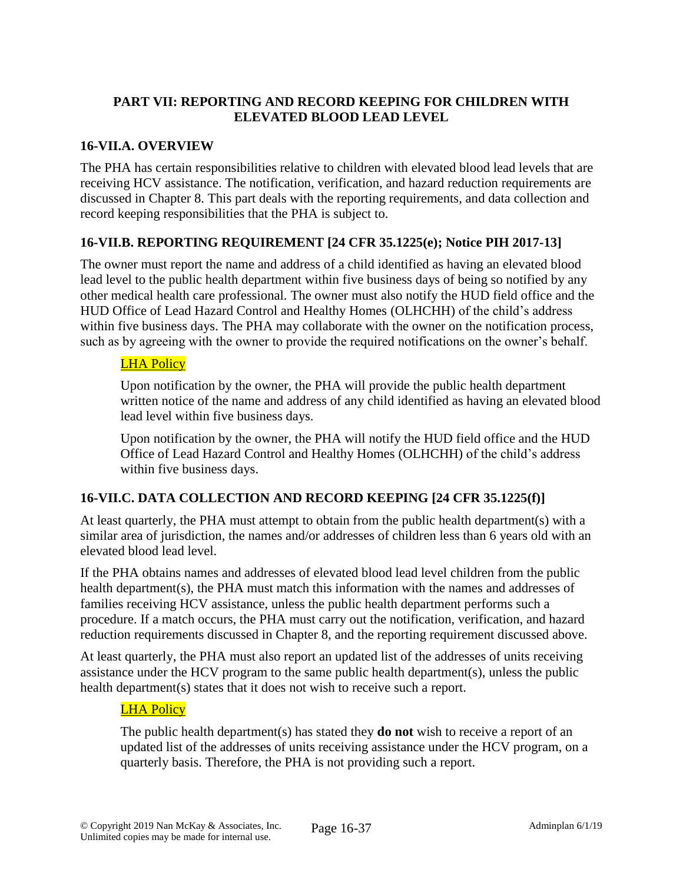## PART VII: REPORTING AND RECORD KEEPING FOR CHILDREN WITH ELEVATED BLOOD LEAD LEVEL

### 16-VII.A. OVERVIEW

The PHA has certain responsibilities relative to children with elevated blood lead levels that are receiving HCV assistance. The notification, verification, and hazard reduction requirements are discussed in Chapter 8. This part deals with the reporting requirements, and data collection and record keeping responsibilities that the PHA is subject to.

### 16-VII.B. REPORTING REQUIREMENT [24 CFR 35.1225(e); Notice PIH 2017-13]

The owner must report the name and address of a child identified as having an elevated blood lead level to the public health department within five business days of being so notified by any other medical health care professional. The owner must also notify the HUD field office and the HUD Office of Lead Hazard Control and Healthy Homes (OLHCHH) of the child's address within five business days. The PHA may collaborate with the owner on the notification process, such as by agreeing with the owner to provide the required notifications on the owner's behalf.

LHA Policy

Upon notification by the owner, the PHA will provide the public health department written notice of the name and address of any child identified as having an elevated blood lead level within five business days.

Upon notification by the owner, the PHA will notify the HUD field office and the HUD Office of Lead Hazard Control and Healthy Homes (OLHCHH) of the child's address within five business days.

### 16-VII.C. DATA COLLECTION AND RECORD KEEPING [24 CFR 35.1225(f)]

At least quarterly, the PHA must attempt to obtain from the public health department(s) with a similar area of jurisdiction, the names and/or addresses of children less than 6 years old with an elevated blood lead level.

If the PHA obtains names and addresses of elevated blood lead level children from the public health department(s), the PHA must match this information with the names and addresses of families receiving HCV assistance, unless the public health department performs such a procedure. If a match occurs, the PHA must carry out the notification, verification, and hazard reduction requirements discussed in Chapter 8, and the reporting requirement discussed above.

At least quarterly, the PHA must also report an updated list of the addresses of units receiving assistance under the HCV program to the same public health department(s), unless the public health department(s) states that it does not wish to receive such a report.

LHA Policy

The public health department(s) has stated they **do not** wish to receive a report of an updated list of the addresses of units receiving assistance under the HCV program, on a quarterly basis. Therefore, the PHA is not providing such a report.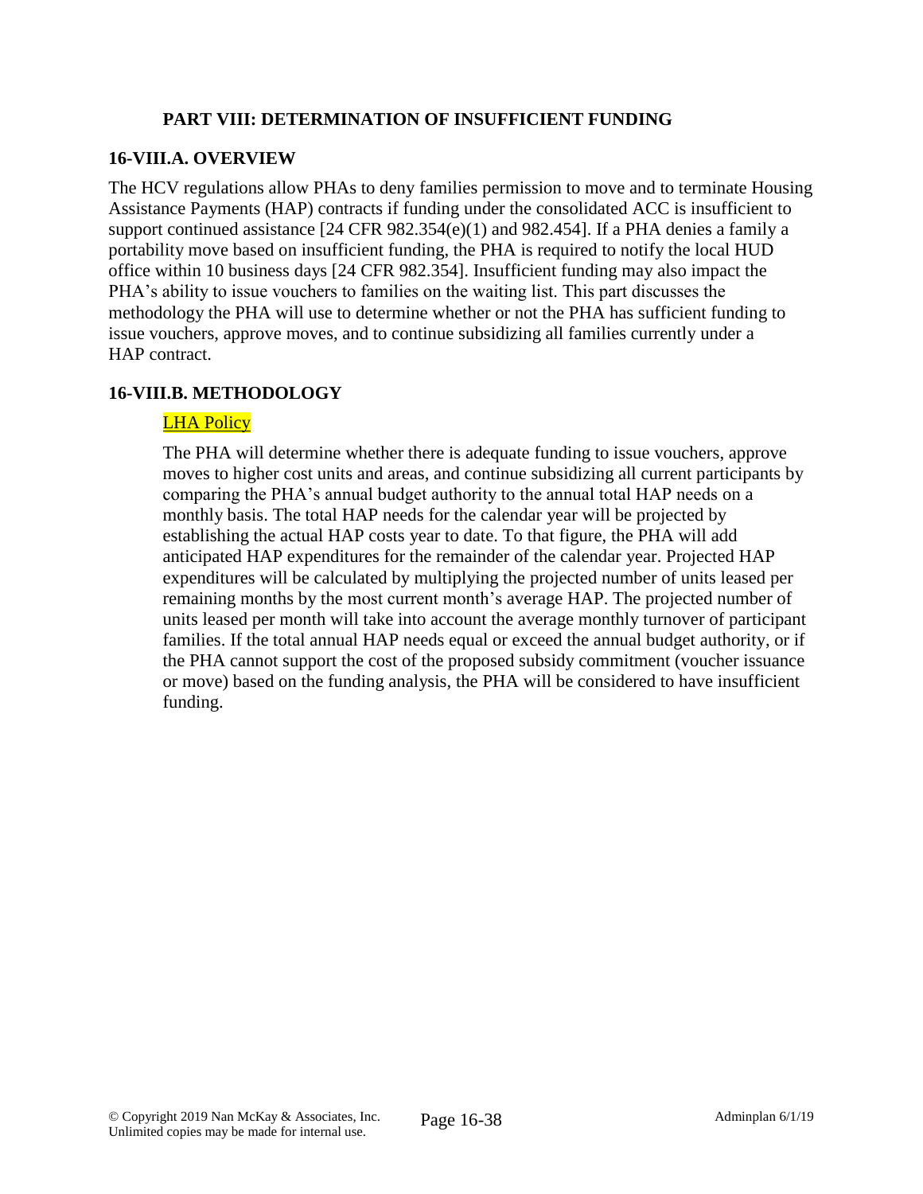## PART VIII: DETERMINATION OF INSUFFICIENT FUNDING

### 16-VIII.A. OVERVIEW

The HCV regulations allow PHAs to deny families permission to move and to terminate Housing Assistance Payments (HAP) contracts if funding under the consolidated ACC is insufficient to support continued assistance [24 CFR 982.354(e)(1) and 982.454]. If a PHA denies a family a portability move based on insufficient funding, the PHA is required to notify the local HUD office within 10 business days [24 CFR 982.354]. Insufficient funding may also impact the PHA's ability to issue vouchers to families on the waiting list. This part discusses the methodology the PHA will use to determine whether or not the PHA has sufficient funding to issue vouchers, approve moves, and to continue subsidizing all families currently under a HAP contract.

### 16-VIII.B. METHODOLOGY

LHA Policy

The PHA will determine whether there is adequate funding to issue vouchers, approve moves to higher cost units and areas, and continue subsidizing all current participants by comparing the PHA's annual budget authority to the annual total HAP needs on a monthly basis. The total HAP needs for the calendar year will be projected by establishing the actual HAP costs year to date. To that figure, the PHA will add anticipated HAP expenditures for the remainder of the calendar year. Projected HAP expenditures will be calculated by multiplying the projected number of units leased per remaining months by the most current month's average HAP. The projected number of units leased per month will take into account the average monthly turnover of participant families. If the total annual HAP needs equal or exceed the annual budget authority, or if the PHA cannot support the cost of the proposed subsidy commitment (voucher issuance or move) based on the funding analysis, the PHA will be considered to have insufficient funding.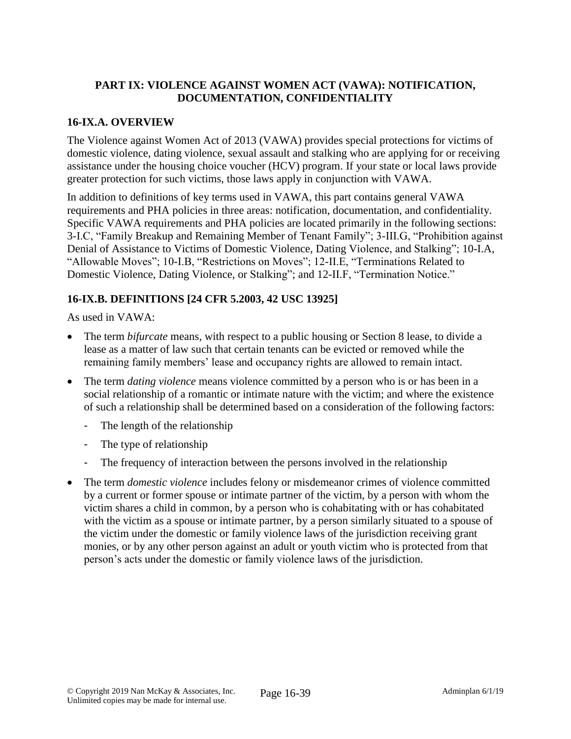## PART IX: VIOLENCE AGAINST WOMEN ACT (VAWA): NOTIFICATION, DOCUMENTATION, CONFIDENTIALITY

### 16-IX.A. OVERVIEW

The Violence against Women Act of 2013 (VAWA) provides special protections for victims of domestic violence, dating violence, sexual assault and stalking who are applying for or receiving assistance under the housing choice voucher (HCV) program. If your state or local laws provide greater protection for such victims, those laws apply in conjunction with VAWA.

In addition to definitions of key terms used in VAWA, this part contains general VAWA requirements and PHA policies in three areas: notification, documentation, and confidentiality. Specific VAWA requirements and PHA policies are located primarily in the following sections: 3-I.C, "Family Breakup and Remaining Member of Tenant Family"; 3-III.G, "Prohibition against Denial of Assistance to Victims of Domestic Violence, Dating Violence, and Stalking"; 10-I.A, "Allowable Moves"; 10-I.B, "Restrictions on Moves"; 12-II.E, "Terminations Related to Domestic Violence, Dating Violence, or Stalking"; and 12-II.F, "Termination Notice."

### 16-IX.B. DEFINITIONS [24 CFR 5.2003, 42 USC 13925]

As used in VAWA:

- The term *bifurcate* means, with respect to a public housing or Section 8 lease, to divide a lease as a matter of law such that certain tenants can be evicted or removed while the remaining family members' lease and occupancy rights are allowed to remain intact.
- The term *dating violence* means violence committed by a person who is or has been in a social relationship of a romantic or intimate nature with the victim; and where the existence of such a relationship shall be determined based on a consideration of the following factors:
  - The length of the relationship
  - The type of relationship
  - The frequency of interaction between the persons involved in the relationship
- The term *domestic violence* includes felony or misdemeanor crimes of violence committed by a current or former spouse or intimate partner of the victim, by a person with whom the victim shares a child in common, by a person who is cohabitating with or has cohabitated with the victim as a spouse or intimate partner, by a person similarly situated to a spouse of the victim under the domestic or family violence laws of the jurisdiction receiving grant monies, or by any other person against an adult or youth victim who is protected from that person's acts under the domestic or family violence laws of the jurisdiction.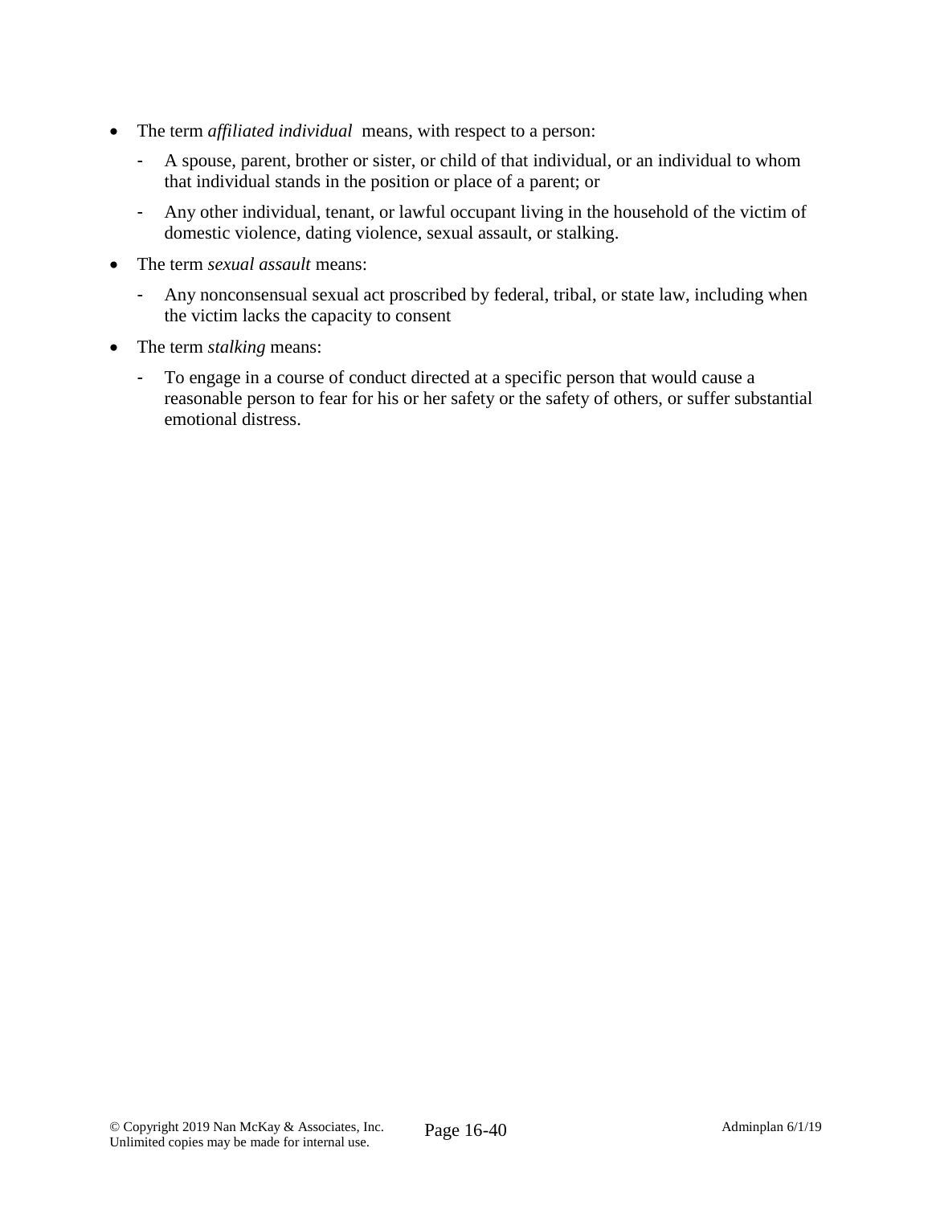- The term *affiliated individual* means, with respect to a person:
  - A spouse, parent, brother or sister, or child of that individual, or an individual to whom that individual stands in the position or place of a parent; or
  - Any other individual, tenant, or lawful occupant living in the household of the victim of domestic violence, dating violence, sexual assault, or stalking.
- The term *sexual assault* means:
  - Any nonconsensual sexual act proscribed by federal, tribal, or state law, including when the victim lacks the capacity to consent
- The term *stalking* means:
  - To engage in a course of conduct directed at a specific person that would cause a reasonable person to fear for his or her safety or the safety of others, or suffer substantial emotional distress.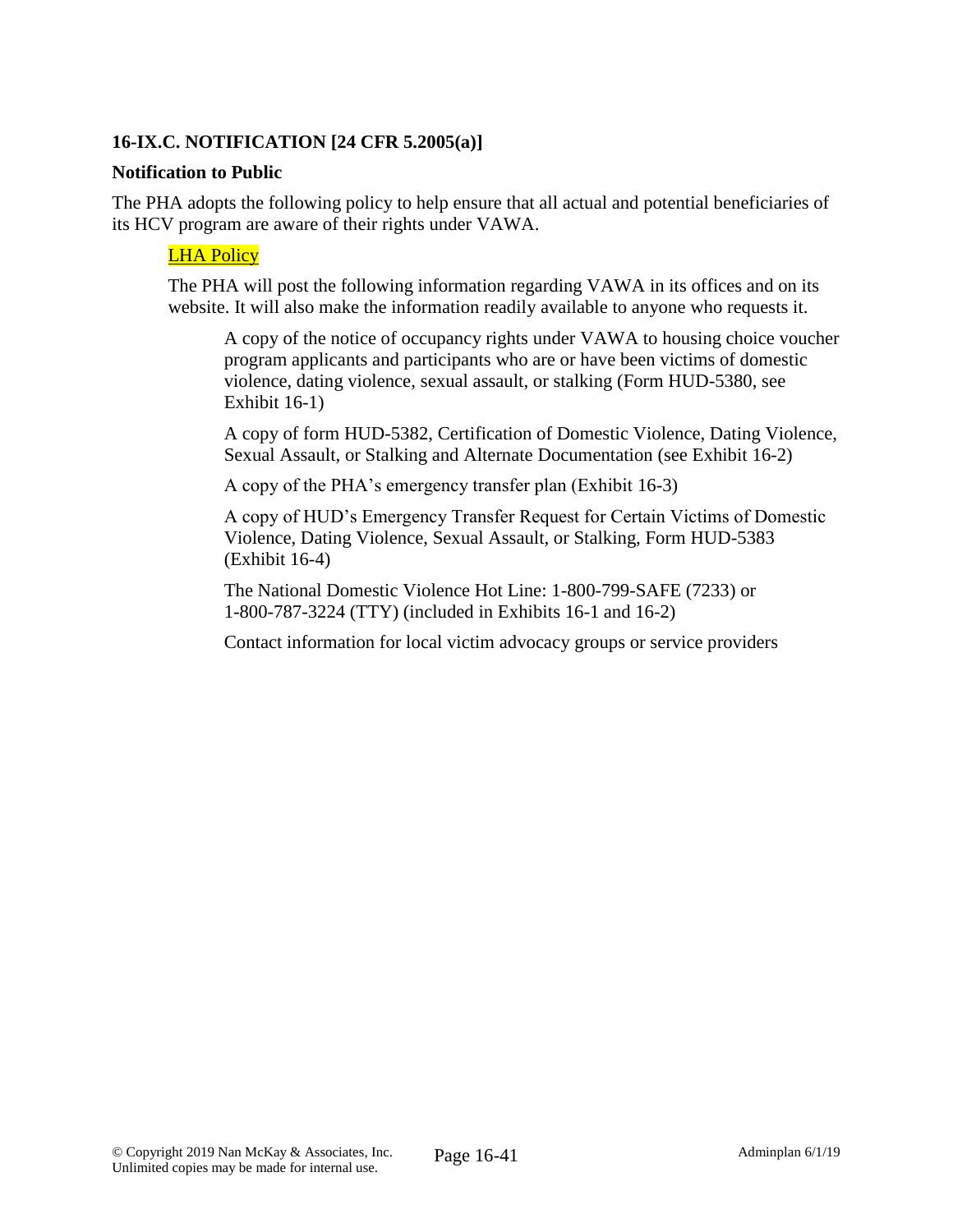### 16-IX.C. NOTIFICATION [24 CFR 5.2005(a)]

**Notification to Public**

The PHA adopts the following policy to help ensure that all actual and potential beneficiaries of its HCV program are aware of their rights under VAWA.

> LHA Policy
>
> The PHA will post the following information regarding VAWA in its offices and on its website. It will also make the information readily available to anyone who requests it.
>
> > A copy of the notice of occupancy rights under VAWA to housing choice voucher program applicants and participants who are or have been victims of domestic violence, dating violence, sexual assault, or stalking (Form HUD-5380, see Exhibit 16-1)
> >
> > A copy of form HUD-5382, Certification of Domestic Violence, Dating Violence, Sexual Assault, or Stalking and Alternate Documentation (see Exhibit 16-2)
> >
> > A copy of the PHA's emergency transfer plan (Exhibit 16-3)
> >
> > A copy of HUD's Emergency Transfer Request for Certain Victims of Domestic Violence, Dating Violence, Sexual Assault, or Stalking, Form HUD-5383 (Exhibit 16-4)
> >
> > The National Domestic Violence Hot Line: 1-800-799-SAFE (7233) or 1-800-787-3224 (TTY) (included in Exhibits 16-1 and 16-2)
> >
> > Contact information for local victim advocacy groups or service providers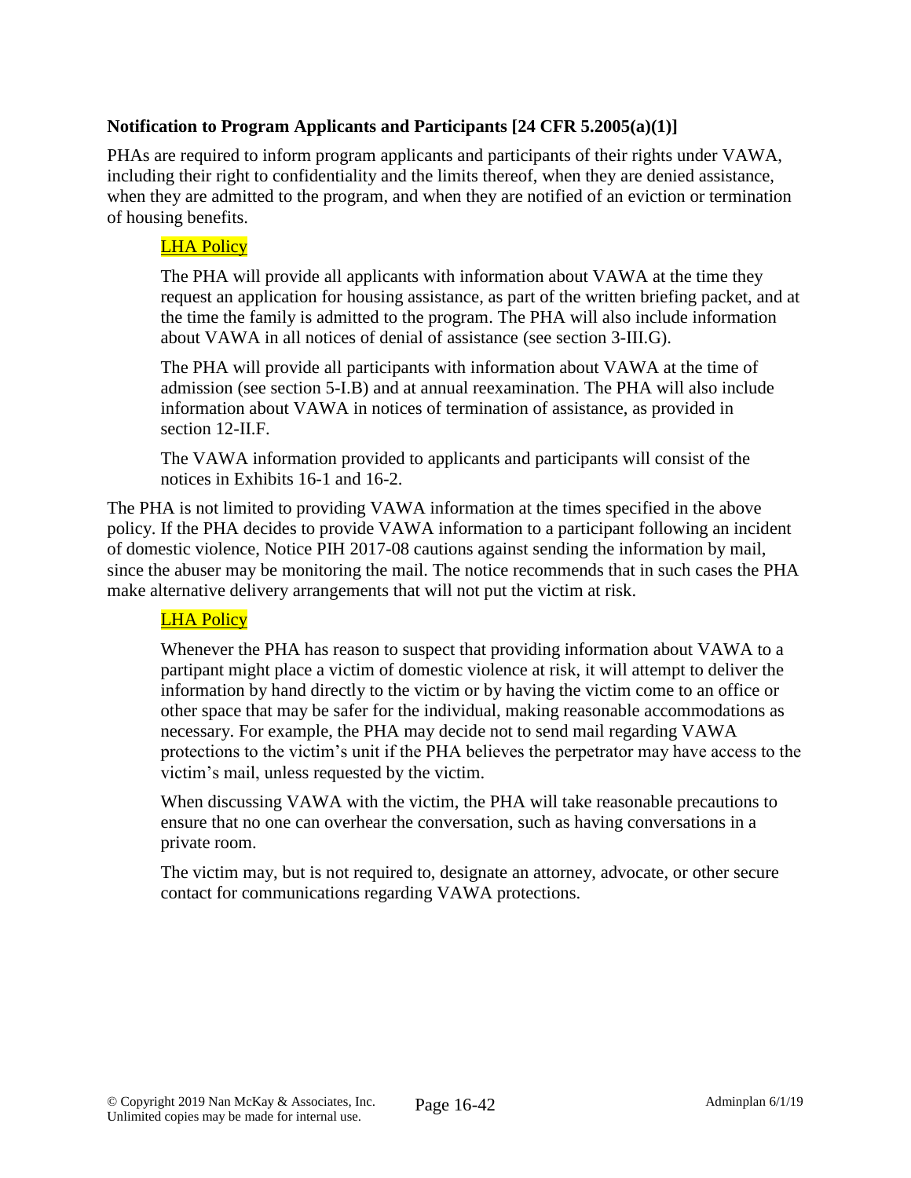**Notification to Program Applicants and Participants [24 CFR 5.2005(a)(1)]**

PHAs are required to inform program applicants and participants of their rights under VAWA, including their right to confidentiality and the limits thereof, when they are denied assistance, when they are admitted to the program, and when they are notified of an eviction or termination of housing benefits.

> LHA Policy
>
> The PHA will provide all applicants with information about VAWA at the time they request an application for housing assistance, as part of the written briefing packet, and at the time the family is admitted to the program. The PHA will also include information about VAWA in all notices of denial of assistance (see section 3-III.G).
>
> The PHA will provide all participants with information about VAWA at the time of admission (see section 5-I.B) and at annual reexamination. The PHA will also include information about VAWA in notices of termination of assistance, as provided in section 12-II.F.
>
> The VAWA information provided to applicants and participants will consist of the notices in Exhibits 16-1 and 16-2.

The PHA is not limited to providing VAWA information at the times specified in the above policy. If the PHA decides to provide VAWA information to a participant following an incident of domestic violence, Notice PIH 2017-08 cautions against sending the information by mail, since the abuser may be monitoring the mail. The notice recommends that in such cases the PHA make alternative delivery arrangements that will not put the victim at risk.

> LHA Policy
>
> Whenever the PHA has reason to suspect that providing information about VAWA to a partipant might place a victim of domestic violence at risk, it will attempt to deliver the information by hand directly to the victim or by having the victim come to an office or other space that may be safer for the individual, making reasonable accommodations as necessary. For example, the PHA may decide not to send mail regarding VAWA protections to the victim's unit if the PHA believes the perpetrator may have access to the victim's mail, unless requested by the victim.
>
> When discussing VAWA with the victim, the PHA will take reasonable precautions to ensure that no one can overhear the conversation, such as having conversations in a private room.
>
> The victim may, but is not required to, designate an attorney, advocate, or other secure contact for communications regarding VAWA protections.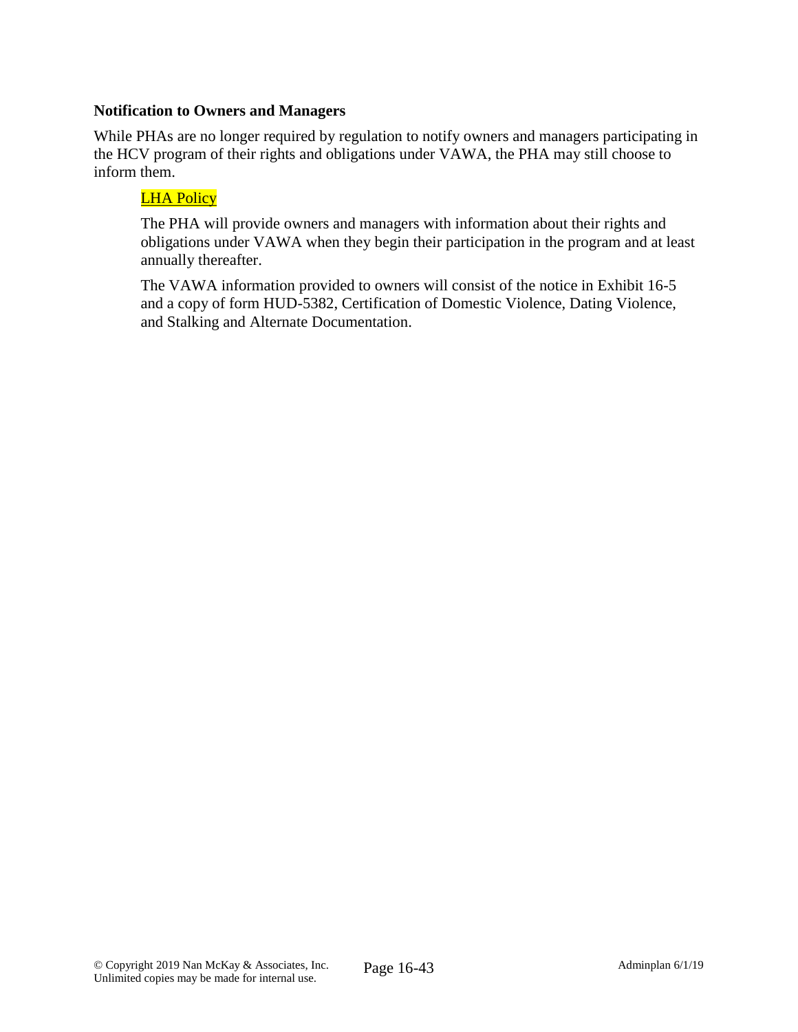**Notification to Owners and Managers**

While PHAs are no longer required by regulation to notify owners and managers participating in the HCV program of their rights and obligations under VAWA, the PHA may still choose to inform them.

> LHA Policy
>
> The PHA will provide owners and managers with information about their rights and obligations under VAWA when they begin their participation in the program and at least annually thereafter.
>
> The VAWA information provided to owners will consist of the notice in Exhibit 16-5 and a copy of form HUD-5382, Certification of Domestic Violence, Dating Violence, and Stalking and Alternate Documentation.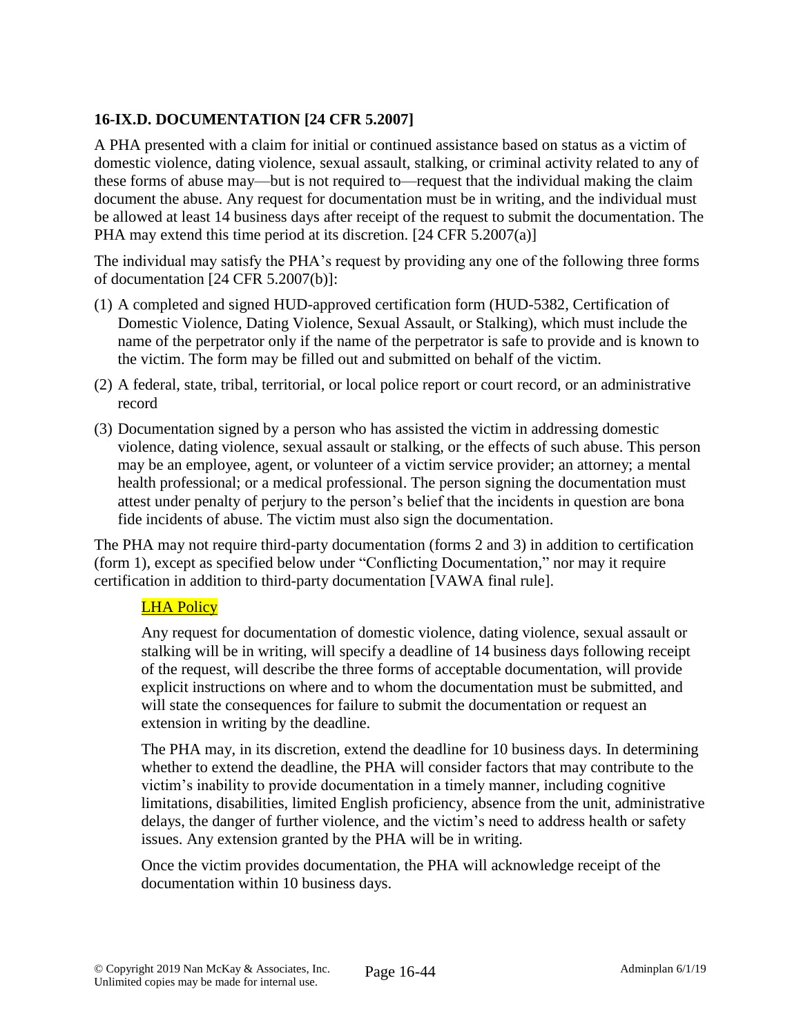### 16-IX.D. DOCUMENTATION [24 CFR 5.2007]

A PHA presented with a claim for initial or continued assistance based on status as a victim of domestic violence, dating violence, sexual assault, stalking, or criminal activity related to any of these forms of abuse may—but is not required to—request that the individual making the claim document the abuse. Any request for documentation must be in writing, and the individual must be allowed at least 14 business days after receipt of the request to submit the documentation. The PHA may extend this time period at its discretion. [24 CFR 5.2007(a)]

The individual may satisfy the PHA's request by providing any one of the following three forms of documentation [24 CFR 5.2007(b)]:

(1) A completed and signed HUD-approved certification form (HUD-5382, Certification of Domestic Violence, Dating Violence, Sexual Assault, or Stalking), which must include the name of the perpetrator only if the name of the perpetrator is safe to provide and is known to the victim. The form may be filled out and submitted on behalf of the victim.

(2) A federal, state, tribal, territorial, or local police report or court record, or an administrative record

(3) Documentation signed by a person who has assisted the victim in addressing domestic violence, dating violence, sexual assault or stalking, or the effects of such abuse. This person may be an employee, agent, or volunteer of a victim service provider; an attorney; a mental health professional; or a medical professional. The person signing the documentation must attest under penalty of perjury to the person's belief that the incidents in question are bona fide incidents of abuse. The victim must also sign the documentation.

The PHA may not require third-party documentation (forms 2 and 3) in addition to certification (form 1), except as specified below under "Conflicting Documentation," nor may it require certification in addition to third-party documentation [VAWA final rule].

> <u>LHA Policy</u>
>
> Any request for documentation of domestic violence, dating violence, sexual assault or stalking will be in writing, will specify a deadline of 14 business days following receipt of the request, will describe the three forms of acceptable documentation, will provide explicit instructions on where and to whom the documentation must be submitted, and will state the consequences for failure to submit the documentation or request an extension in writing by the deadline.
>
> The PHA may, in its discretion, extend the deadline for 10 business days. In determining whether to extend the deadline, the PHA will consider factors that may contribute to the victim's inability to provide documentation in a timely manner, including cognitive limitations, disabilities, limited English proficiency, absence from the unit, administrative delays, the danger of further violence, and the victim's need to address health or safety issues. Any extension granted by the PHA will be in writing.
>
> Once the victim provides documentation, the PHA will acknowledge receipt of the documentation within 10 business days.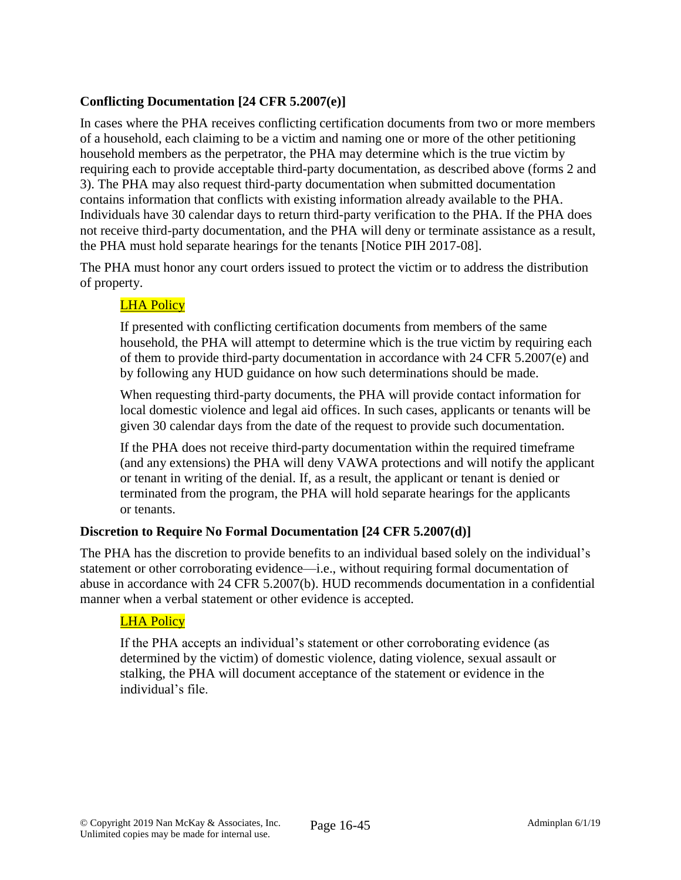**Conflicting Documentation [24 CFR 5.2007(e)]**

In cases where the PHA receives conflicting certification documents from two or more members of a household, each claiming to be a victim and naming one or more of the other petitioning household members as the perpetrator, the PHA may determine which is the true victim by requiring each to provide acceptable third-party documentation, as described above (forms 2 and 3). The PHA may also request third-party documentation when submitted documentation contains information that conflicts with existing information already available to the PHA. Individuals have 30 calendar days to return third-party verification to the PHA. If the PHA does not receive third-party documentation, and the PHA will deny or terminate assistance as a result, the PHA must hold separate hearings for the tenants [Notice PIH 2017-08].

The PHA must honor any court orders issued to protect the victim or to address the distribution of property.

> LHA Policy
>
> If presented with conflicting certification documents from members of the same household, the PHA will attempt to determine which is the true victim by requiring each of them to provide third-party documentation in accordance with 24 CFR 5.2007(e) and by following any HUD guidance on how such determinations should be made.
>
> When requesting third-party documents, the PHA will provide contact information for local domestic violence and legal aid offices. In such cases, applicants or tenants will be given 30 calendar days from the date of the request to provide such documentation.
>
> If the PHA does not receive third-party documentation within the required timeframe (and any extensions) the PHA will deny VAWA protections and will notify the applicant or tenant in writing of the denial. If, as a result, the applicant or tenant is denied or terminated from the program, the PHA will hold separate hearings for the applicants or tenants.

**Discretion to Require No Formal Documentation [24 CFR 5.2007(d)]**

The PHA has the discretion to provide benefits to an individual based solely on the individual's statement or other corroborating evidence—i.e., without requiring formal documentation of abuse in accordance with 24 CFR 5.2007(b). HUD recommends documentation in a confidential manner when a verbal statement or other evidence is accepted.

> LHA Policy
>
> If the PHA accepts an individual's statement or other corroborating evidence (as determined by the victim) of domestic violence, dating violence, sexual assault or stalking, the PHA will document acceptance of the statement or evidence in the individual's file.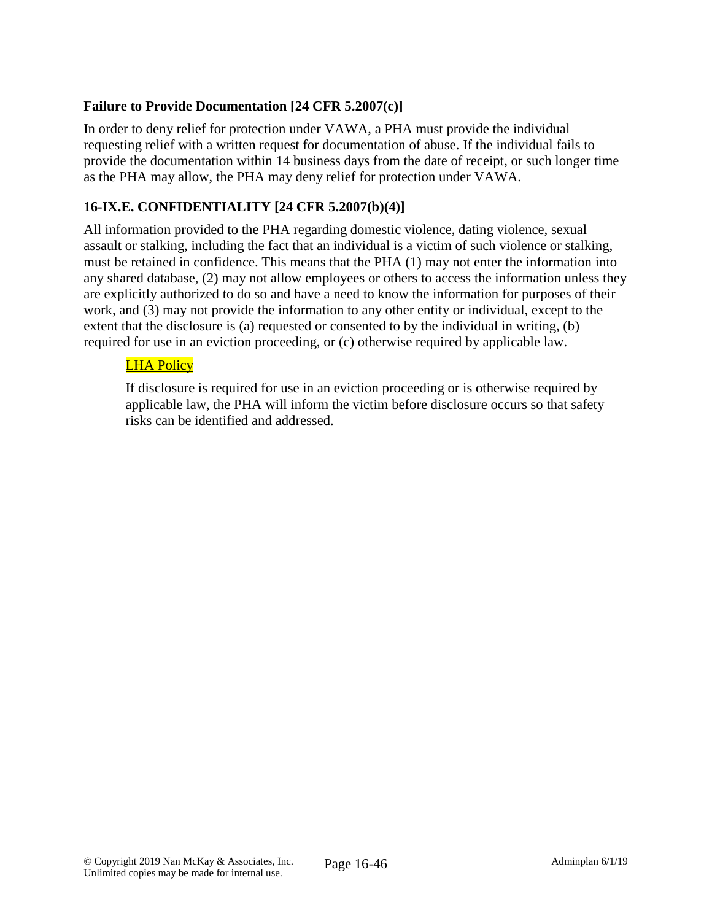### Failure to Provide Documentation [24 CFR 5.2007(c)]

In order to deny relief for protection under VAWA, a PHA must provide the individual requesting relief with a written request for documentation of abuse. If the individual fails to provide the documentation within 14 business days from the date of receipt, or such longer time as the PHA may allow, the PHA may deny relief for protection under VAWA.

## 16-IX.E. CONFIDENTIALITY [24 CFR 5.2007(b)(4)]

All information provided to the PHA regarding domestic violence, dating violence, sexual assault or stalking, including the fact that an individual is a victim of such violence or stalking, must be retained in confidence. This means that the PHA (1) may not enter the information into any shared database, (2) may not allow employees or others to access the information unless they are explicitly authorized to do so and have a need to know the information for purposes of their work, and (3) may not provide the information to any other entity or individual, except to the extent that the disclosure is (a) requested or consented to by the individual in writing, (b) required for use in an eviction proceeding, or (c) otherwise required by applicable law.

> LHA Policy
>
> If disclosure is required for use in an eviction proceeding or is otherwise required by applicable law, the PHA will inform the victim before disclosure occurs so that safety risks can be identified and addressed.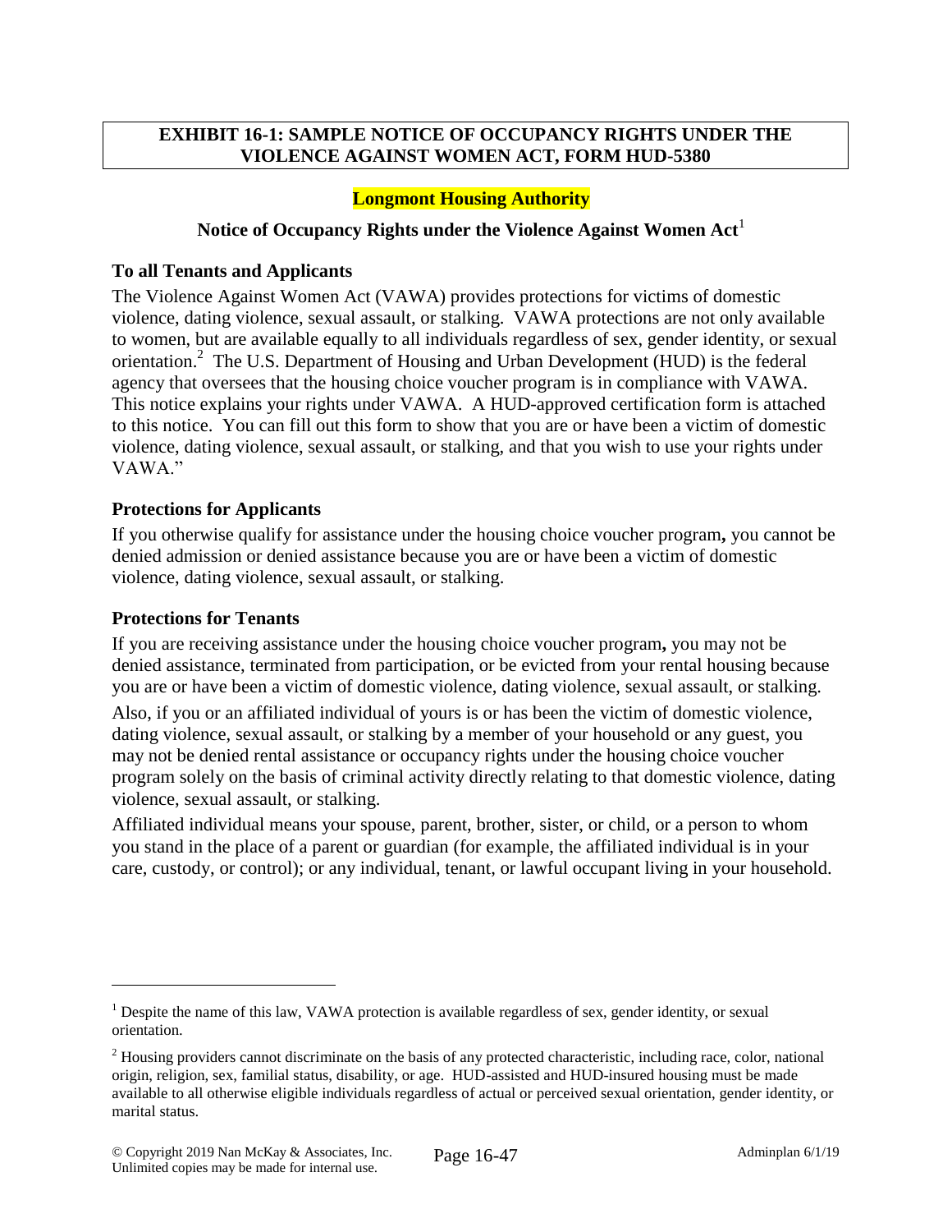**EXHIBIT 16-1: SAMPLE NOTICE OF OCCUPANCY RIGHTS UNDER THE VIOLENCE AGAINST WOMEN ACT, FORM HUD-5380**

**Longmont Housing Authority**

**Notice of Occupancy Rights under the Violence Against Women Act**[1]

### To all Tenants and Applicants

The Violence Against Women Act (VAWA) provides protections for victims of domestic violence, dating violence, sexual assault, or stalking. VAWA protections are not only available to women, but are available equally to all individuals regardless of sex, gender identity, or sexual orientation.[2] The U.S. Department of Housing and Urban Development (HUD) is the federal agency that oversees that the housing choice voucher program is in compliance with VAWA. This notice explains your rights under VAWA. A HUD-approved certification form is attached to this notice. You can fill out this form to show that you are or have been a victim of domestic violence, dating violence, sexual assault, or stalking, and that you wish to use your rights under VAWA."

### Protections for Applicants

If you otherwise qualify for assistance under the housing choice voucher program**,** you cannot be denied admission or denied assistance because you are or have been a victim of domestic violence, dating violence, sexual assault, or stalking.

### Protections for Tenants

If you are receiving assistance under the housing choice voucher program**,** you may not be denied assistance, terminated from participation, or be evicted from your rental housing because you are or have been a victim of domestic violence, dating violence, sexual assault, or stalking.

Also, if you or an affiliated individual of yours is or has been the victim of domestic violence, dating violence, sexual assault, or stalking by a member of your household or any guest, you may not be denied rental assistance or occupancy rights under the housing choice voucher program solely on the basis of criminal activity directly relating to that domestic violence, dating violence, sexual assault, or stalking.

Affiliated individual means your spouse, parent, brother, sister, or child, or a person to whom you stand in the place of a parent or guardian (for example, the affiliated individual is in your care, custody, or control); or any individual, tenant, or lawful occupant living in your household.

---

[1] Despite the name of this law, VAWA protection is available regardless of sex, gender identity, or sexual orientation.

[2] Housing providers cannot discriminate on the basis of any protected characteristic, including race, color, national origin, religion, sex, familial status, disability, or age. HUD-assisted and HUD-insured housing must be made available to all otherwise eligible individuals regardless of actual or perceived sexual orientation, gender identity, or marital status.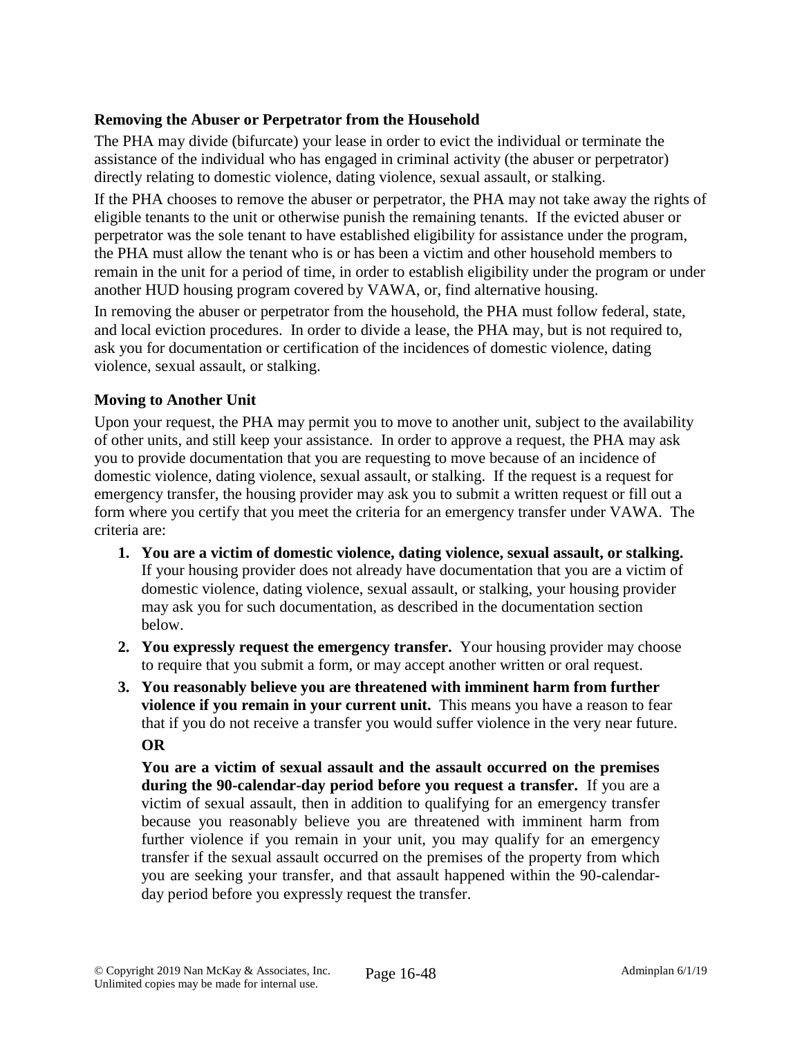**Removing the Abuser or Perpetrator from the Household**

The PHA may divide (bifurcate) your lease in order to evict the individual or terminate the assistance of the individual who has engaged in criminal activity (the abuser or perpetrator) directly relating to domestic violence, dating violence, sexual assault, or stalking.

If the PHA chooses to remove the abuser or perpetrator, the PHA may not take away the rights of eligible tenants to the unit or otherwise punish the remaining tenants. If the evicted abuser or perpetrator was the sole tenant to have established eligibility for assistance under the program, the PHA must allow the tenant who is or has been a victim and other household members to remain in the unit for a period of time, in order to establish eligibility under the program or under another HUD housing program covered by VAWA, or, find alternative housing.

In removing the abuser or perpetrator from the household, the PHA must follow federal, state, and local eviction procedures. In order to divide a lease, the PHA may, but is not required to, ask you for documentation or certification of the incidences of domestic violence, dating violence, sexual assault, or stalking.

**Moving to Another Unit**

Upon your request, the PHA may permit you to move to another unit, subject to the availability of other units, and still keep your assistance. In order to approve a request, the PHA may ask you to provide documentation that you are requesting to move because of an incidence of domestic violence, dating violence, sexual assault, or stalking. If the request is a request for emergency transfer, the housing provider may ask you to submit a written request or fill out a form where you certify that you meet the criteria for an emergency transfer under VAWA. The criteria are:

1. **You are a victim of domestic violence, dating violence, sexual assault, or stalking.** If your housing provider does not already have documentation that you are a victim of domestic violence, dating violence, sexual assault, or stalking, your housing provider may ask you for such documentation, as described in the documentation section below.
2. **You expressly request the emergency transfer.** Your housing provider may choose to require that you submit a form, or may accept another written or oral request.
3. **You reasonably believe you are threatened with imminent harm from further violence if you remain in your current unit.** This means you have a reason to fear that if you do not receive a transfer you would suffer violence in the very near future.

   **OR**

   **You are a victim of sexual assault and the assault occurred on the premises during the 90-calendar-day period before you request a transfer.** If you are a victim of sexual assault, then in addition to qualifying for an emergency transfer because you reasonably believe you are threatened with imminent harm from further violence if you remain in your unit, you may qualify for an emergency transfer if the sexual assault occurred on the premises of the property from which you are seeking your transfer, and that assault happened within the 90-calendar-day period before you expressly request the transfer.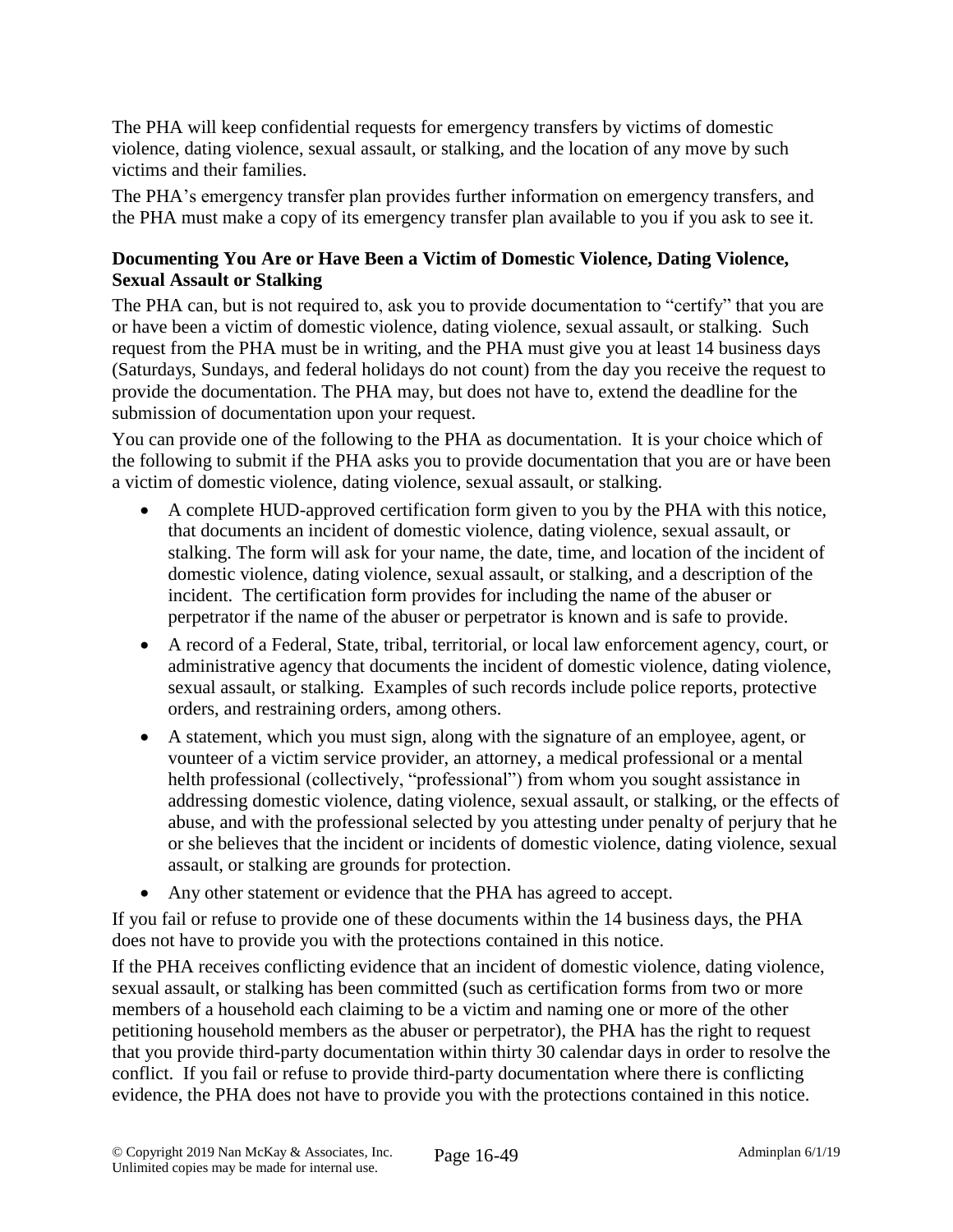The PHA will keep confidential requests for emergency transfers by victims of domestic violence, dating violence, sexual assault, or stalking, and the location of any move by such victims and their families.

The PHA's emergency transfer plan provides further information on emergency transfers, and the PHA must make a copy of its emergency transfer plan available to you if you ask to see it.

**Documenting You Are or Have Been a Victim of Domestic Violence, Dating Violence, Sexual Assault or Stalking**

The PHA can, but is not required to, ask you to provide documentation to "certify" that you are or have been a victim of domestic violence, dating violence, sexual assault, or stalking. Such request from the PHA must be in writing, and the PHA must give you at least 14 business days (Saturdays, Sundays, and federal holidays do not count) from the day you receive the request to provide the documentation. The PHA may, but does not have to, extend the deadline for the submission of documentation upon your request.

You can provide one of the following to the PHA as documentation. It is your choice which of the following to submit if the PHA asks you to provide documentation that you are or have been a victim of domestic violence, dating violence, sexual assault, or stalking.

- A complete HUD-approved certification form given to you by the PHA with this notice, that documents an incident of domestic violence, dating violence, sexual assault, or stalking. The form will ask for your name, the date, time, and location of the incident of domestic violence, dating violence, sexual assault, or stalking, and a description of the incident. The certification form provides for including the name of the abuser or perpetrator if the name of the abuser or perpetrator is known and is safe to provide.
- A record of a Federal, State, tribal, territorial, or local law enforcement agency, court, or administrative agency that documents the incident of domestic violence, dating violence, sexual assault, or stalking. Examples of such records include police reports, protective orders, and restraining orders, among others.
- A statement, which you must sign, along with the signature of an employee, agent, or vounteer of a victim service provider, an attorney, a medical professional or a mental helth professional (collectively, "professional") from whom you sought assistance in addressing domestic violence, dating violence, sexual assault, or stalking, or the effects of abuse, and with the professional selected by you attesting under penalty of perjury that he or she believes that the incident or incidents of domestic violence, dating violence, sexual assault, or stalking are grounds for protection.
- Any other statement or evidence that the PHA has agreed to accept.

If you fail or refuse to provide one of these documents within the 14 business days, the PHA does not have to provide you with the protections contained in this notice.

If the PHA receives conflicting evidence that an incident of domestic violence, dating violence, sexual assault, or stalking has been committed (such as certification forms from two or more members of a household each claiming to be a victim and naming one or more of the other petitioning household members as the abuser or perpetrator), the PHA has the right to request that you provide third-party documentation within thirty 30 calendar days in order to resolve the conflict. If you fail or refuse to provide third-party documentation where there is conflicting evidence, the PHA does not have to provide you with the protections contained in this notice.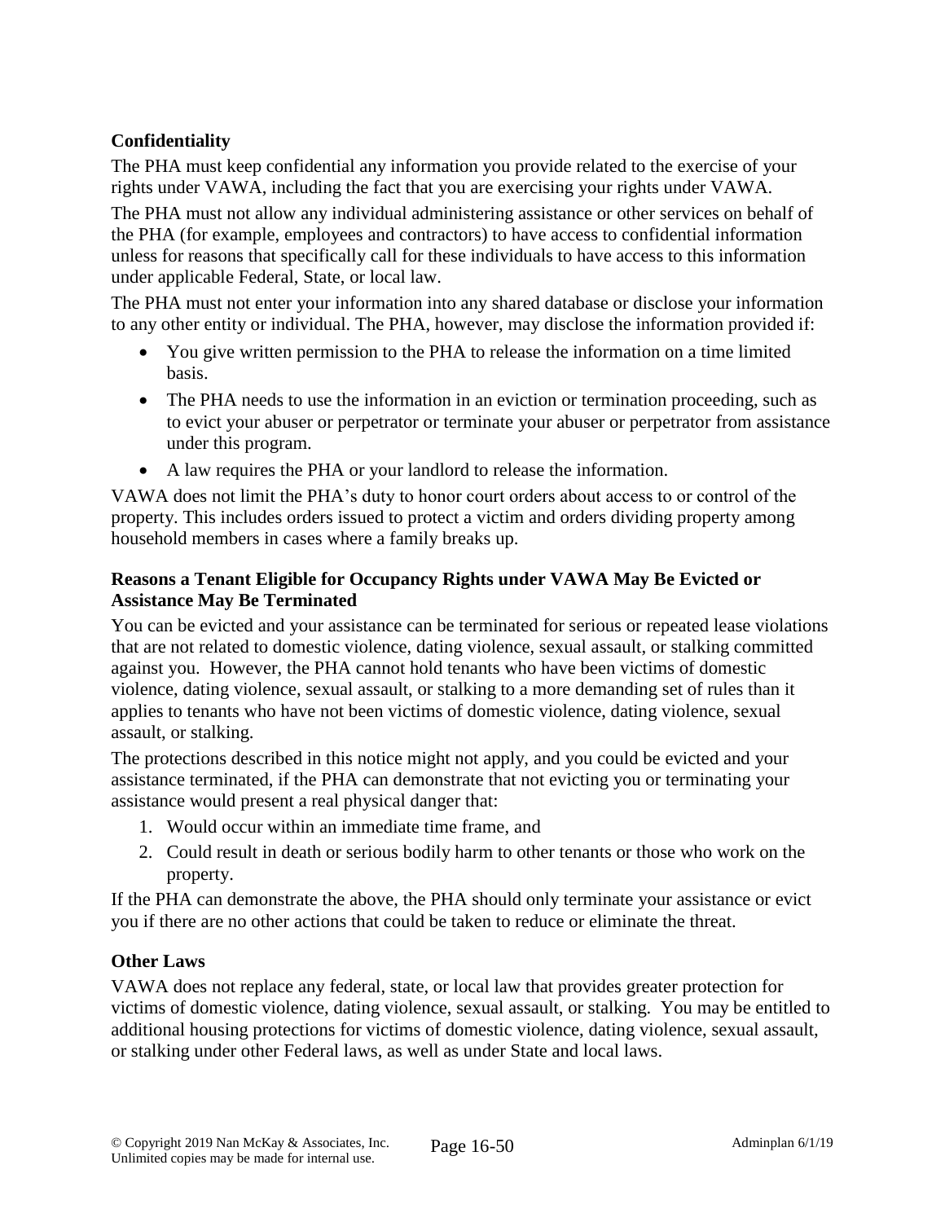**Confidentiality**

The PHA must keep confidential any information you provide related to the exercise of your rights under VAWA, including the fact that you are exercising your rights under VAWA.

The PHA must not allow any individual administering assistance or other services on behalf of the PHA (for example, employees and contractors) to have access to confidential information unless for reasons that specifically call for these individuals to have access to this information under applicable Federal, State, or local law.

The PHA must not enter your information into any shared database or disclose your information to any other entity or individual. The PHA, however, may disclose the information provided if:

- You give written permission to the PHA to release the information on a time limited basis.
- The PHA needs to use the information in an eviction or termination proceeding, such as to evict your abuser or perpetrator or terminate your abuser or perpetrator from assistance under this program.
- A law requires the PHA or your landlord to release the information.

VAWA does not limit the PHA's duty to honor court orders about access to or control of the property. This includes orders issued to protect a victim and orders dividing property among household members in cases where a family breaks up.

**Reasons a Tenant Eligible for Occupancy Rights under VAWA May Be Evicted or Assistance May Be Terminated**

You can be evicted and your assistance can be terminated for serious or repeated lease violations that are not related to domestic violence, dating violence, sexual assault, or stalking committed against you. However, the PHA cannot hold tenants who have been victims of domestic violence, dating violence, sexual assault, or stalking to a more demanding set of rules than it applies to tenants who have not been victims of domestic violence, dating violence, sexual assault, or stalking.

The protections described in this notice might not apply, and you could be evicted and your assistance terminated, if the PHA can demonstrate that not evicting you or terminating your assistance would present a real physical danger that:

1. Would occur within an immediate time frame, and
2. Could result in death or serious bodily harm to other tenants or those who work on the property.

If the PHA can demonstrate the above, the PHA should only terminate your assistance or evict you if there are no other actions that could be taken to reduce or eliminate the threat.

**Other Laws**

VAWA does not replace any federal, state, or local law that provides greater protection for victims of domestic violence, dating violence, sexual assault, or stalking. You may be entitled to additional housing protections for victims of domestic violence, dating violence, sexual assault, or stalking under other Federal laws, as well as under State and local laws.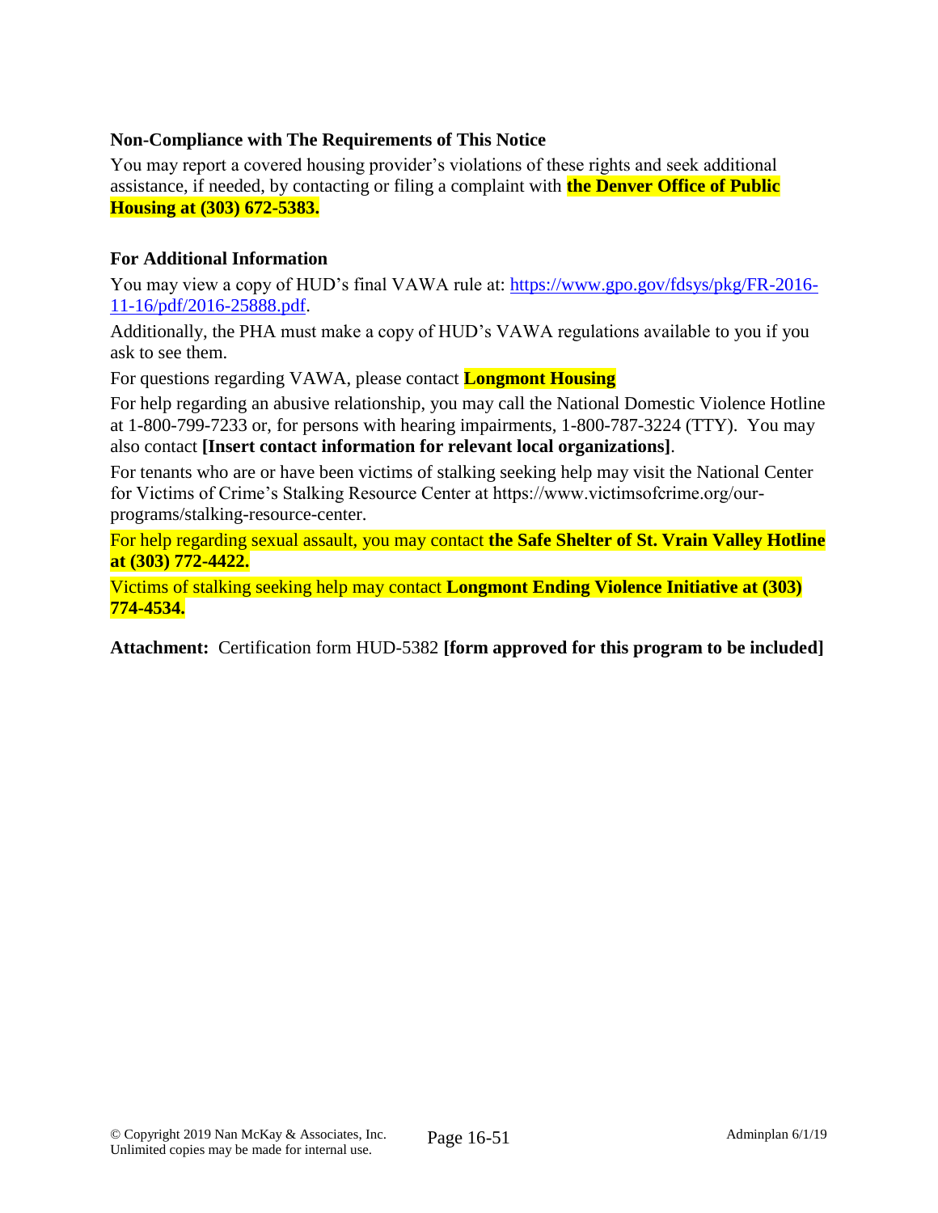### Non-Compliance with The Requirements of This Notice

You may report a covered housing provider's violations of these rights and seek additional assistance, if needed, by contacting or filing a complaint with **the Denver Office of Public Housing at (303) 672-5383.**

### For Additional Information

You may view a copy of HUD's final VAWA rule at: https://www.gpo.gov/fdsys/pkg/FR-2016-11-16/pdf/2016-25888.pdf.

Additionally, the PHA must make a copy of HUD's VAWA regulations available to you if you ask to see them.

For questions regarding VAWA, please contact **Longmont Housing**

For help regarding an abusive relationship, you may call the National Domestic Violence Hotline at 1-800-799-7233 or, for persons with hearing impairments, 1-800-787-3224 (TTY). You may also contact **[Insert contact information for relevant local organizations]**.

For tenants who are or have been victims of stalking seeking help may visit the National Center for Victims of Crime's Stalking Resource Center at https://www.victimsofcrime.org/our-programs/stalking-resource-center.

For help regarding sexual assault, you may contact **the Safe Shelter of St. Vrain Valley Hotline at (303) 772-4422.**

Victims of stalking seeking help may contact **Longmont Ending Violence Initiative at (303) 774-4534.**

**Attachment:** Certification form HUD-5382 **[form approved for this program to be included]**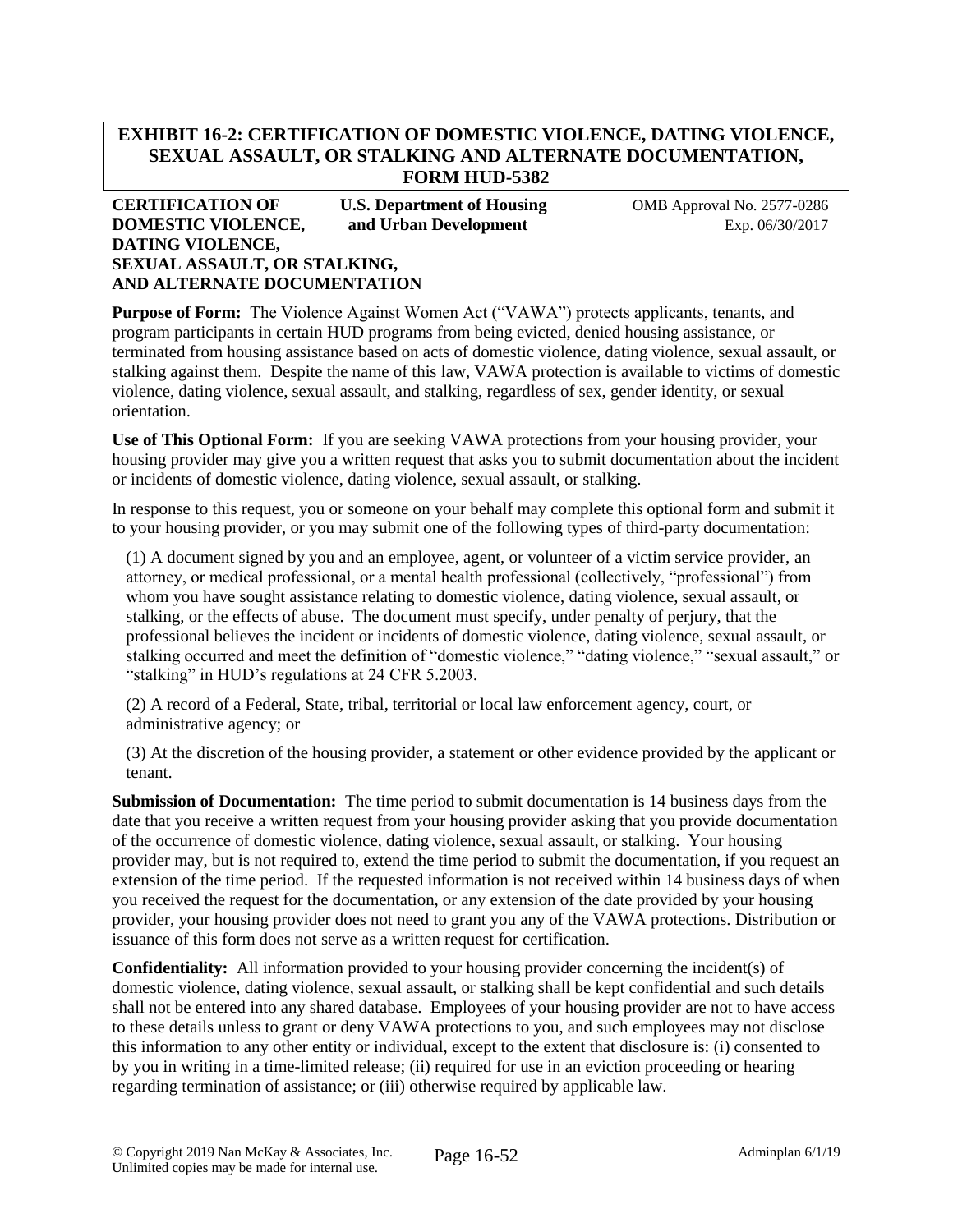## EXHIBIT 16-2: CERTIFICATION OF DOMESTIC VIOLENCE, DATING VIOLENCE, SEXUAL ASSAULT, OR STALKING AND ALTERNATE DOCUMENTATION, FORM HUD-5382

**CERTIFICATION OF DOMESTIC VIOLENCE, DATING VIOLENCE, SEXUAL ASSAULT, OR STALKING, AND ALTERNATE DOCUMENTATION**

**U.S. Department of Housing and Urban Development**

OMB Approval No. 2577-0286
Exp. 06/30/2017

**Purpose of Form:** The Violence Against Women Act ("VAWA") protects applicants, tenants, and program participants in certain HUD programs from being evicted, denied housing assistance, or terminated from housing assistance based on acts of domestic violence, dating violence, sexual assault, or stalking against them. Despite the name of this law, VAWA protection is available to victims of domestic violence, dating violence, sexual assault, and stalking, regardless of sex, gender identity, or sexual orientation.

**Use of This Optional Form:** If you are seeking VAWA protections from your housing provider, your housing provider may give you a written request that asks you to submit documentation about the incident or incidents of domestic violence, dating violence, sexual assault, or stalking.

In response to this request, you or someone on your behalf may complete this optional form and submit it to your housing provider, or you may submit one of the following types of third-party documentation:

(1) A document signed by you and an employee, agent, or volunteer of a victim service provider, an attorney, or medical professional, or a mental health professional (collectively, "professional") from whom you have sought assistance relating to domestic violence, dating violence, sexual assault, or stalking, or the effects of abuse. The document must specify, under penalty of perjury, that the professional believes the incident or incidents of domestic violence, dating violence, sexual assault, or stalking occurred and meet the definition of "domestic violence," "dating violence," "sexual assault," or "stalking" in HUD's regulations at 24 CFR 5.2003.

(2) A record of a Federal, State, tribal, territorial or local law enforcement agency, court, or administrative agency; or

(3) At the discretion of the housing provider, a statement or other evidence provided by the applicant or tenant.

**Submission of Documentation:** The time period to submit documentation is 14 business days from the date that you receive a written request from your housing provider asking that you provide documentation of the occurrence of domestic violence, dating violence, sexual assault, or stalking. Your housing provider may, but is not required to, extend the time period to submit the documentation, if you request an extension of the time period. If the requested information is not received within 14 business days of when you received the request for the documentation, or any extension of the date provided by your housing provider, your housing provider does not need to grant you any of the VAWA protections. Distribution or issuance of this form does not serve as a written request for certification.

**Confidentiality:** All information provided to your housing provider concerning the incident(s) of domestic violence, dating violence, sexual assault, or stalking shall be kept confidential and such details shall not be entered into any shared database. Employees of your housing provider are not to have access to these details unless to grant or deny VAWA protections to you, and such employees may not disclose this information to any other entity or individual, except to the extent that disclosure is: (i) consented to by you in writing in a time-limited release; (ii) required for use in an eviction proceeding or hearing regarding termination of assistance; or (iii) otherwise required by applicable law.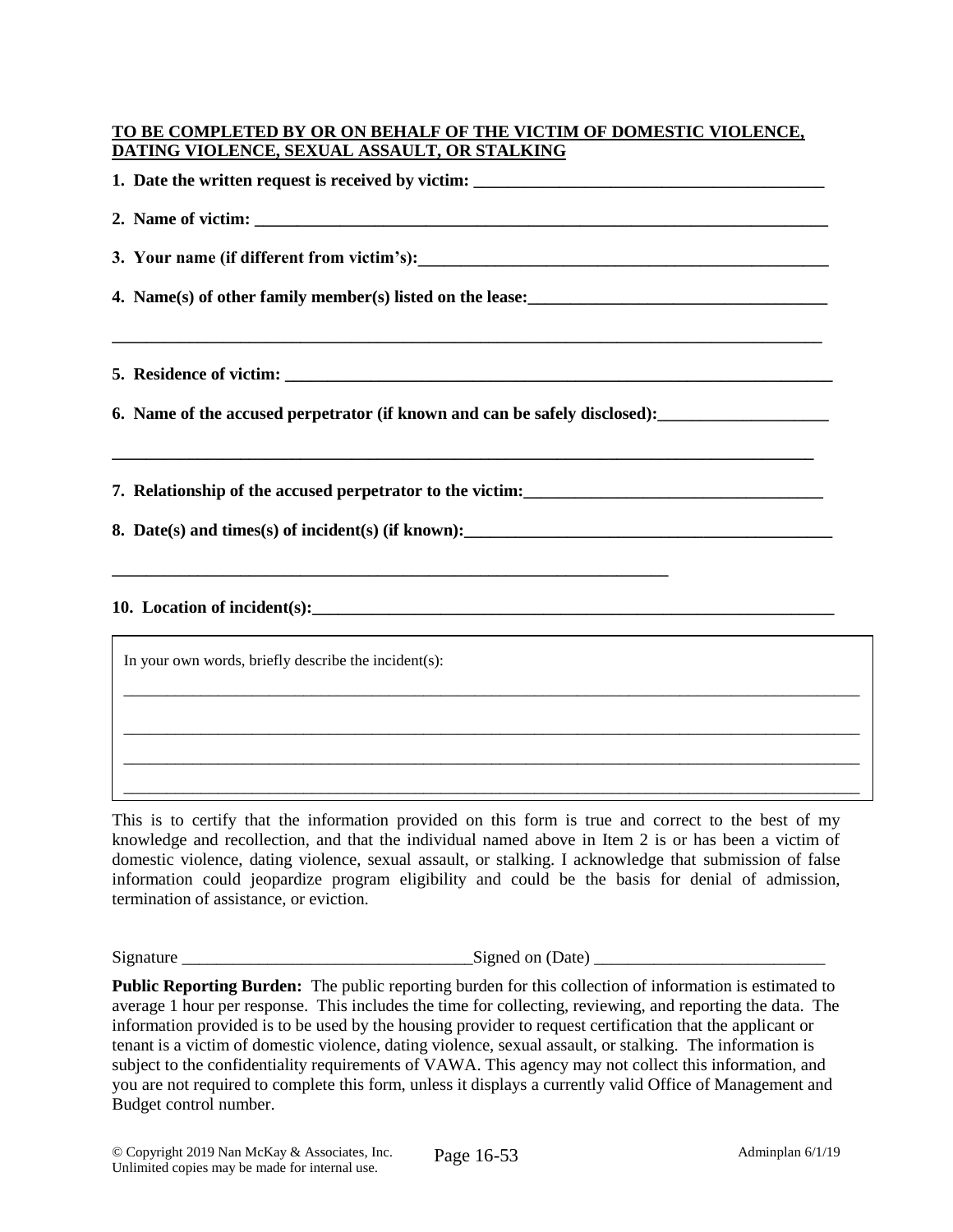**<u>TO BE COMPLETED BY OR ON BEHALF OF THE VICTIM OF DOMESTIC VIOLENCE, DATING VIOLENCE, SEXUAL ASSAULT, OR STALKING</u>**

**1. Date the written request is received by victim:** ______________________________________

**2. Name of victim:** ______________________________________________________________

**3. Your name (if different from victim's):** ____________________________________________

**4. Name(s) of other family member(s) listed on the lease:** _____________________________

______________________________________________________________________________

**5. Residence of victim:** __________________________________________________________

**6. Name of the accused perpetrator (if known and can be safely disclosed):** _______________

______________________________________________________________________________

**7. Relationship of the accused perpetrator to the victim:** ______________________________

**8. Date(s) and times(s) of incident(s) (if known):** ____________________________________

____________________________________________________________

**10. Location of incident(s):** _______________________________________________________

In your own words, briefly describe the incident(s):

______________________________________________________________________________

______________________________________________________________________________

______________________________________________________________________________

______________________________________________________________________________

This is to certify that the information provided on this form is true and correct to the best of my knowledge and recollection, and that the individual named above in Item 2 is or has been a victim of domestic violence, dating violence, sexual assault, or stalking. I acknowledge that submission of false information could jeopardize program eligibility and could be the basis for denial of admission, termination of assistance, or eviction.

Signature _________________________________ Signed on (Date) __________________________

**Public Reporting Burden:** The public reporting burden for this collection of information is estimated to average 1 hour per response. This includes the time for collecting, reviewing, and reporting the data. The information provided is to be used by the housing provider to request certification that the applicant or tenant is a victim of domestic violence, dating violence, sexual assault, or stalking. The information is subject to the confidentiality requirements of VAWA. This agency may not collect this information, and you are not required to complete this form, unless it displays a currently valid Office of Management and Budget control number.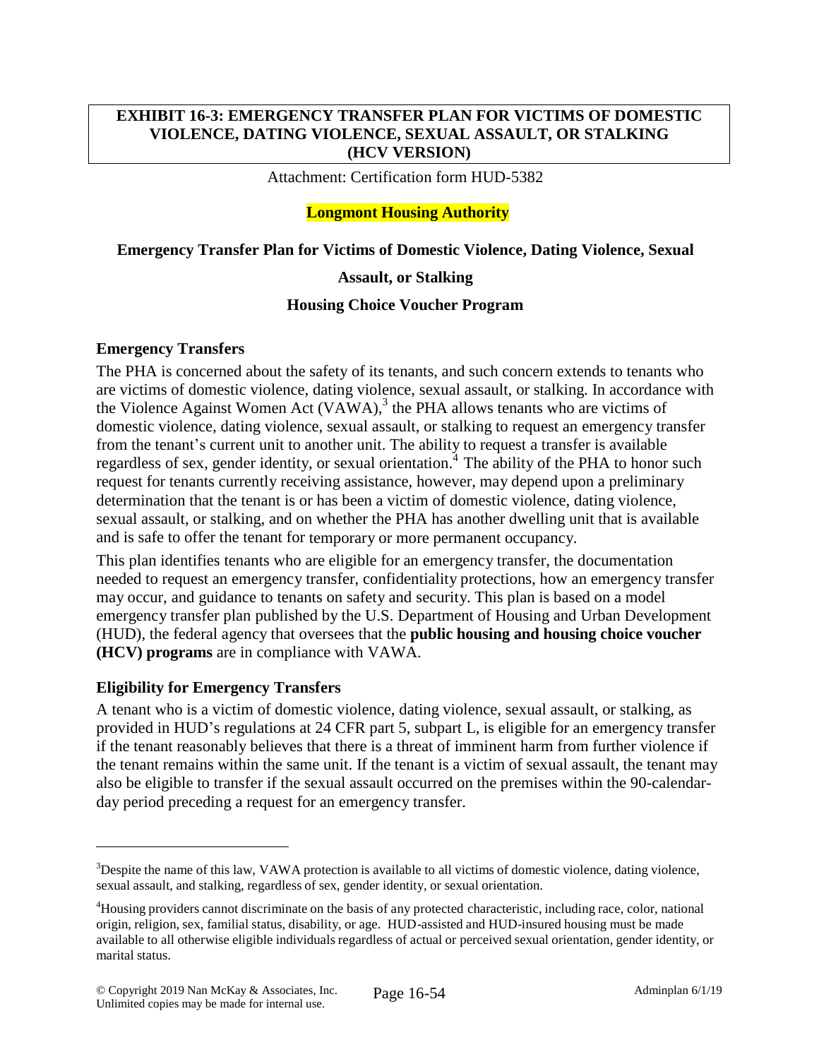**EXHIBIT 16-3: EMERGENCY TRANSFER PLAN FOR VICTIMS OF DOMESTIC VIOLENCE, DATING VIOLENCE, SEXUAL ASSAULT, OR STALKING (HCV VERSION)**

Attachment: Certification form HUD-5382

**Longmont Housing Authority**

**Emergency Transfer Plan for Victims of Domestic Violence, Dating Violence, Sexual Assault, or Stalking**

**Housing Choice Voucher Program**

**Emergency Transfers**

The PHA is concerned about the safety of its tenants, and such concern extends to tenants who are victims of domestic violence, dating violence, sexual assault, or stalking. In accordance with the Violence Against Women Act (VAWA),[3] the PHA allows tenants who are victims of domestic violence, dating violence, sexual assault, or stalking to request an emergency transfer from the tenant's current unit to another unit. The ability to request a transfer is available regardless of sex, gender identity, or sexual orientation.[4] The ability of the PHA to honor such request for tenants currently receiving assistance, however, may depend upon a preliminary determination that the tenant is or has been a victim of domestic violence, dating violence, sexual assault, or stalking, and on whether the PHA has another dwelling unit that is available and is safe to offer the tenant for temporary or more permanent occupancy.

This plan identifies tenants who are eligible for an emergency transfer, the documentation needed to request an emergency transfer, confidentiality protections, how an emergency transfer may occur, and guidance to tenants on safety and security. This plan is based on a model emergency transfer plan published by the U.S. Department of Housing and Urban Development (HUD), the federal agency that oversees that the **public housing and housing choice voucher (HCV) programs** are in compliance with VAWA.

**Eligibility for Emergency Transfers**

A tenant who is a victim of domestic violence, dating violence, sexual assault, or stalking, as provided in HUD's regulations at 24 CFR part 5, subpart L, is eligible for an emergency transfer if the tenant reasonably believes that there is a threat of imminent harm from further violence if the tenant remains within the same unit. If the tenant is a victim of sexual assault, the tenant may also be eligible to transfer if the sexual assault occurred on the premises within the 90-calendar-day period preceding a request for an emergency transfer.

---

[3]Despite the name of this law, VAWA protection is available to all victims of domestic violence, dating violence, sexual assault, and stalking, regardless of sex, gender identity, or sexual orientation.

[4]Housing providers cannot discriminate on the basis of any protected characteristic, including race, color, national origin, religion, sex, familial status, disability, or age. HUD-assisted and HUD-insured housing must be made available to all otherwise eligible individuals regardless of actual or perceived sexual orientation, gender identity, or marital status.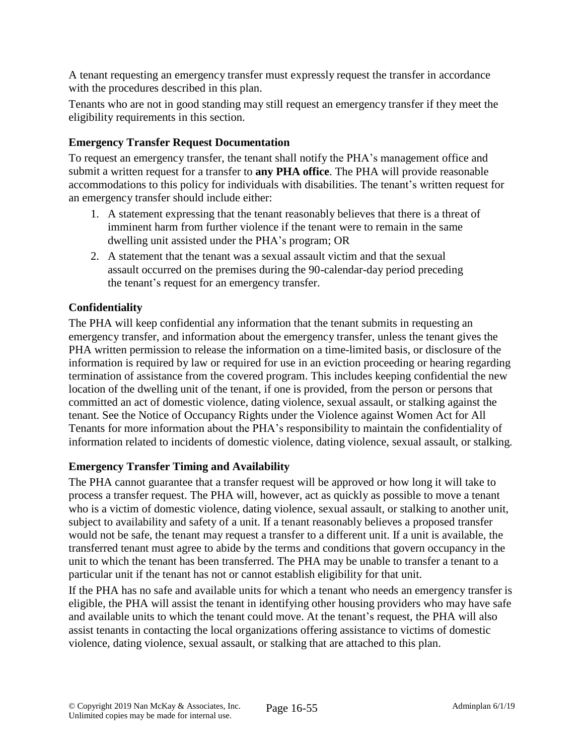A tenant requesting an emergency transfer must expressly request the transfer in accordance with the procedures described in this plan.

Tenants who are not in good standing may still request an emergency transfer if they meet the eligibility requirements in this section.

### Emergency Transfer Request Documentation

To request an emergency transfer, the tenant shall notify the PHA's management office and submit a written request for a transfer to **any PHA office**. The PHA will provide reasonable accommodations to this policy for individuals with disabilities. The tenant's written request for an emergency transfer should include either:

1. A statement expressing that the tenant reasonably believes that there is a threat of imminent harm from further violence if the tenant were to remain in the same dwelling unit assisted under the PHA's program; OR
2. A statement that the tenant was a sexual assault victim and that the sexual assault occurred on the premises during the 90-calendar-day period preceding the tenant's request for an emergency transfer.

### Confidentiality

The PHA will keep confidential any information that the tenant submits in requesting an emergency transfer, and information about the emergency transfer, unless the tenant gives the PHA written permission to release the information on a time-limited basis, or disclosure of the information is required by law or required for use in an eviction proceeding or hearing regarding termination of assistance from the covered program. This includes keeping confidential the new location of the dwelling unit of the tenant, if one is provided, from the person or persons that committed an act of domestic violence, dating violence, sexual assault, or stalking against the tenant. See the Notice of Occupancy Rights under the Violence against Women Act for All Tenants for more information about the PHA's responsibility to maintain the confidentiality of information related to incidents of domestic violence, dating violence, sexual assault, or stalking.

### Emergency Transfer Timing and Availability

The PHA cannot guarantee that a transfer request will be approved or how long it will take to process a transfer request. The PHA will, however, act as quickly as possible to move a tenant who is a victim of domestic violence, dating violence, sexual assault, or stalking to another unit, subject to availability and safety of a unit. If a tenant reasonably believes a proposed transfer would not be safe, the tenant may request a transfer to a different unit. If a unit is available, the transferred tenant must agree to abide by the terms and conditions that govern occupancy in the unit to which the tenant has been transferred. The PHA may be unable to transfer a tenant to a particular unit if the tenant has not or cannot establish eligibility for that unit.

If the PHA has no safe and available units for which a tenant who needs an emergency transfer is eligible, the PHA will assist the tenant in identifying other housing providers who may have safe and available units to which the tenant could move. At the tenant's request, the PHA will also assist tenants in contacting the local organizations offering assistance to victims of domestic violence, dating violence, sexual assault, or stalking that are attached to this plan.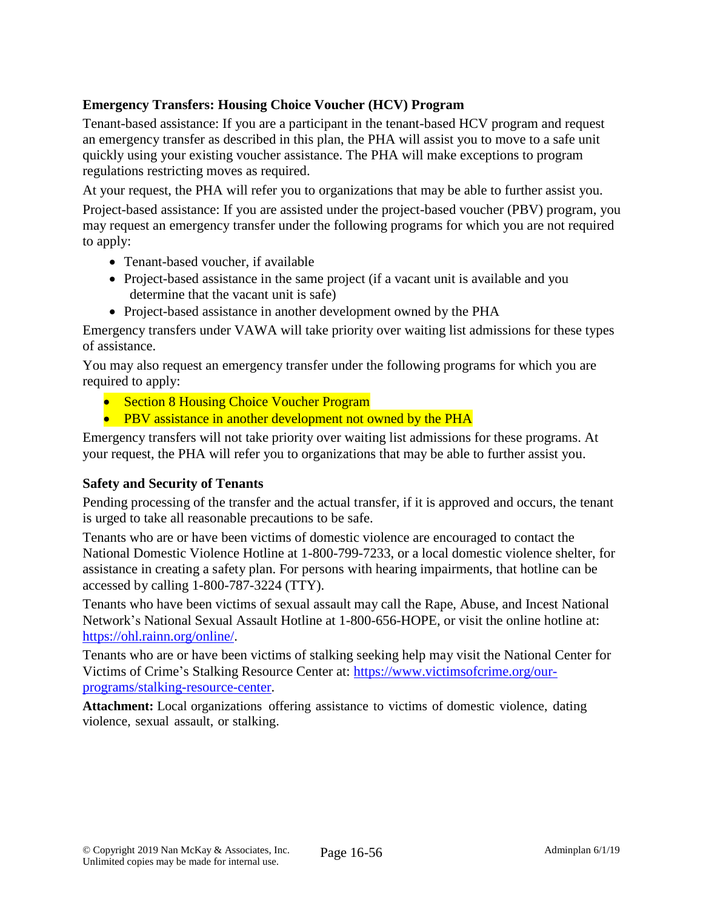**Emergency Transfers: Housing Choice Voucher (HCV) Program**

Tenant-based assistance: If you are a participant in the tenant-based HCV program and request an emergency transfer as described in this plan, the PHA will assist you to move to a safe unit quickly using your existing voucher assistance. The PHA will make exceptions to program regulations restricting moves as required.

At your request, the PHA will refer you to organizations that may be able to further assist you.

Project-based assistance: If you are assisted under the project-based voucher (PBV) program, you may request an emergency transfer under the following programs for which you are not required to apply:

- Tenant-based voucher, if available
- Project-based assistance in the same project (if a vacant unit is available and you determine that the vacant unit is safe)
- Project-based assistance in another development owned by the PHA

Emergency transfers under VAWA will take priority over waiting list admissions for these types of assistance.

You may also request an emergency transfer under the following programs for which you are required to apply:

- Section 8 Housing Choice Voucher Program
- PBV assistance in another development not owned by the PHA

Emergency transfers will not take priority over waiting list admissions for these programs. At your request, the PHA will refer you to organizations that may be able to further assist you.

**Safety and Security of Tenants**

Pending processing of the transfer and the actual transfer, if it is approved and occurs, the tenant is urged to take all reasonable precautions to be safe.

Tenants who are or have been victims of domestic violence are encouraged to contact the National Domestic Violence Hotline at 1-800-799-7233, or a local domestic violence shelter, for assistance in creating a safety plan. For persons with hearing impairments, that hotline can be accessed by calling 1-800-787-3224 (TTY).

Tenants who have been victims of sexual assault may call the Rape, Abuse, and Incest National Network's National Sexual Assault Hotline at 1-800-656-HOPE, or visit the online hotline at: https://ohl.rainn.org/online/.

Tenants who are or have been victims of stalking seeking help may visit the National Center for Victims of Crime's Stalking Resource Center at: https://www.victimsofcrime.org/our-programs/stalking-resource-center.

**Attachment:** Local organizations offering assistance to victims of domestic violence, dating violence, sexual assault, or stalking.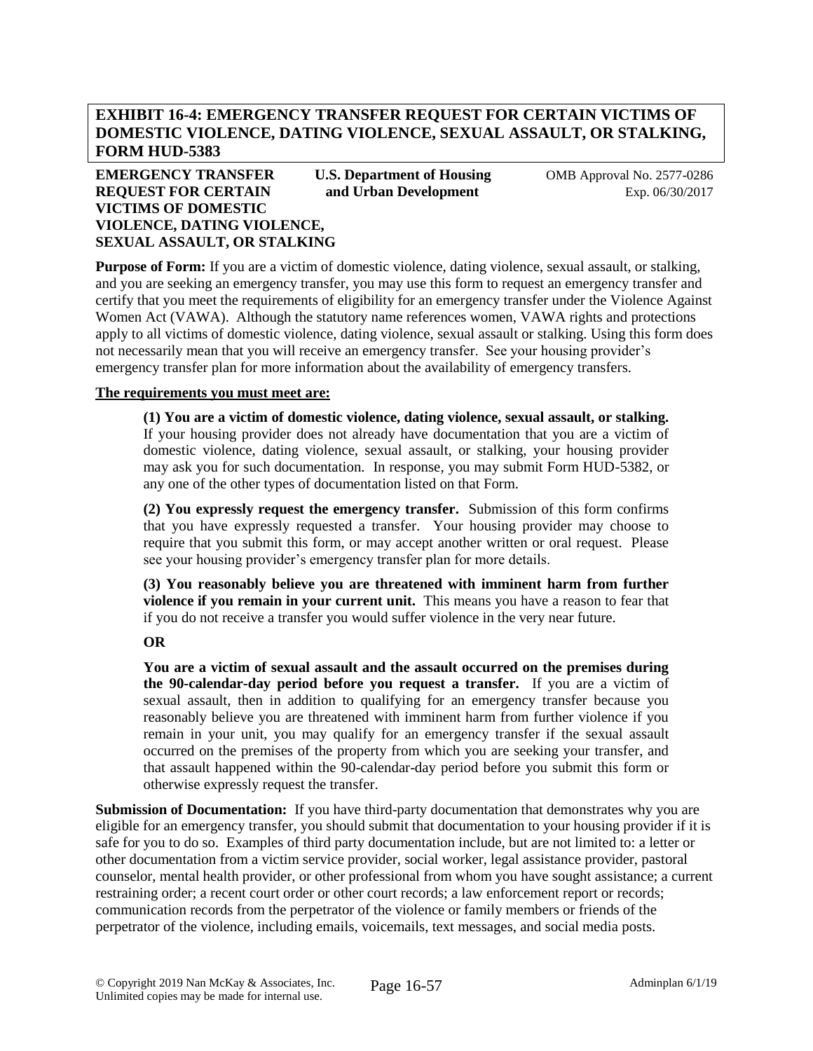## EXHIBIT 16-4: EMERGENCY TRANSFER REQUEST FOR CERTAIN VICTIMS OF DOMESTIC VIOLENCE, DATING VIOLENCE, SEXUAL ASSAULT, OR STALKING, FORM HUD-5383

**EMERGENCY TRANSFER REQUEST FOR CERTAIN VICTIMS OF DOMESTIC VIOLENCE, DATING VIOLENCE, SEXUAL ASSAULT, OR STALKING**

**U.S. Department of Housing and Urban Development**

OMB Approval No. 2577-0286
Exp. 06/30/2017

**Purpose of Form:** If you are a victim of domestic violence, dating violence, sexual assault, or stalking, and you are seeking an emergency transfer, you may use this form to request an emergency transfer and certify that you meet the requirements of eligibility for an emergency transfer under the Violence Against Women Act (VAWA). Although the statutory name references women, VAWA rights and protections apply to all victims of domestic violence, dating violence, sexual assault or stalking. Using this form does not necessarily mean that you will receive an emergency transfer. See your housing provider's emergency transfer plan for more information about the availability of emergency transfers.

**The requirements you must meet are:**

**(1) You are a victim of domestic violence, dating violence, sexual assault, or stalking.** If your housing provider does not already have documentation that you are a victim of domestic violence, dating violence, sexual assault, or stalking, your housing provider may ask you for such documentation. In response, you may submit Form HUD-5382, or any one of the other types of documentation listed on that Form.

**(2) You expressly request the emergency transfer.** Submission of this form confirms that you have expressly requested a transfer. Your housing provider may choose to require that you submit this form, or may accept another written or oral request. Please see your housing provider's emergency transfer plan for more details.

**(3) You reasonably believe you are threatened with imminent harm from further violence if you remain in your current unit.** This means you have a reason to fear that if you do not receive a transfer you would suffer violence in the very near future.

**OR**

**You are a victim of sexual assault and the assault occurred on the premises during the 90-calendar-day period before you request a transfer.** If you are a victim of sexual assault, then in addition to qualifying for an emergency transfer because you reasonably believe you are threatened with imminent harm from further violence if you remain in your unit, you may qualify for an emergency transfer if the sexual assault occurred on the premises of the property from which you are seeking your transfer, and that assault happened within the 90-calendar-day period before you submit this form or otherwise expressly request the transfer.

**Submission of Documentation:** If you have third-party documentation that demonstrates why you are eligible for an emergency transfer, you should submit that documentation to your housing provider if it is safe for you to do so. Examples of third party documentation include, but are not limited to: a letter or other documentation from a victim service provider, social worker, legal assistance provider, pastoral counselor, mental health provider, or other professional from whom you have sought assistance; a current restraining order; a recent court order or other court records; a law enforcement report or records; communication records from the perpetrator of the violence or family members or friends of the perpetrator of the violence, including emails, voicemails, text messages, and social media posts.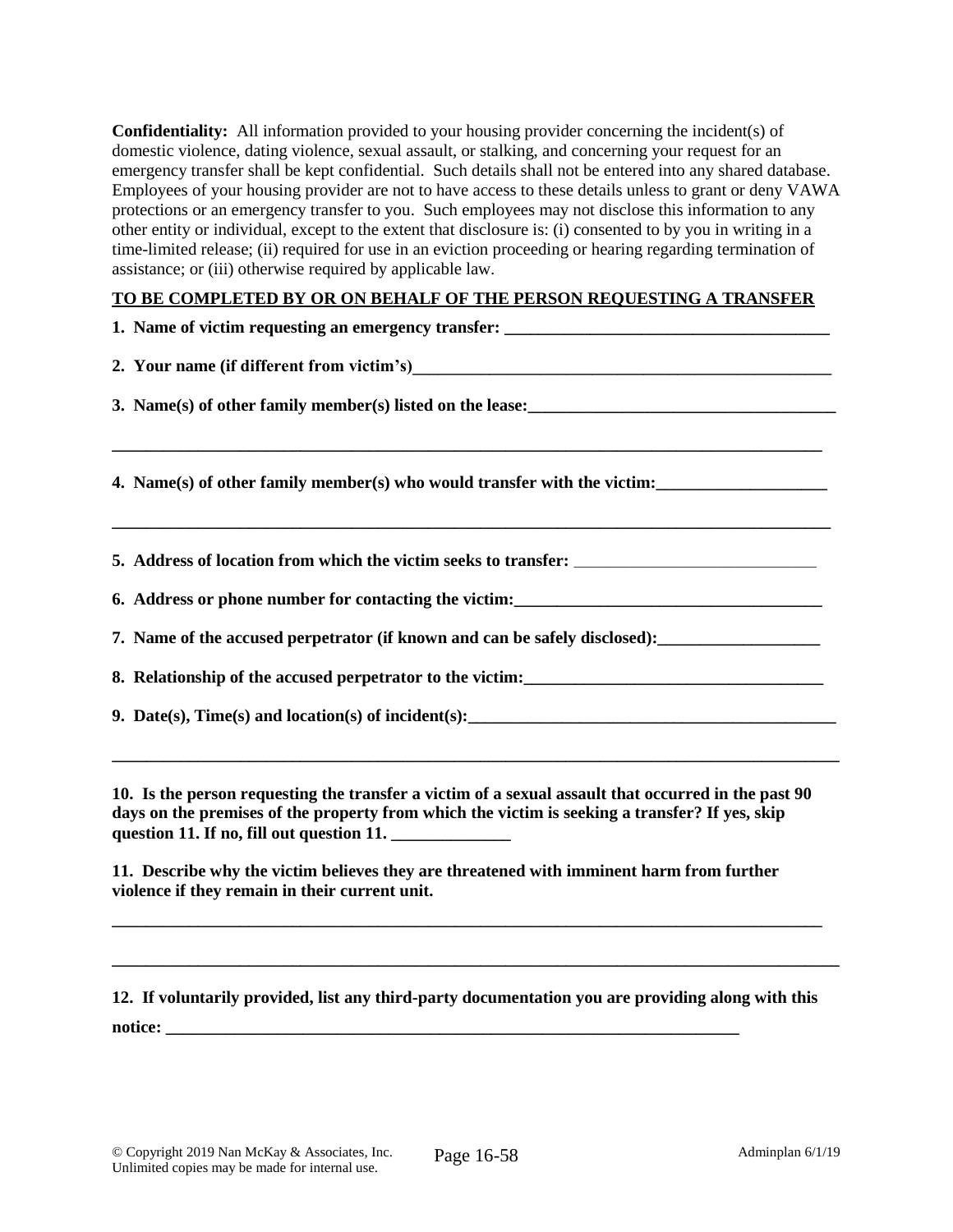**Confidentiality:** All information provided to your housing provider concerning the incident(s) of domestic violence, dating violence, sexual assault, or stalking, and concerning your request for an emergency transfer shall be kept confidential. Such details shall not be entered into any shared database. Employees of your housing provider are not to have access to these details unless to grant or deny VAWA protections or an emergency transfer to you. Such employees may not disclose this information to any other entity or individual, except to the extent that disclosure is: (i) consented to by you in writing in a time-limited release; (ii) required for use in an eviction proceeding or hearing regarding termination of assistance; or (iii) otherwise required by applicable law.

**TO BE COMPLETED BY OR ON BEHALF OF THE PERSON REQUESTING A TRANSFER**

**1. Name of victim requesting an emergency transfer:** ______________________________________

**2. Your name (if different from victim's)**________________________________________________

**3. Name(s) of other family member(s) listed on the lease:**___________________________________

_____________________________________________________________________________________

**4. Name(s) of other family member(s) who would transfer with the victim:**___________________

_____________________________________________________________________________________

**5. Address of location from which the victim seeks to transfer:** ____________________________

**6. Address or phone number for contacting the victim:**____________________________________

**7. Name of the accused perpetrator (if known and can be safely disclosed):**__________________

**8. Relationship of the accused perpetrator to the victim:**___________________________________

**9. Date(s), Time(s) and location(s) of incident(s):**__________________________________________

_____________________________________________________________________________________

**10. Is the person requesting the transfer a victim of a sexual assault that occurred in the past 90 days on the premises of the property from which the victim is seeking a transfer? If yes, skip question 11. If no, fill out question 11.** ______________

**11. Describe why the victim believes they are threatened with imminent harm from further violence if they remain in their current unit.**

_____________________________________________________________________________________

_____________________________________________________________________________________

**12. If voluntarily provided, list any third-party documentation you are providing along with this notice:** ____________________________________________________________________

© Copyright 2019 Nan McKay & Associates, Inc.
Unlimited copies may be made for internal use.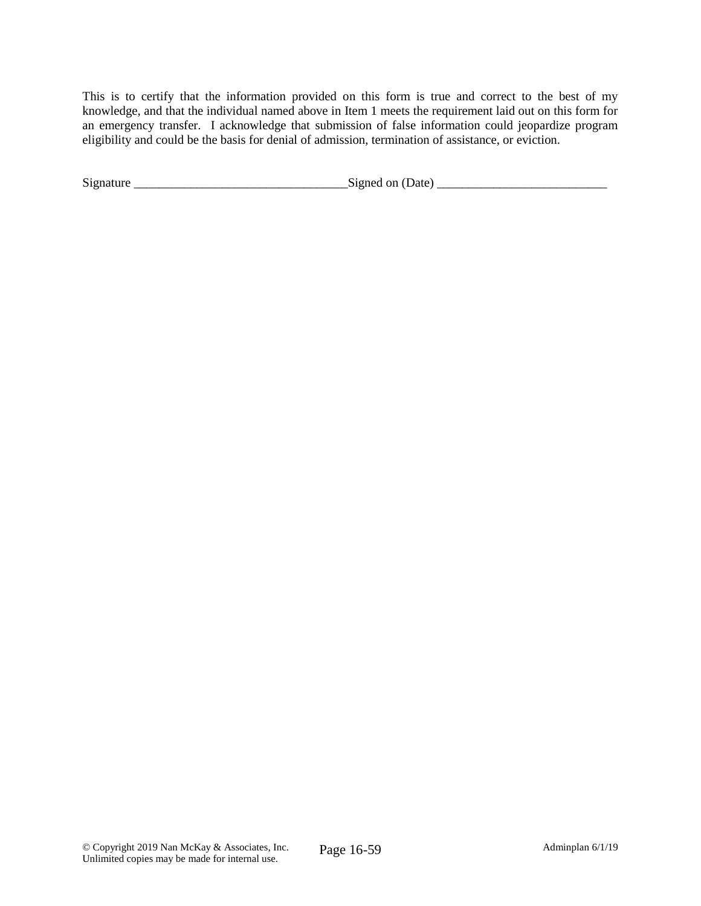This is to certify that the information provided on this form is true and correct to the best of my knowledge, and that the individual named above in Item 1 meets the requirement laid out on this form for an emergency transfer. I acknowledge that submission of false information could jeopardize program eligibility and could be the basis for denial of admission, termination of assistance, or eviction.

Signature __________________________________Signed on (Date) ___________________________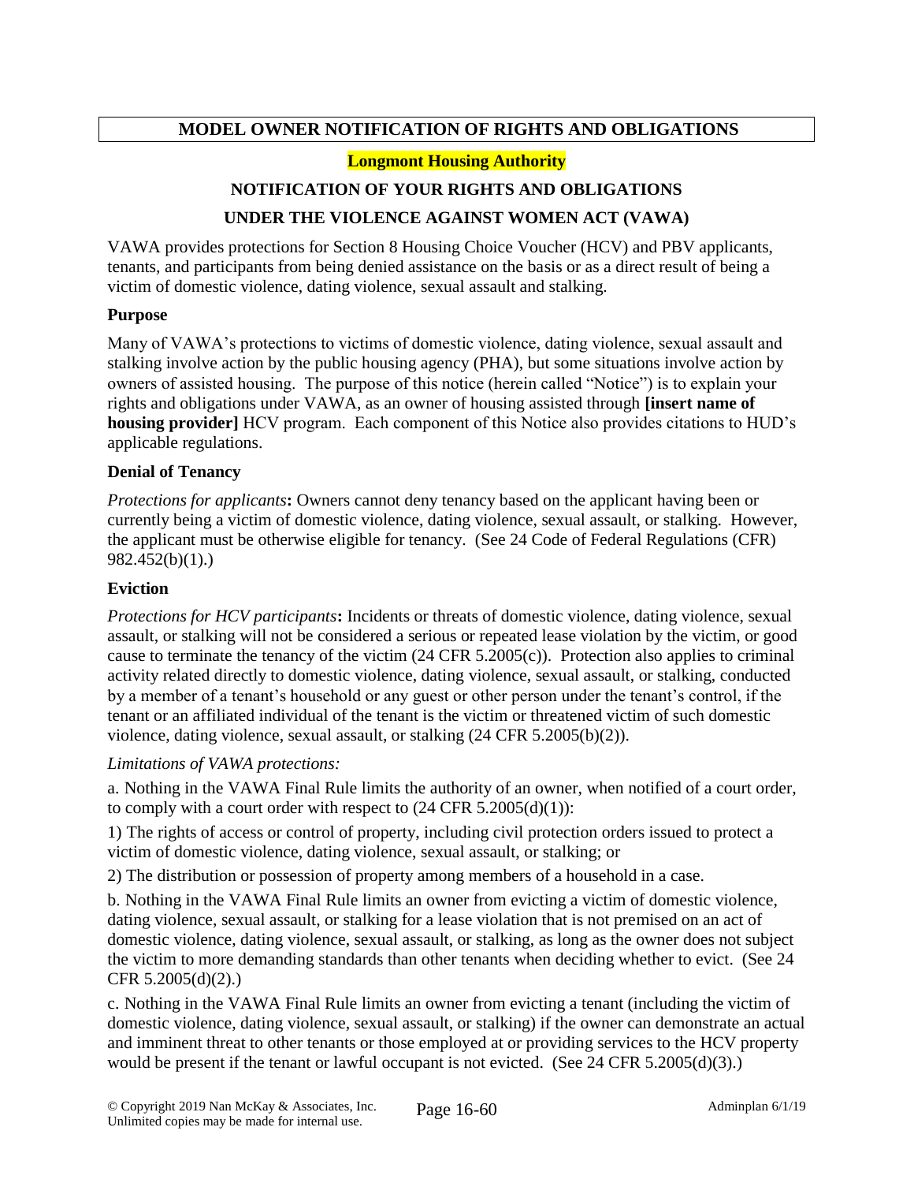## MODEL OWNER NOTIFICATION OF RIGHTS AND OBLIGATIONS

**Longmont Housing Authority**

**NOTIFICATION OF YOUR RIGHTS AND OBLIGATIONS**

**UNDER THE VIOLENCE AGAINST WOMEN ACT (VAWA)**

VAWA provides protections for Section 8 Housing Choice Voucher (HCV) and PBV applicants, tenants, and participants from being denied assistance on the basis or as a direct result of being a victim of domestic violence, dating violence, sexual assault and stalking.

### Purpose

Many of VAWA's protections to victims of domestic violence, dating violence, sexual assault and stalking involve action by the public housing agency (PHA), but some situations involve action by owners of assisted housing. The purpose of this notice (herein called "Notice") is to explain your rights and obligations under VAWA, as an owner of housing assisted through **[insert name of housing provider]** HCV program. Each component of this Notice also provides citations to HUD's applicable regulations.

### Denial of Tenancy

*Protections for applicants***:** Owners cannot deny tenancy based on the applicant having been or currently being a victim of domestic violence, dating violence, sexual assault, or stalking. However, the applicant must be otherwise eligible for tenancy. (See 24 Code of Federal Regulations (CFR) 982.452(b)(1).)

### Eviction

*Protections for HCV participants***:** Incidents or threats of domestic violence, dating violence, sexual assault, or stalking will not be considered a serious or repeated lease violation by the victim, or good cause to terminate the tenancy of the victim (24 CFR 5.2005(c)). Protection also applies to criminal activity related directly to domestic violence, dating violence, sexual assault, or stalking, conducted by a member of a tenant's household or any guest or other person under the tenant's control, if the tenant or an affiliated individual of the tenant is the victim or threatened victim of such domestic violence, dating violence, sexual assault, or stalking (24 CFR 5.2005(b)(2)).

*Limitations of VAWA protections:*

a. Nothing in the VAWA Final Rule limits the authority of an owner, when notified of a court order, to comply with a court order with respect to (24 CFR 5.2005(d)(1)):

1) The rights of access or control of property, including civil protection orders issued to protect a victim of domestic violence, dating violence, sexual assault, or stalking; or

2) The distribution or possession of property among members of a household in a case.

b. Nothing in the VAWA Final Rule limits an owner from evicting a victim of domestic violence, dating violence, sexual assault, or stalking for a lease violation that is not premised on an act of domestic violence, dating violence, sexual assault, or stalking, as long as the owner does not subject the victim to more demanding standards than other tenants when deciding whether to evict. (See 24 CFR 5.2005(d)(2).)

c. Nothing in the VAWA Final Rule limits an owner from evicting a tenant (including the victim of domestic violence, dating violence, sexual assault, or stalking) if the owner can demonstrate an actual and imminent threat to other tenants or those employed at or providing services to the HCV property would be present if the tenant or lawful occupant is not evicted. (See 24 CFR 5.2005(d)(3).)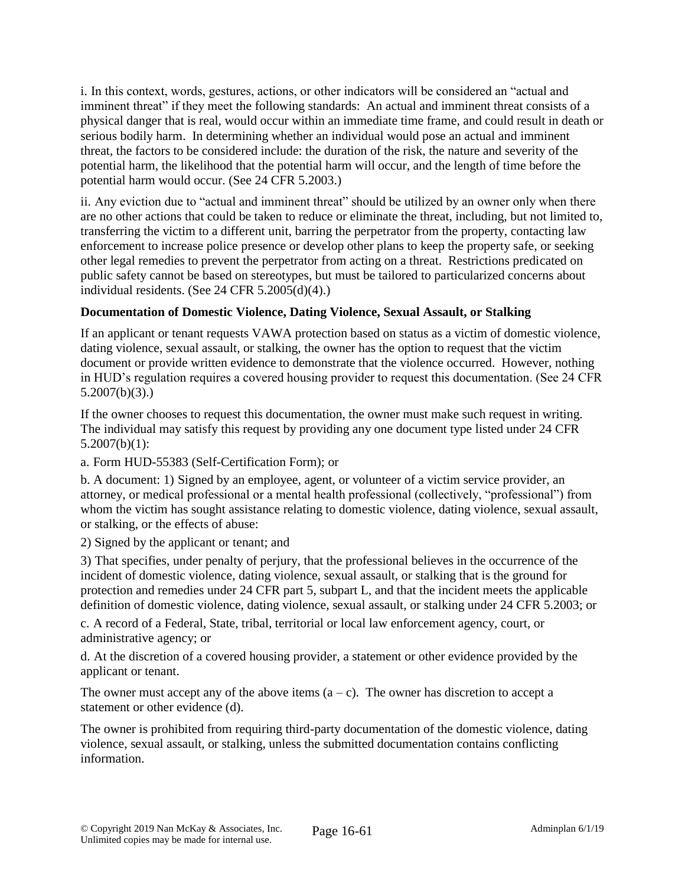i. In this context, words, gestures, actions, or other indicators will be considered an "actual and imminent threat" if they meet the following standards: An actual and imminent threat consists of a physical danger that is real, would occur within an immediate time frame, and could result in death or serious bodily harm. In determining whether an individual would pose an actual and imminent threat, the factors to be considered include: the duration of the risk, the nature and severity of the potential harm, the likelihood that the potential harm will occur, and the length of time before the potential harm would occur. (See 24 CFR 5.2003.)

ii. Any eviction due to "actual and imminent threat" should be utilized by an owner only when there are no other actions that could be taken to reduce or eliminate the threat, including, but not limited to, transferring the victim to a different unit, barring the perpetrator from the property, contacting law enforcement to increase police presence or develop other plans to keep the property safe, or seeking other legal remedies to prevent the perpetrator from acting on a threat. Restrictions predicated on public safety cannot be based on stereotypes, but must be tailored to particularized concerns about individual residents. (See 24 CFR 5.2005(d)(4).)

**Documentation of Domestic Violence, Dating Violence, Sexual Assault, or Stalking**

If an applicant or tenant requests VAWA protection based on status as a victim of domestic violence, dating violence, sexual assault, or stalking, the owner has the option to request that the victim document or provide written evidence to demonstrate that the violence occurred. However, nothing in HUD's regulation requires a covered housing provider to request this documentation. (See 24 CFR 5.2007(b)(3).)

If the owner chooses to request this documentation, the owner must make such request in writing. The individual may satisfy this request by providing any one document type listed under 24 CFR 5.2007(b)(1):

a. Form HUD-55383 (Self-Certification Form); or

b. A document: 1) Signed by an employee, agent, or volunteer of a victim service provider, an attorney, or medical professional or a mental health professional (collectively, "professional") from whom the victim has sought assistance relating to domestic violence, dating violence, sexual assault, or stalking, or the effects of abuse:

2) Signed by the applicant or tenant; and

3) That specifies, under penalty of perjury, that the professional believes in the occurrence of the incident of domestic violence, dating violence, sexual assault, or stalking that is the ground for protection and remedies under 24 CFR part 5, subpart L, and that the incident meets the applicable definition of domestic violence, dating violence, sexual assault, or stalking under 24 CFR 5.2003; or

c. A record of a Federal, State, tribal, territorial or local law enforcement agency, court, or administrative agency; or

d. At the discretion of a covered housing provider, a statement or other evidence provided by the applicant or tenant.

The owner must accept any of the above items (a – c). The owner has discretion to accept a statement or other evidence (d).

The owner is prohibited from requiring third-party documentation of the domestic violence, dating violence, sexual assault, or stalking, unless the submitted documentation contains conflicting information.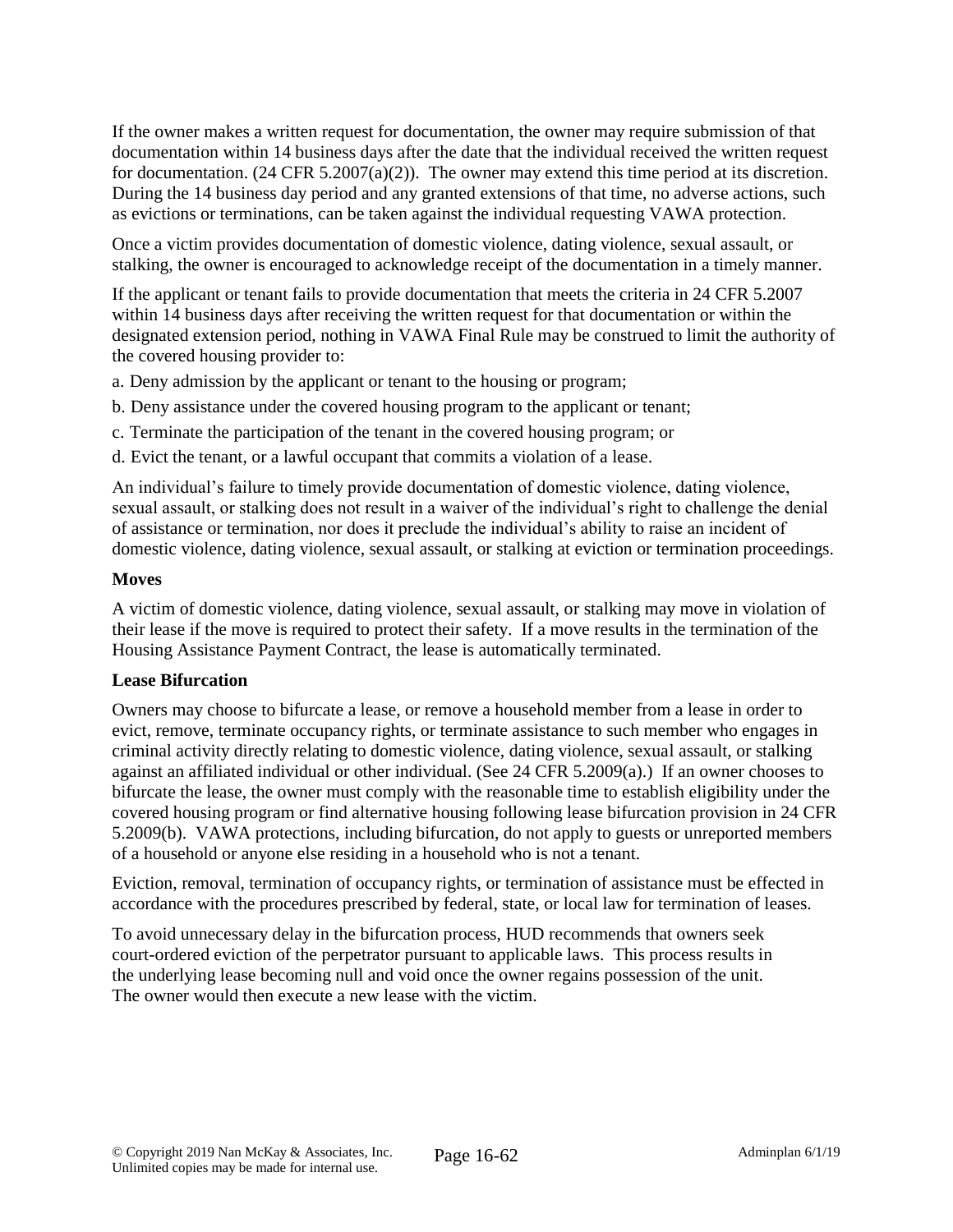If the owner makes a written request for documentation, the owner may require submission of that documentation within 14 business days after the date that the individual received the written request for documentation. (24 CFR 5.2007(a)(2)). The owner may extend this time period at its discretion. During the 14 business day period and any granted extensions of that time, no adverse actions, such as evictions or terminations, can be taken against the individual requesting VAWA protection.

Once a victim provides documentation of domestic violence, dating violence, sexual assault, or stalking, the owner is encouraged to acknowledge receipt of the documentation in a timely manner.

If the applicant or tenant fails to provide documentation that meets the criteria in 24 CFR 5.2007 within 14 business days after receiving the written request for that documentation or within the designated extension period, nothing in VAWA Final Rule may be construed to limit the authority of the covered housing provider to:

a. Deny admission by the applicant or tenant to the housing or program;

b. Deny assistance under the covered housing program to the applicant or tenant;

c. Terminate the participation of the tenant in the covered housing program; or

d. Evict the tenant, or a lawful occupant that commits a violation of a lease.

An individual's failure to timely provide documentation of domestic violence, dating violence, sexual assault, or stalking does not result in a waiver of the individual's right to challenge the denial of assistance or termination, nor does it preclude the individual's ability to raise an incident of domestic violence, dating violence, sexual assault, or stalking at eviction or termination proceedings.

**Moves**

A victim of domestic violence, dating violence, sexual assault, or stalking may move in violation of their lease if the move is required to protect their safety. If a move results in the termination of the Housing Assistance Payment Contract, the lease is automatically terminated.

**Lease Bifurcation**

Owners may choose to bifurcate a lease, or remove a household member from a lease in order to evict, remove, terminate occupancy rights, or terminate assistance to such member who engages in criminal activity directly relating to domestic violence, dating violence, sexual assault, or stalking against an affiliated individual or other individual. (See 24 CFR 5.2009(a).) If an owner chooses to bifurcate the lease, the owner must comply with the reasonable time to establish eligibility under the covered housing program or find alternative housing following lease bifurcation provision in 24 CFR 5.2009(b). VAWA protections, including bifurcation, do not apply to guests or unreported members of a household or anyone else residing in a household who is not a tenant.

Eviction, removal, termination of occupancy rights, or termination of assistance must be effected in accordance with the procedures prescribed by federal, state, or local law for termination of leases.

To avoid unnecessary delay in the bifurcation process, HUD recommends that owners seek court-ordered eviction of the perpetrator pursuant to applicable laws. This process results in the underlying lease becoming null and void once the owner regains possession of the unit. The owner would then execute a new lease with the victim.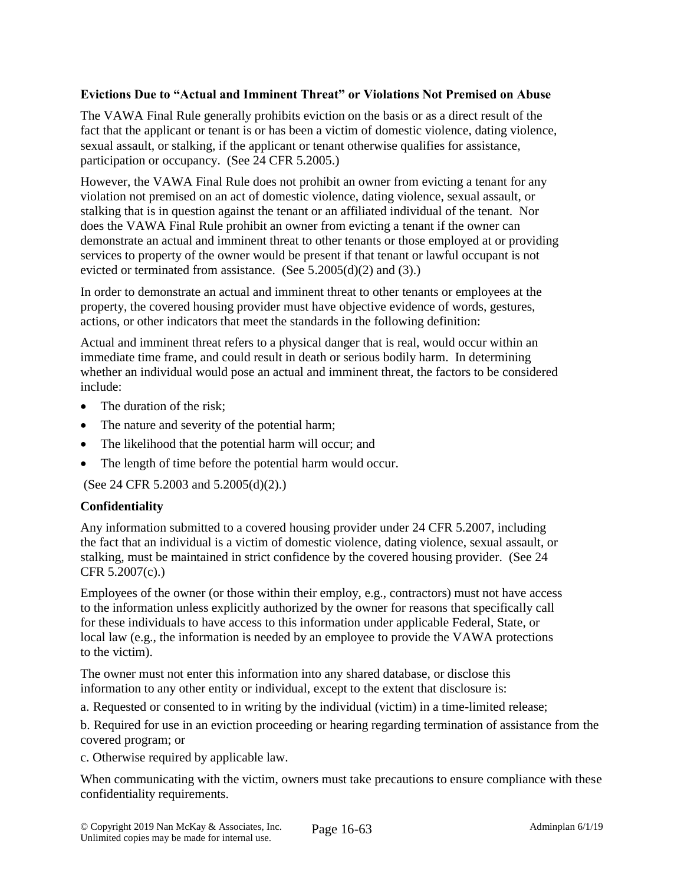### Evictions Due to "Actual and Imminent Threat" or Violations Not Premised on Abuse

The VAWA Final Rule generally prohibits eviction on the basis or as a direct result of the fact that the applicant or tenant is or has been a victim of domestic violence, dating violence, sexual assault, or stalking, if the applicant or tenant otherwise qualifies for assistance, participation or occupancy. (See 24 CFR 5.2005.)

However, the VAWA Final Rule does not prohibit an owner from evicting a tenant for any violation not premised on an act of domestic violence, dating violence, sexual assault, or stalking that is in question against the tenant or an affiliated individual of the tenant. Nor does the VAWA Final Rule prohibit an owner from evicting a tenant if the owner can demonstrate an actual and imminent threat to other tenants or those employed at or providing services to property of the owner would be present if that tenant or lawful occupant is not evicted or terminated from assistance. (See 5.2005(d)(2) and (3).)

In order to demonstrate an actual and imminent threat to other tenants or employees at the property, the covered housing provider must have objective evidence of words, gestures, actions, or other indicators that meet the standards in the following definition:

Actual and imminent threat refers to a physical danger that is real, would occur within an immediate time frame, and could result in death or serious bodily harm. In determining whether an individual would pose an actual and imminent threat, the factors to be considered include:

- The duration of the risk;
- The nature and severity of the potential harm;
- The likelihood that the potential harm will occur; and
- The length of time before the potential harm would occur.

(See 24 CFR 5.2003 and 5.2005(d)(2).)

### Confidentiality

Any information submitted to a covered housing provider under 24 CFR 5.2007, including the fact that an individual is a victim of domestic violence, dating violence, sexual assault, or stalking, must be maintained in strict confidence by the covered housing provider. (See 24 CFR 5.2007(c).)

Employees of the owner (or those within their employ, e.g., contractors) must not have access to the information unless explicitly authorized by the owner for reasons that specifically call for these individuals to have access to this information under applicable Federal, State, or local law (e.g., the information is needed by an employee to provide the VAWA protections to the victim).

The owner must not enter this information into any shared database, or disclose this information to any other entity or individual, except to the extent that disclosure is:

a. Requested or consented to in writing by the individual (victim) in a time-limited release;

b. Required for use in an eviction proceeding or hearing regarding termination of assistance from the covered program; or

c. Otherwise required by applicable law.

When communicating with the victim, owners must take precautions to ensure compliance with these confidentiality requirements.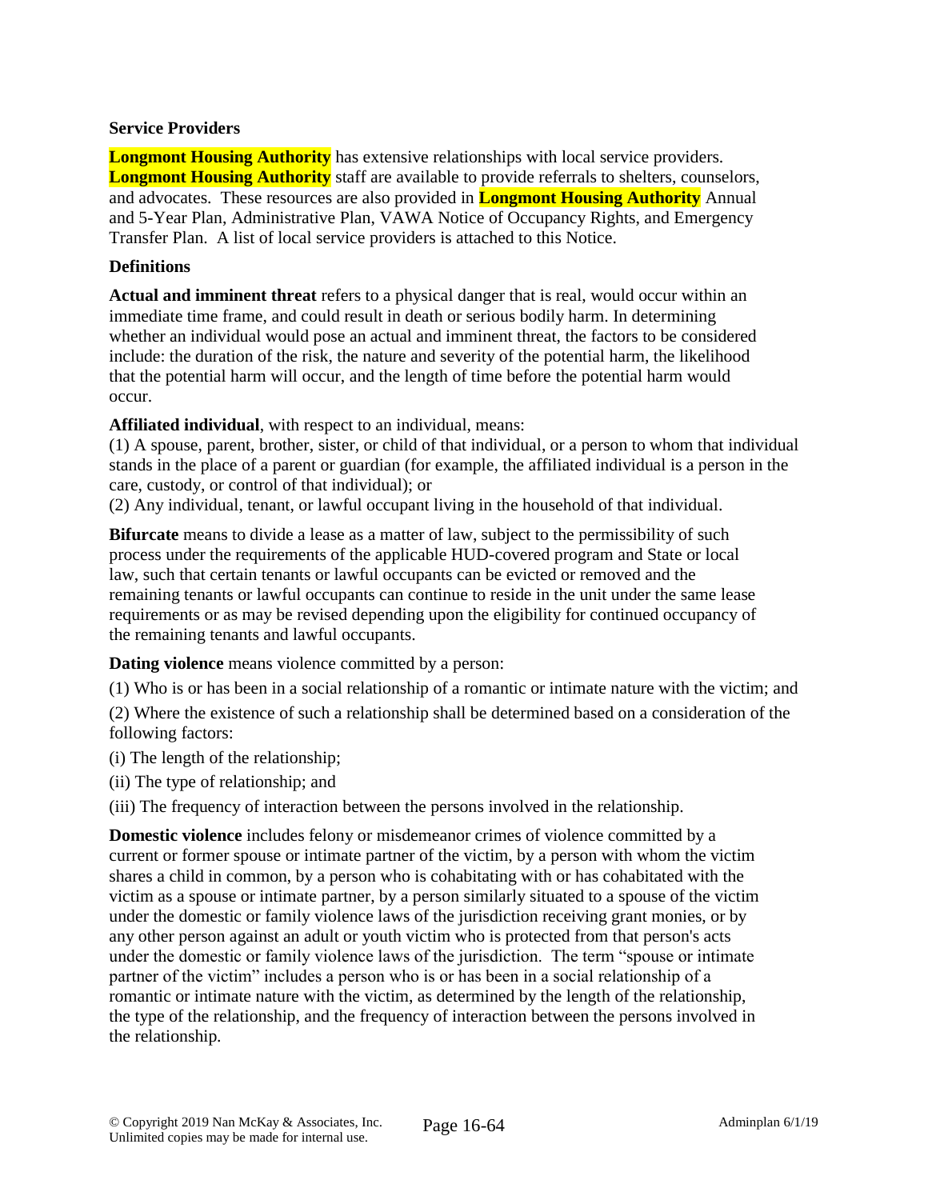**Service Providers**

**Longmont Housing Authority** has extensive relationships with local service providers. **Longmont Housing Authority** staff are available to provide referrals to shelters, counselors, and advocates. These resources are also provided in **Longmont Housing Authority** Annual and 5-Year Plan, Administrative Plan, VAWA Notice of Occupancy Rights, and Emergency Transfer Plan. A list of local service providers is attached to this Notice.

**Definitions**

**Actual and imminent threat** refers to a physical danger that is real, would occur within an immediate time frame, and could result in death or serious bodily harm. In determining whether an individual would pose an actual and imminent threat, the factors to be considered include: the duration of the risk, the nature and severity of the potential harm, the likelihood that the potential harm will occur, and the length of time before the potential harm would occur.

**Affiliated individual**, with respect to an individual, means:
(1) A spouse, parent, brother, sister, or child of that individual, or a person to whom that individual stands in the place of a parent or guardian (for example, the affiliated individual is a person in the care, custody, or control of that individual); or
(2) Any individual, tenant, or lawful occupant living in the household of that individual.

**Bifurcate** means to divide a lease as a matter of law, subject to the permissibility of such process under the requirements of the applicable HUD-covered program and State or local law, such that certain tenants or lawful occupants can be evicted or removed and the remaining tenants or lawful occupants can continue to reside in the unit under the same lease requirements or as may be revised depending upon the eligibility for continued occupancy of the remaining tenants and lawful occupants.

**Dating violence** means violence committed by a person:

(1) Who is or has been in a social relationship of a romantic or intimate nature with the victim; and

(2) Where the existence of such a relationship shall be determined based on a consideration of the following factors:

(i) The length of the relationship;

(ii) The type of relationship; and

(iii) The frequency of interaction between the persons involved in the relationship.

**Domestic violence** includes felony or misdemeanor crimes of violence committed by a current or former spouse or intimate partner of the victim, by a person with whom the victim shares a child in common, by a person who is cohabitating with or has cohabitated with the victim as a spouse or intimate partner, by a person similarly situated to a spouse of the victim under the domestic or family violence laws of the jurisdiction receiving grant monies, or by any other person against an adult or youth victim who is protected from that person's acts under the domestic or family violence laws of the jurisdiction. The term "spouse or intimate partner of the victim" includes a person who is or has been in a social relationship of a romantic or intimate nature with the victim, as determined by the length of the relationship, the type of the relationship, and the frequency of interaction between the persons involved in the relationship.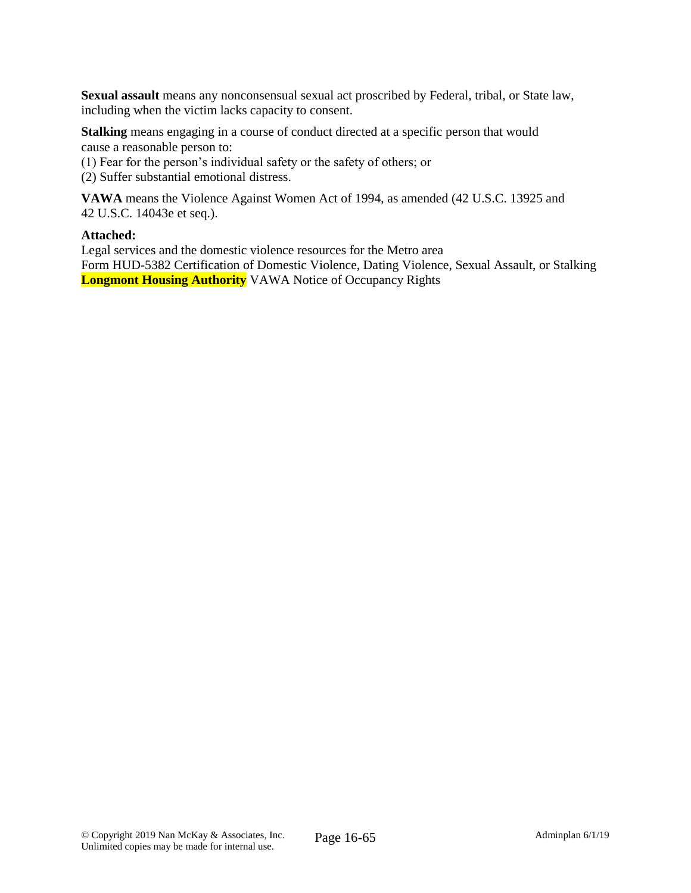**Sexual assault** means any nonconsensual sexual act proscribed by Federal, tribal, or State law, including when the victim lacks capacity to consent.

**Stalking** means engaging in a course of conduct directed at a specific person that would cause a reasonable person to:

(1) Fear for the person's individual safety or the safety of others; or

(2) Suffer substantial emotional distress.

**VAWA** means the Violence Against Women Act of 1994, as amended (42 U.S.C. 13925 and 42 U.S.C. 14043e et seq.).

**Attached:**

Legal services and the domestic violence resources for the Metro area

Form HUD-5382 Certification of Domestic Violence, Dating Violence, Sexual Assault, or Stalking

**Longmont Housing Authority** VAWA Notice of Occupancy Rights